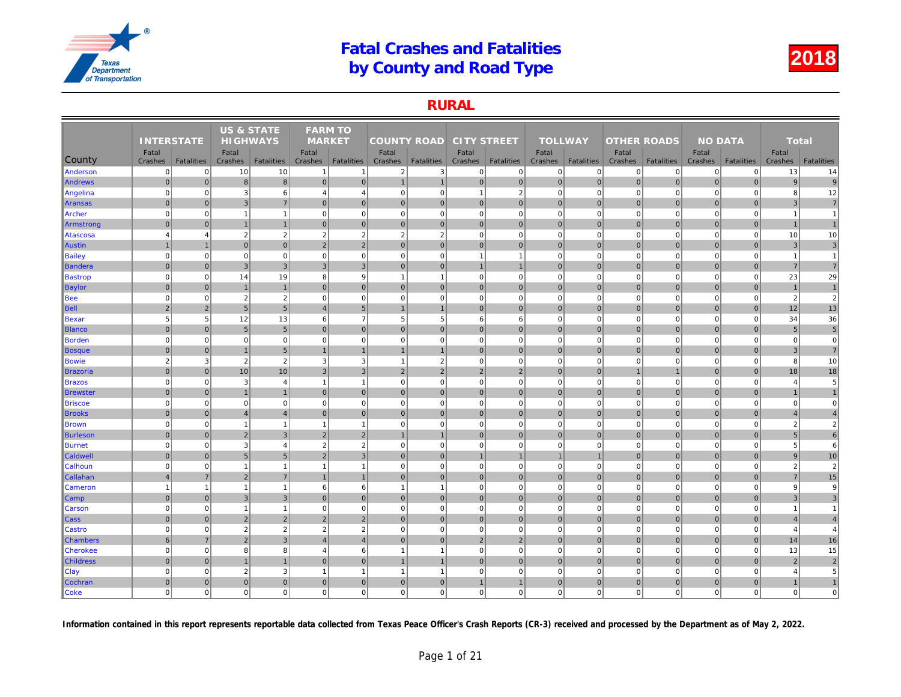# Fatal Crashes and Fatalities by County and Road Type

2018

## RURAL

| County | INTERSTATE | | US & STATE HIGHWAYS | | FARM TO MARKET | | COUNTY ROAD | | CITY STREET | | TOLLWAY | | OTHER ROADS | | NO DATA | | Total | |
|---|---|---|---|---|---|---|---|---|---|---|---|---|---|---|---|---|---|---|
| | Fatal Crashes | Fatalities | Fatal Crashes | Fatalities | Fatal Crashes | Fatalities | Fatal Crashes | Fatalities | Fatal Crashes | Fatalities | Fatal Crashes | Fatalities | Fatal Crashes | Fatalities | Fatal Crashes | Fatalities | Fatal Crashes | Fatalities |
| Anderson | 0 | 0 | 10 | 10 | 1 | 1 | 2 | 3 | 0 | 0 | 0 | 0 | 0 | 0 | 0 | 0 | 13 | 14 |
| Andrews | 0 | 0 | 8 | 8 | 0 | 0 | 1 | 1 | 0 | 0 | 0 | 0 | 0 | 0 | 0 | 0 | 9 | 9 |
| Angelina | 0 | 0 | 3 | 6 | 4 | 4 | 0 | 0 | 1 | 2 | 0 | 0 | 0 | 0 | 0 | 0 | 8 | 12 |
| Aransas | 0 | 0 | 3 | 7 | 0 | 0 | 0 | 0 | 0 | 0 | 0 | 0 | 0 | 0 | 0 | 0 | 3 | 7 |
| Archer | 0 | 0 | 1 | 1 | 0 | 0 | 0 | 0 | 0 | 0 | 0 | 0 | 0 | 0 | 0 | 0 | 1 | 1 |
| Armstrong | 0 | 0 | 1 | 1 | 0 | 0 | 0 | 0 | 0 | 0 | 0 | 0 | 0 | 0 | 0 | 0 | 1 | 1 |
| Atascosa | 4 | 4 | 2 | 2 | 2 | 2 | 2 | 2 | 0 | 0 | 0 | 0 | 0 | 0 | 0 | 0 | 10 | 10 |
| Austin | 1 | 1 | 0 | 0 | 2 | 2 | 0 | 0 | 0 | 0 | 0 | 0 | 0 | 0 | 0 | 0 | 3 | 3 |
| Bailey | 0 | 0 | 0 | 0 | 0 | 0 | 0 | 0 | 1 | 1 | 0 | 0 | 0 | 0 | 0 | 0 | 1 | 1 |
| Bandera | 0 | 0 | 3 | 3 | 3 | 3 | 0 | 0 | 1 | 1 | 0 | 0 | 0 | 0 | 0 | 0 | 7 | 7 |
| Bastrop | 0 | 0 | 14 | 19 | 8 | 9 | 1 | 1 | 0 | 0 | 0 | 0 | 0 | 0 | 0 | 0 | 23 | 29 |
| Baylor | 0 | 0 | 1 | 1 | 0 | 0 | 0 | 0 | 0 | 0 | 0 | 0 | 0 | 0 | 0 | 0 | 1 | 1 |
| Bee | 0 | 0 | 2 | 2 | 0 | 0 | 0 | 0 | 0 | 0 | 0 | 0 | 0 | 0 | 0 | 0 | 2 | 2 |
| Bell | 2 | 2 | 5 | 5 | 4 | 5 | 1 | 1 | 0 | 0 | 0 | 0 | 0 | 0 | 0 | 0 | 12 | 13 |
| Bexar | 5 | 5 | 12 | 13 | 6 | 7 | 5 | 5 | 6 | 6 | 0 | 0 | 0 | 0 | 0 | 0 | 34 | 36 |
| Blanco | 0 | 0 | 5 | 5 | 0 | 0 | 0 | 0 | 0 | 0 | 0 | 0 | 0 | 0 | 0 | 0 | 5 | 5 |
| Borden | 0 | 0 | 0 | 0 | 0 | 0 | 0 | 0 | 0 | 0 | 0 | 0 | 0 | 0 | 0 | 0 | 0 | 0 |
| Bosque | 0 | 0 | 1 | 5 | 1 | 1 | 1 | 1 | 0 | 0 | 0 | 0 | 0 | 0 | 0 | 0 | 3 | 7 |
| Bowie | 2 | 3 | 2 | 2 | 3 | 3 | 1 | 2 | 0 | 0 | 0 | 0 | 0 | 0 | 0 | 0 | 8 | 10 |
| Brazoria | 0 | 0 | 10 | 10 | 3 | 3 | 2 | 2 | 2 | 2 | 0 | 0 | 1 | 1 | 0 | 0 | 18 | 18 |
| Brazos | 0 | 0 | 3 | 4 | 1 | 1 | 0 | 0 | 0 | 0 | 0 | 0 | 0 | 0 | 0 | 0 | 4 | 5 |
| Brewster | 0 | 0 | 1 | 1 | 0 | 0 | 0 | 0 | 0 | 0 | 0 | 0 | 0 | 0 | 0 | 0 | 1 | 1 |
| Briscoe | 0 | 0 | 0 | 0 | 0 | 0 | 0 | 0 | 0 | 0 | 0 | 0 | 0 | 0 | 0 | 0 | 0 | 0 |
| Brooks | 0 | 0 | 4 | 4 | 0 | 0 | 0 | 0 | 0 | 0 | 0 | 0 | 0 | 0 | 0 | 0 | 4 | 4 |
| Brown | 0 | 0 | 1 | 1 | 1 | 1 | 0 | 0 | 0 | 0 | 0 | 0 | 0 | 0 | 0 | 0 | 2 | 2 |
| Burleson | 0 | 0 | 2 | 3 | 2 | 2 | 1 | 1 | 0 | 0 | 0 | 0 | 0 | 0 | 0 | 0 | 5 | 6 |
| Burnet | 0 | 0 | 3 | 4 | 2 | 2 | 0 | 0 | 0 | 0 | 0 | 0 | 0 | 0 | 0 | 0 | 5 | 6 |
| Caldwell | 0 | 0 | 5 | 5 | 2 | 3 | 0 | 0 | 1 | 1 | 1 | 1 | 0 | 0 | 0 | 0 | 9 | 10 |
| Calhoun | 0 | 0 | 1 | 1 | 1 | 1 | 0 | 0 | 0 | 0 | 0 | 0 | 0 | 0 | 0 | 0 | 2 | 2 |
| Callahan | 4 | 7 | 2 | 7 | 1 | 1 | 0 | 0 | 0 | 0 | 0 | 0 | 0 | 0 | 0 | 0 | 7 | 15 |
| Cameron | 1 | 1 | 1 | 1 | 6 | 6 | 1 | 1 | 0 | 0 | 0 | 0 | 0 | 0 | 0 | 0 | 9 | 9 |
| Camp | 0 | 0 | 3 | 3 | 0 | 0 | 0 | 0 | 0 | 0 | 0 | 0 | 0 | 0 | 0 | 0 | 3 | 3 |
| Carson | 0 | 0 | 1 | 1 | 0 | 0 | 0 | 0 | 0 | 0 | 0 | 0 | 0 | 0 | 0 | 0 | 1 | 1 |
| Cass | 0 | 0 | 2 | 2 | 2 | 2 | 0 | 0 | 0 | 0 | 0 | 0 | 0 | 0 | 0 | 0 | 4 | 4 |
| Castro | 0 | 0 | 2 | 2 | 2 | 2 | 0 | 0 | 0 | 0 | 0 | 0 | 0 | 0 | 0 | 0 | 4 | 4 |
| Chambers | 6 | 7 | 2 | 3 | 4 | 4 | 0 | 0 | 2 | 2 | 0 | 0 | 0 | 0 | 0 | 0 | 14 | 16 |
| Cherokee | 0 | 0 | 8 | 8 | 4 | 6 | 1 | 1 | 0 | 0 | 0 | 0 | 0 | 0 | 0 | 0 | 13 | 15 |
| Childress | 0 | 0 | 1 | 1 | 0 | 0 | 1 | 1 | 0 | 0 | 0 | 0 | 0 | 0 | 0 | 0 | 2 | 2 |
| Clay | 0 | 0 | 2 | 3 | 1 | 1 | 1 | 1 | 0 | 0 | 0 | 0 | 0 | 0 | 0 | 0 | 4 | 5 |
| Cochran | 0 | 0 | 0 | 0 | 0 | 0 | 0 | 0 | 1 | 1 | 0 | 0 | 0 | 0 | 0 | 0 | 1 | 1 |
| Coke | 0 | 0 | 0 | 0 | 0 | 0 | 0 | 0 | 0 | 0 | 0 | 0 | 0 | 0 | 0 | 0 | 0 | 0 |

**Information contained in this report represents reportable data collected from Texas Peace Officer's Crash Reports (CR-3) received and processed by the Department as of May 2, 2022.**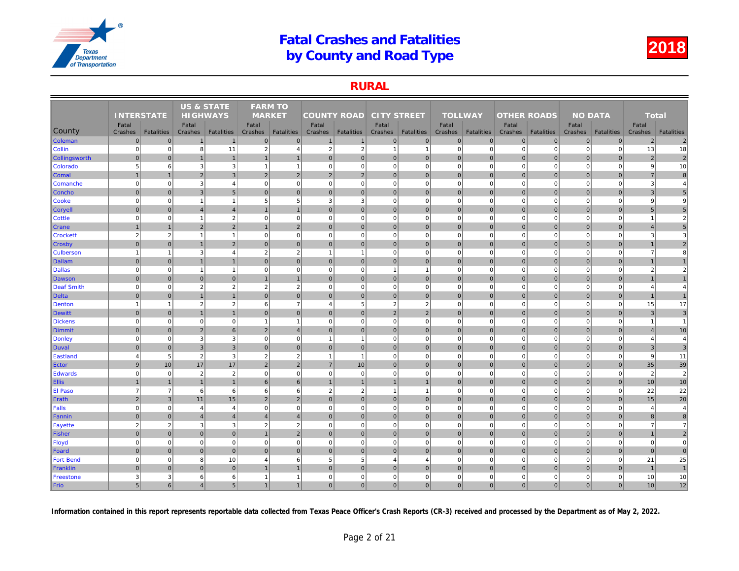# Fatal Crashes and Fatalities by County and Road Type

2018

## RURAL

| County | INTERSTATE | | US & STATE HIGHWAYS | | FARM TO MARKET | | COUNTY ROAD | | CITY STREET | | TOLLWAY | | OTHER ROADS | | NO DATA | | Total | |
|---|---|---|---|---|---|---|---|---|---|---|---|---|---|---|---|---|---|---|
| | Fatal Crashes | Fatalities | Fatal Crashes | Fatalities | Fatal Crashes | Fatalities | Fatal Crashes | Fatalities | Fatal Crashes | Fatalities | Fatal Crashes | Fatalities | Fatal Crashes | Fatalities | Fatal Crashes | Fatalities | Fatal Crashes | Fatalities |
| Coleman | 0 | 0 | 1 | 1 | 0 | 0 | 1 | 1 | 0 | 0 | 0 | 0 | 0 | 0 | 0 | 0 | 2 | 2 |
| Collin | 0 | 0 | 8 | 11 | 2 | 4 | 2 | 2 | 1 | 1 | 0 | 0 | 0 | 0 | 0 | 0 | 13 | 18 |
| Collingsworth | 0 | 0 | 1 | 1 | 1 | 1 | 0 | 0 | 0 | 0 | 0 | 0 | 0 | 0 | 0 | 0 | 2 | 2 |
| Colorado | 5 | 6 | 3 | 3 | 1 | 1 | 0 | 0 | 0 | 0 | 0 | 0 | 0 | 0 | 0 | 0 | 9 | 10 |
| Comal | 1 | 1 | 2 | 3 | 2 | 2 | 2 | 2 | 0 | 0 | 0 | 0 | 0 | 0 | 0 | 0 | 7 | 8 |
| Comanche | 0 | 0 | 3 | 4 | 0 | 0 | 0 | 0 | 0 | 0 | 0 | 0 | 0 | 0 | 0 | 0 | 3 | 4 |
| Concho | 0 | 0 | 3 | 5 | 0 | 0 | 0 | 0 | 0 | 0 | 0 | 0 | 0 | 0 | 0 | 0 | 3 | 5 |
| Cooke | 0 | 0 | 1 | 1 | 5 | 5 | 3 | 3 | 0 | 0 | 0 | 0 | 0 | 0 | 0 | 0 | 9 | 9 |
| Coryell | 0 | 0 | 4 | 4 | 1 | 1 | 0 | 0 | 0 | 0 | 0 | 0 | 0 | 0 | 0 | 0 | 5 | 5 |
| Cottle | 0 | 0 | 1 | 2 | 0 | 0 | 0 | 0 | 0 | 0 | 0 | 0 | 0 | 0 | 0 | 0 | 1 | 2 |
| Crane | 1 | 1 | 2 | 2 | 1 | 2 | 0 | 0 | 0 | 0 | 0 | 0 | 0 | 0 | 0 | 0 | 4 | 5 |
| Crockett | 2 | 2 | 1 | 1 | 0 | 0 | 0 | 0 | 0 | 0 | 0 | 0 | 0 | 0 | 0 | 0 | 3 | 3 |
| Crosby | 0 | 0 | 1 | 2 | 0 | 0 | 0 | 0 | 0 | 0 | 0 | 0 | 0 | 0 | 0 | 0 | 1 | 2 |
| Culberson | 1 | 1 | 3 | 4 | 2 | 2 | 1 | 1 | 0 | 0 | 0 | 0 | 0 | 0 | 0 | 0 | 7 | 8 |
| Dallam | 0 | 0 | 1 | 1 | 0 | 0 | 0 | 0 | 0 | 0 | 0 | 0 | 0 | 0 | 0 | 0 | 1 | 1 |
| Dallas | 0 | 0 | 1 | 1 | 0 | 0 | 0 | 0 | 1 | 1 | 0 | 0 | 0 | 0 | 0 | 0 | 2 | 2 |
| Dawson | 0 | 0 | 0 | 0 | 1 | 1 | 0 | 0 | 0 | 0 | 0 | 0 | 0 | 0 | 0 | 0 | 1 | 1 |
| Deaf Smith | 0 | 0 | 2 | 2 | 2 | 2 | 0 | 0 | 0 | 0 | 0 | 0 | 0 | 0 | 0 | 0 | 4 | 4 |
| Delta | 0 | 0 | 1 | 1 | 0 | 0 | 0 | 0 | 0 | 0 | 0 | 0 | 0 | 0 | 0 | 0 | 1 | 1 |
| Denton | 1 | 1 | 2 | 2 | 6 | 7 | 4 | 5 | 2 | 2 | 0 | 0 | 0 | 0 | 0 | 0 | 15 | 17 |
| Dewitt | 0 | 0 | 1 | 1 | 0 | 0 | 0 | 0 | 2 | 2 | 0 | 0 | 0 | 0 | 0 | 0 | 3 | 3 |
| Dickens | 0 | 0 | 0 | 0 | 1 | 1 | 0 | 0 | 0 | 0 | 0 | 0 | 0 | 0 | 0 | 0 | 1 | 1 |
| Dimmit | 0 | 0 | 2 | 6 | 2 | 4 | 0 | 0 | 0 | 0 | 0 | 0 | 0 | 0 | 0 | 0 | 4 | 10 |
| Donley | 0 | 0 | 3 | 3 | 0 | 0 | 1 | 1 | 0 | 0 | 0 | 0 | 0 | 0 | 0 | 0 | 4 | 4 |
| Duval | 0 | 0 | 3 | 3 | 0 | 0 | 0 | 0 | 0 | 0 | 0 | 0 | 0 | 0 | 0 | 0 | 3 | 3 |
| Eastland | 4 | 5 | 2 | 3 | 2 | 2 | 1 | 1 | 0 | 0 | 0 | 0 | 0 | 0 | 0 | 0 | 9 | 11 |
| Ector | 9 | 10 | 17 | 17 | 2 | 2 | 7 | 10 | 0 | 0 | 0 | 0 | 0 | 0 | 0 | 0 | 35 | 39 |
| Edwards | 0 | 0 | 2 | 2 | 0 | 0 | 0 | 0 | 0 | 0 | 0 | 0 | 0 | 0 | 0 | 0 | 2 | 2 |
| Ellis | 1 | 1 | 1 | 1 | 6 | 6 | 1 | 1 | 1 | 1 | 0 | 0 | 0 | 0 | 0 | 0 | 10 | 10 |
| El Paso | 7 | 7 | 6 | 6 | 6 | 6 | 2 | 2 | 1 | 1 | 0 | 0 | 0 | 0 | 0 | 0 | 22 | 22 |
| Erath | 2 | 3 | 11 | 15 | 2 | 2 | 0 | 0 | 0 | 0 | 0 | 0 | 0 | 0 | 0 | 0 | 15 | 20 |
| Falls | 0 | 0 | 4 | 4 | 0 | 0 | 0 | 0 | 0 | 0 | 0 | 0 | 0 | 0 | 0 | 0 | 4 | 4 |
| Fannin | 0 | 0 | 4 | 4 | 4 | 4 | 0 | 0 | 0 | 0 | 0 | 0 | 0 | 0 | 0 | 0 | 8 | 8 |
| Fayette | 2 | 2 | 3 | 3 | 2 | 2 | 0 | 0 | 0 | 0 | 0 | 0 | 0 | 0 | 0 | 0 | 7 | 7 |
| Fisher | 0 | 0 | 0 | 0 | 1 | 2 | 0 | 0 | 0 | 0 | 0 | 0 | 0 | 0 | 0 | 0 | 1 | 2 |
| Floyd | 0 | 0 | 0 | 0 | 0 | 0 | 0 | 0 | 0 | 0 | 0 | 0 | 0 | 0 | 0 | 0 | 0 | 0 |
| Foard | 0 | 0 | 0 | 0 | 0 | 0 | 0 | 0 | 0 | 0 | 0 | 0 | 0 | 0 | 0 | 0 | 0 | 0 |
| Fort Bend | 0 | 0 | 8 | 10 | 4 | 6 | 5 | 5 | 4 | 4 | 0 | 0 | 0 | 0 | 0 | 0 | 21 | 25 |
| Franklin | 0 | 0 | 0 | 0 | 1 | 1 | 0 | 0 | 0 | 0 | 0 | 0 | 0 | 0 | 0 | 0 | 1 | 1 |
| Freestone | 3 | 3 | 6 | 6 | 1 | 1 | 0 | 0 | 0 | 0 | 0 | 0 | 0 | 0 | 0 | 0 | 10 | 10 |
| Frio | 5 | 6 | 4 | 5 | 1 | 1 | 0 | 0 | 0 | 0 | 0 | 0 | 0 | 0 | 0 | 0 | 10 | 12 |

**Information contained in this report represents reportable data collected from Texas Peace Officer's Crash Reports (CR-3) received and processed by the Department as of May 2, 2022.**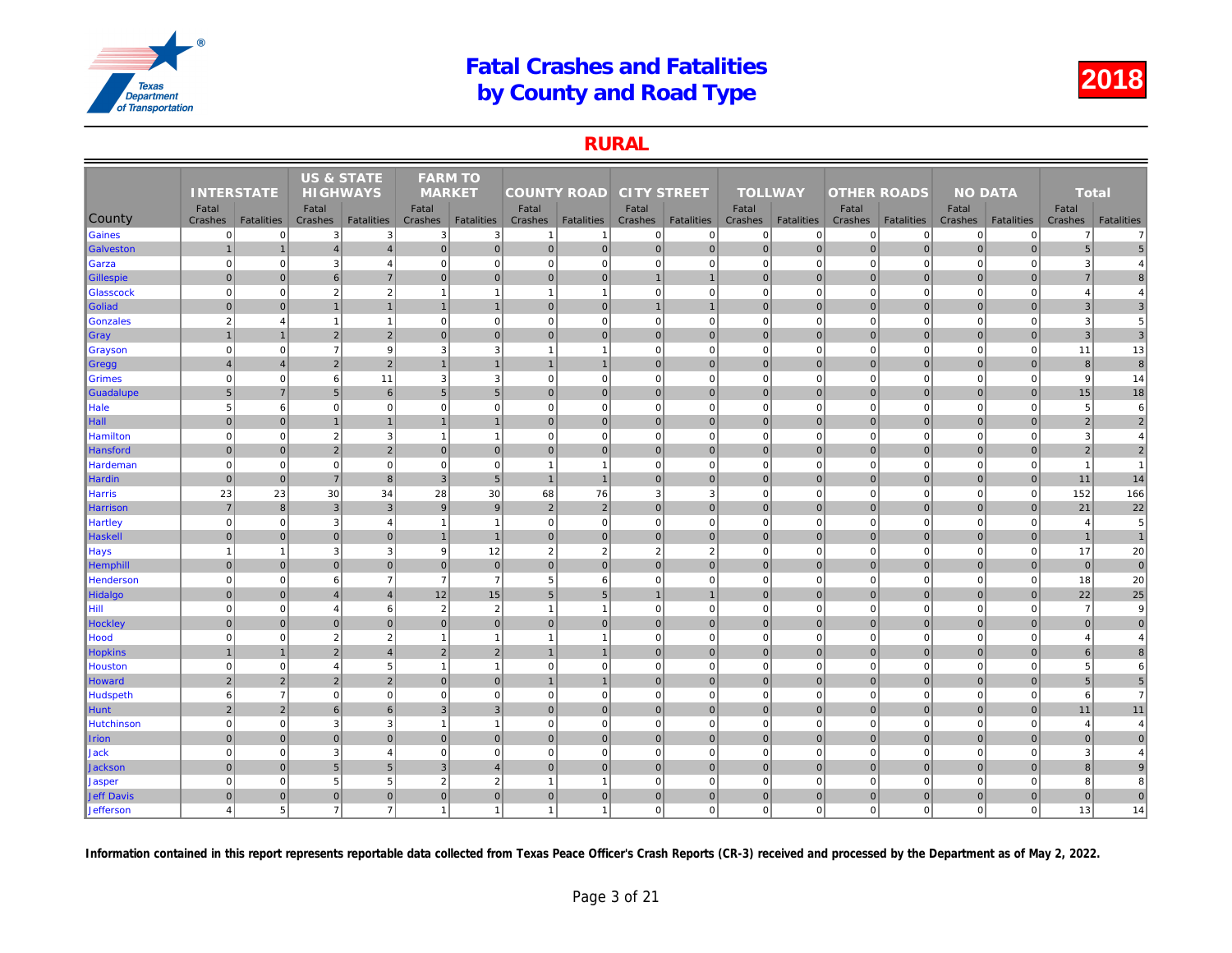# Fatal Crashes and Fatalities by County and Road Type

## 2018

## RURAL

| County | INTERSTATE | | US & STATE HIGHWAYS | | FARM TO MARKET | | COUNTY ROAD | | CITY STREET | | TOLLWAY | | OTHER ROADS | | NO DATA | | Total | |
|---|---|---|---|---|---|---|---|---|---|---|---|---|---|---|---|---|---|---|
| | Fatal Crashes | Fatalities | Fatal Crashes | Fatalities | Fatal Crashes | Fatalities | Fatal Crashes | Fatalities | Fatal Crashes | Fatalities | Fatal Crashes | Fatalities | Fatal Crashes | Fatalities | Fatal Crashes | Fatalities | Fatal Crashes | Fatalities |
| Gaines | 0 | 0 | 3 | 3 | 3 | 3 | 1 | 1 | 0 | 0 | 0 | 0 | 0 | 0 | 0 | 0 | 7 | 7 |
| Galveston | 1 | 1 | 4 | 4 | 0 | 0 | 0 | 0 | 0 | 0 | 0 | 0 | 0 | 0 | 0 | 0 | 5 | 5 |
| Garza | 0 | 0 | 3 | 4 | 0 | 0 | 0 | 0 | 0 | 0 | 0 | 0 | 0 | 0 | 0 | 0 | 3 | 4 |
| Gillespie | 0 | 0 | 6 | 7 | 0 | 0 | 0 | 0 | 1 | 1 | 0 | 0 | 0 | 0 | 0 | 0 | 7 | 8 |
| Glasscock | 0 | 0 | 2 | 2 | 1 | 1 | 1 | 1 | 0 | 0 | 0 | 0 | 0 | 0 | 0 | 0 | 4 | 4 |
| Goliad | 0 | 0 | 1 | 1 | 1 | 1 | 0 | 0 | 1 | 1 | 0 | 0 | 0 | 0 | 0 | 0 | 3 | 3 |
| Gonzales | 2 | 4 | 1 | 1 | 0 | 0 | 0 | 0 | 0 | 0 | 0 | 0 | 0 | 0 | 0 | 0 | 3 | 5 |
| Gray | 1 | 1 | 2 | 2 | 0 | 0 | 0 | 0 | 0 | 0 | 0 | 0 | 0 | 0 | 0 | 0 | 3 | 3 |
| Grayson | 0 | 0 | 7 | 9 | 3 | 3 | 1 | 1 | 0 | 0 | 0 | 0 | 0 | 0 | 0 | 0 | 11 | 13 |
| Gregg | 4 | 4 | 2 | 2 | 1 | 1 | 1 | 1 | 0 | 0 | 0 | 0 | 0 | 0 | 0 | 0 | 8 | 8 |
| Grimes | 0 | 0 | 6 | 11 | 3 | 3 | 0 | 0 | 0 | 0 | 0 | 0 | 0 | 0 | 0 | 0 | 9 | 14 |
| Guadalupe | 5 | 7 | 5 | 6 | 5 | 5 | 0 | 0 | 0 | 0 | 0 | 0 | 0 | 0 | 0 | 0 | 15 | 18 |
| Hale | 5 | 6 | 0 | 0 | 0 | 0 | 0 | 0 | 0 | 0 | 0 | 0 | 0 | 0 | 0 | 0 | 5 | 6 |
| Hall | 0 | 0 | 1 | 1 | 1 | 1 | 0 | 0 | 0 | 0 | 0 | 0 | 0 | 0 | 0 | 0 | 2 | 2 |
| Hamilton | 0 | 0 | 2 | 3 | 1 | 1 | 0 | 0 | 0 | 0 | 0 | 0 | 0 | 0 | 0 | 0 | 3 | 4 |
| Hansford | 0 | 0 | 2 | 2 | 0 | 0 | 0 | 0 | 0 | 0 | 0 | 0 | 0 | 0 | 0 | 0 | 2 | 2 |
| Hardeman | 0 | 0 | 0 | 0 | 0 | 0 | 1 | 1 | 0 | 0 | 0 | 0 | 0 | 0 | 0 | 0 | 1 | 1 |
| Hardin | 0 | 0 | 7 | 8 | 3 | 5 | 1 | 1 | 0 | 0 | 0 | 0 | 0 | 0 | 0 | 0 | 11 | 14 |
| Harris | 23 | 23 | 30 | 34 | 28 | 30 | 68 | 76 | 3 | 3 | 0 | 0 | 0 | 0 | 0 | 0 | 152 | 166 |
| Harrison | 7 | 8 | 3 | 3 | 9 | 9 | 2 | 2 | 0 | 0 | 0 | 0 | 0 | 0 | 0 | 0 | 21 | 22 |
| Hartley | 0 | 0 | 3 | 4 | 1 | 1 | 0 | 0 | 0 | 0 | 0 | 0 | 0 | 0 | 0 | 0 | 4 | 5 |
| Haskell | 0 | 0 | 0 | 0 | 1 | 1 | 0 | 0 | 0 | 0 | 0 | 0 | 0 | 0 | 0 | 0 | 1 | 1 |
| Hays | 1 | 1 | 3 | 3 | 9 | 12 | 2 | 2 | 2 | 2 | 0 | 0 | 0 | 0 | 0 | 0 | 17 | 20 |
| Hemphill | 0 | 0 | 0 | 0 | 0 | 0 | 0 | 0 | 0 | 0 | 0 | 0 | 0 | 0 | 0 | 0 | 0 | 0 |
| Henderson | 0 | 0 | 6 | 7 | 7 | 7 | 5 | 6 | 0 | 0 | 0 | 0 | 0 | 0 | 0 | 0 | 18 | 20 |
| Hidalgo | 0 | 0 | 4 | 4 | 12 | 15 | 5 | 5 | 1 | 1 | 0 | 0 | 0 | 0 | 0 | 0 | 22 | 25 |
| Hill | 0 | 0 | 4 | 6 | 2 | 2 | 1 | 1 | 0 | 0 | 0 | 0 | 0 | 0 | 0 | 0 | 7 | 9 |
| Hockley | 0 | 0 | 0 | 0 | 0 | 0 | 0 | 0 | 0 | 0 | 0 | 0 | 0 | 0 | 0 | 0 | 0 | 0 |
| Hood | 0 | 0 | 2 | 2 | 1 | 1 | 1 | 1 | 0 | 0 | 0 | 0 | 0 | 0 | 0 | 0 | 4 | 4 |
| Hopkins | 1 | 1 | 2 | 4 | 2 | 2 | 1 | 1 | 0 | 0 | 0 | 0 | 0 | 0 | 0 | 0 | 6 | 8 |
| Houston | 0 | 0 | 4 | 5 | 1 | 1 | 0 | 0 | 0 | 0 | 0 | 0 | 0 | 0 | 0 | 0 | 5 | 6 |
| Howard | 2 | 2 | 2 | 2 | 0 | 0 | 1 | 1 | 0 | 0 | 0 | 0 | 0 | 0 | 0 | 0 | 5 | 5 |
| Hudspeth | 6 | 7 | 0 | 0 | 0 | 0 | 0 | 0 | 0 | 0 | 0 | 0 | 0 | 0 | 0 | 0 | 6 | 7 |
| Hunt | 2 | 2 | 6 | 6 | 3 | 3 | 0 | 0 | 0 | 0 | 0 | 0 | 0 | 0 | 0 | 0 | 11 | 11 |
| Hutchinson | 0 | 0 | 3 | 3 | 1 | 1 | 0 | 0 | 0 | 0 | 0 | 0 | 0 | 0 | 0 | 0 | 4 | 4 |
| Irion | 0 | 0 | 0 | 0 | 0 | 0 | 0 | 0 | 0 | 0 | 0 | 0 | 0 | 0 | 0 | 0 | 0 | 0 |
| Jack | 0 | 0 | 3 | 4 | 0 | 0 | 0 | 0 | 0 | 0 | 0 | 0 | 0 | 0 | 0 | 0 | 3 | 4 |
| Jackson | 0 | 0 | 5 | 5 | 3 | 4 | 0 | 0 | 0 | 0 | 0 | 0 | 0 | 0 | 0 | 0 | 8 | 9 |
| Jasper | 0 | 0 | 5 | 5 | 2 | 2 | 1 | 1 | 0 | 0 | 0 | 0 | 0 | 0 | 0 | 0 | 8 | 8 |
| Jeff Davis | 0 | 0 | 0 | 0 | 0 | 0 | 0 | 0 | 0 | 0 | 0 | 0 | 0 | 0 | 0 | 0 | 0 | 0 |
| Jefferson | 4 | 5 | 7 | 7 | 1 | 1 | 1 | 1 | 0 | 0 | 0 | 0 | 0 | 0 | 0 | 0 | 13 | 14 |

**Information contained in this report represents reportable data collected from Texas Peace Officer's Crash Reports (CR-3) received and processed by the Department as of May 2, 2022.**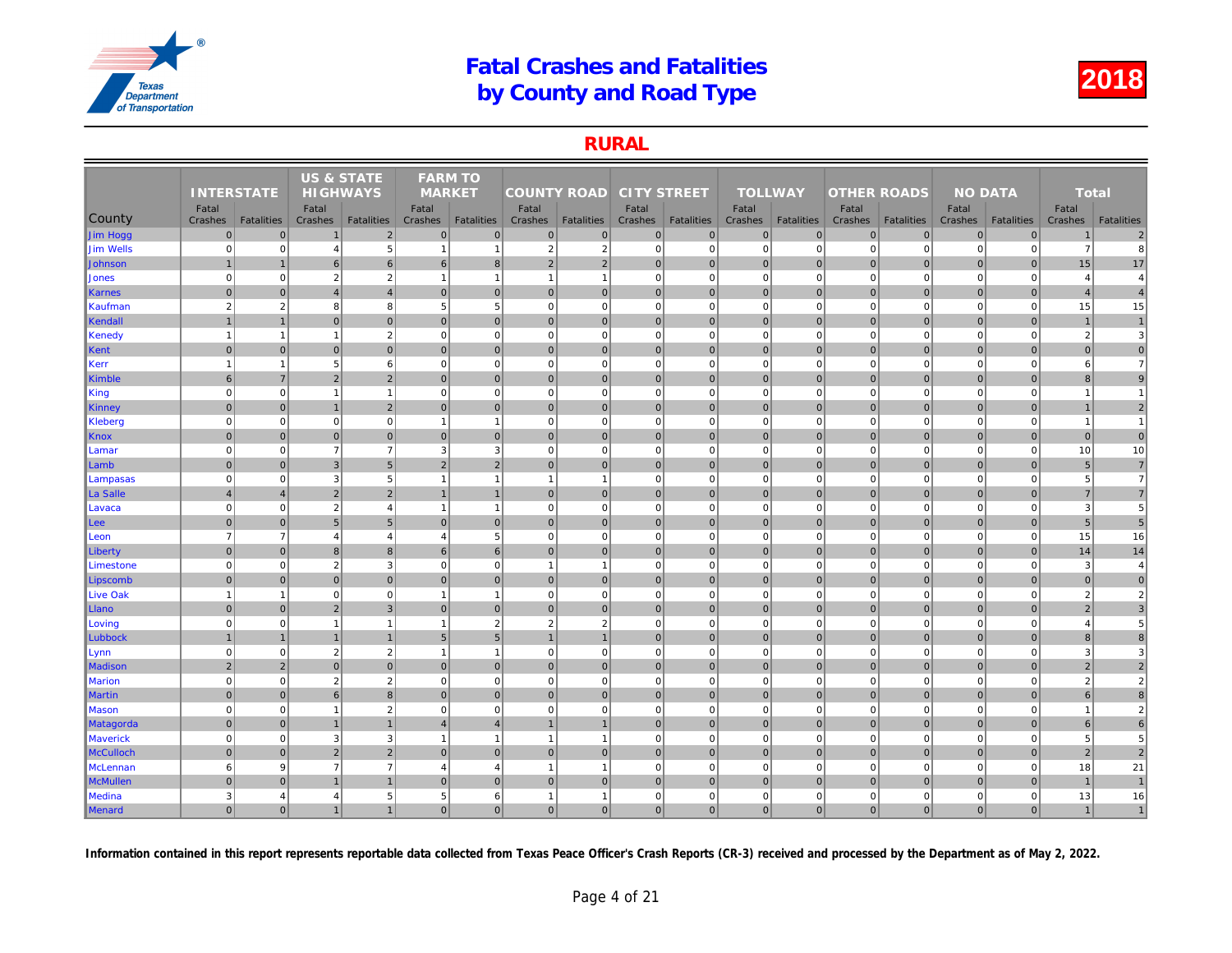# Fatal Crashes and Fatalities by County and Road Type

## 2018

## RURAL

| County | INTERSTATE | | US & STATE HIGHWAYS | | FARM TO MARKET | | COUNTY ROAD | | CITY STREET | | TOLLWAY | | OTHER ROADS | | NO DATA | | Total | |
|---|---|---|---|---|---|---|---|---|---|---|---|---|---|---|---|---|---|---|
| | Fatal Crashes | Fatalities | Fatal Crashes | Fatalities | Fatal Crashes | Fatalities | Fatal Crashes | Fatalities | Fatal Crashes | Fatalities | Fatal Crashes | Fatalities | Fatal Crashes | Fatalities | Fatal Crashes | Fatalities | Fatal Crashes | Fatalities |
| Jim Hogg | 0 | 0 | 1 | 2 | 0 | 0 | 0 | 0 | 0 | 0 | 0 | 0 | 0 | 0 | 0 | 0 | 1 | 2 |
| Jim Wells | 0 | 0 | 4 | 5 | 1 | 1 | 2 | 2 | 0 | 0 | 0 | 0 | 0 | 0 | 0 | 0 | 7 | 8 |
| Johnson | 1 | 1 | 6 | 6 | 6 | 8 | 2 | 2 | 0 | 0 | 0 | 0 | 0 | 0 | 0 | 0 | 15 | 17 |
| Jones | 0 | 0 | 2 | 2 | 1 | 1 | 1 | 1 | 0 | 0 | 0 | 0 | 0 | 0 | 0 | 0 | 4 | 4 |
| Karnes | 0 | 0 | 4 | 4 | 0 | 0 | 0 | 0 | 0 | 0 | 0 | 0 | 0 | 0 | 0 | 0 | 4 | 4 |
| Kaufman | 2 | 2 | 8 | 8 | 5 | 5 | 0 | 0 | 0 | 0 | 0 | 0 | 0 | 0 | 0 | 0 | 15 | 15 |
| Kendall | 1 | 1 | 0 | 0 | 0 | 0 | 0 | 0 | 0 | 0 | 0 | 0 | 0 | 0 | 0 | 0 | 1 | 1 |
| Kenedy | 1 | 1 | 1 | 2 | 0 | 0 | 0 | 0 | 0 | 0 | 0 | 0 | 0 | 0 | 0 | 0 | 2 | 3 |
| Kent | 0 | 0 | 0 | 0 | 0 | 0 | 0 | 0 | 0 | 0 | 0 | 0 | 0 | 0 | 0 | 0 | 0 | 0 |
| Kerr | 1 | 1 | 5 | 6 | 0 | 0 | 0 | 0 | 0 | 0 | 0 | 0 | 0 | 0 | 0 | 0 | 6 | 7 |
| Kimble | 6 | 7 | 2 | 2 | 0 | 0 | 0 | 0 | 0 | 0 | 0 | 0 | 0 | 0 | 0 | 0 | 8 | 9 |
| King | 0 | 0 | 1 | 1 | 0 | 0 | 0 | 0 | 0 | 0 | 0 | 0 | 0 | 0 | 0 | 0 | 1 | 1 |
| Kinney | 0 | 0 | 1 | 2 | 0 | 0 | 0 | 0 | 0 | 0 | 0 | 0 | 0 | 0 | 0 | 0 | 1 | 2 |
| Kleberg | 0 | 0 | 0 | 0 | 1 | 1 | 0 | 0 | 0 | 0 | 0 | 0 | 0 | 0 | 0 | 0 | 1 | 1 |
| Knox | 0 | 0 | 0 | 0 | 0 | 0 | 0 | 0 | 0 | 0 | 0 | 0 | 0 | 0 | 0 | 0 | 0 | 0 |
| Lamar | 0 | 0 | 7 | 7 | 3 | 3 | 0 | 0 | 0 | 0 | 0 | 0 | 0 | 0 | 0 | 0 | 10 | 10 |
| Lamb | 0 | 0 | 3 | 5 | 2 | 2 | 0 | 0 | 0 | 0 | 0 | 0 | 0 | 0 | 0 | 0 | 5 | 7 |
| Lampasas | 0 | 0 | 3 | 5 | 1 | 1 | 1 | 1 | 0 | 0 | 0 | 0 | 0 | 0 | 0 | 0 | 5 | 7 |
| La Salle | 4 | 4 | 2 | 2 | 1 | 1 | 0 | 0 | 0 | 0 | 0 | 0 | 0 | 0 | 0 | 0 | 7 | 7 |
| Lavaca | 0 | 0 | 2 | 4 | 1 | 1 | 0 | 0 | 0 | 0 | 0 | 0 | 0 | 0 | 0 | 0 | 3 | 5 |
| Lee | 0 | 0 | 5 | 5 | 0 | 0 | 0 | 0 | 0 | 0 | 0 | 0 | 0 | 0 | 0 | 0 | 5 | 5 |
| Leon | 7 | 7 | 4 | 4 | 4 | 5 | 0 | 0 | 0 | 0 | 0 | 0 | 0 | 0 | 0 | 0 | 15 | 16 |
| Liberty | 0 | 0 | 8 | 8 | 6 | 6 | 0 | 0 | 0 | 0 | 0 | 0 | 0 | 0 | 0 | 0 | 14 | 14 |
| Limestone | 0 | 0 | 2 | 3 | 0 | 0 | 1 | 1 | 0 | 0 | 0 | 0 | 0 | 0 | 0 | 0 | 3 | 4 |
| Lipscomb | 0 | 0 | 0 | 0 | 0 | 0 | 0 | 0 | 0 | 0 | 0 | 0 | 0 | 0 | 0 | 0 | 0 | 0 |
| Live Oak | 1 | 1 | 0 | 0 | 1 | 1 | 0 | 0 | 0 | 0 | 0 | 0 | 0 | 0 | 0 | 0 | 2 | 2 |
| Llano | 0 | 0 | 2 | 3 | 0 | 0 | 0 | 0 | 0 | 0 | 0 | 0 | 0 | 0 | 0 | 0 | 2 | 3 |
| Loving | 0 | 0 | 1 | 1 | 1 | 2 | 2 | 2 | 0 | 0 | 0 | 0 | 0 | 0 | 0 | 0 | 4 | 5 |
| Lubbock | 1 | 1 | 1 | 1 | 5 | 5 | 1 | 1 | 0 | 0 | 0 | 0 | 0 | 0 | 0 | 0 | 8 | 8 |
| Lynn | 0 | 0 | 2 | 2 | 1 | 1 | 0 | 0 | 0 | 0 | 0 | 0 | 0 | 0 | 0 | 0 | 3 | 3 |
| Madison | 2 | 2 | 0 | 0 | 0 | 0 | 0 | 0 | 0 | 0 | 0 | 0 | 0 | 0 | 0 | 0 | 2 | 2 |
| Marion | 0 | 0 | 2 | 2 | 0 | 0 | 0 | 0 | 0 | 0 | 0 | 0 | 0 | 0 | 0 | 0 | 2 | 2 |
| Martin | 0 | 0 | 6 | 8 | 0 | 0 | 0 | 0 | 0 | 0 | 0 | 0 | 0 | 0 | 0 | 0 | 6 | 8 |
| Mason | 0 | 0 | 1 | 2 | 0 | 0 | 0 | 0 | 0 | 0 | 0 | 0 | 0 | 0 | 0 | 0 | 1 | 2 |
| Matagorda | 0 | 0 | 1 | 1 | 4 | 4 | 1 | 1 | 0 | 0 | 0 | 0 | 0 | 0 | 0 | 0 | 6 | 6 |
| Maverick | 0 | 0 | 3 | 3 | 1 | 1 | 1 | 1 | 0 | 0 | 0 | 0 | 0 | 0 | 0 | 0 | 5 | 5 |
| McCulloch | 0 | 0 | 2 | 2 | 0 | 0 | 0 | 0 | 0 | 0 | 0 | 0 | 0 | 0 | 0 | 0 | 2 | 2 |
| McLennan | 6 | 9 | 7 | 7 | 4 | 4 | 1 | 1 | 0 | 0 | 0 | 0 | 0 | 0 | 0 | 0 | 18 | 21 |
| McMullen | 0 | 0 | 1 | 1 | 0 | 0 | 0 | 0 | 0 | 0 | 0 | 0 | 0 | 0 | 0 | 0 | 1 | 1 |
| Medina | 3 | 4 | 4 | 5 | 5 | 6 | 1 | 1 | 0 | 0 | 0 | 0 | 0 | 0 | 0 | 0 | 13 | 16 |
| Menard | 0 | 0 | 1 | 1 | 0 | 0 | 0 | 0 | 0 | 0 | 0 | 0 | 0 | 0 | 0 | 0 | 1 | 1 |

**Information contained in this report represents reportable data collected from Texas Peace Officer's Crash Reports (CR-3) received and processed by the Department as of May 2, 2022.**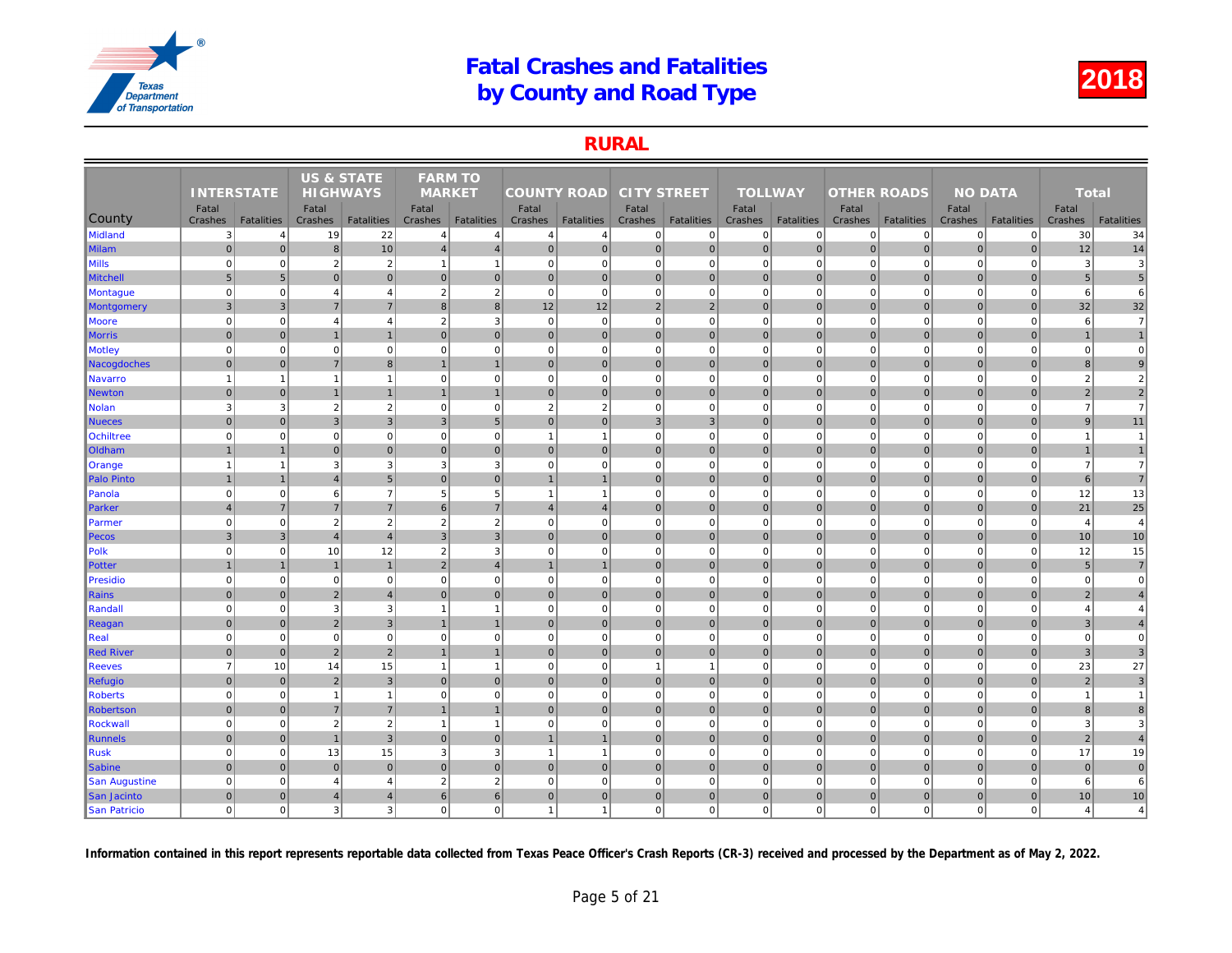# Fatal Crashes and Fatalities by County and Road Type

**2018**

## RURAL

| County | INTERSTATE | | US & STATE HIGHWAYS | | FARM TO MARKET | | COUNTY ROAD | | CITY STREET | | TOLLWAY | | OTHER ROADS | | NO DATA | | Total | |
|---|---|---|---|---|---|---|---|---|---|---|---|---|---|---|---|---|---|---|
| | Fatal Crashes | Fatalities | Fatal Crashes | Fatalities | Fatal Crashes | Fatalities | Fatal Crashes | Fatalities | Fatal Crashes | Fatalities | Fatal Crashes | Fatalities | Fatal Crashes | Fatalities | Fatal Crashes | Fatalities | Fatal Crashes | Fatalities |
| Midland | 3 | 4 | 19 | 22 | 4 | 4 | 4 | 4 | 0 | 0 | 0 | 0 | 0 | 0 | 0 | 0 | 30 | 34 |
| Milam | 0 | 0 | 8 | 10 | 4 | 4 | 0 | 0 | 0 | 0 | 0 | 0 | 0 | 0 | 0 | 0 | 12 | 14 |
| Mills | 0 | 0 | 2 | 2 | 1 | 1 | 0 | 0 | 0 | 0 | 0 | 0 | 0 | 0 | 0 | 0 | 3 | 3 |
| Mitchell | 5 | 5 | 0 | 0 | 0 | 0 | 0 | 0 | 0 | 0 | 0 | 0 | 0 | 0 | 0 | 0 | 5 | 5 |
| Montague | 0 | 0 | 4 | 4 | 2 | 2 | 0 | 0 | 0 | 0 | 0 | 0 | 0 | 0 | 0 | 0 | 6 | 6 |
| Montgomery | 3 | 3 | 7 | 7 | 8 | 8 | 12 | 12 | 2 | 2 | 0 | 0 | 0 | 0 | 0 | 0 | 32 | 32 |
| Moore | 0 | 0 | 4 | 4 | 2 | 3 | 0 | 0 | 0 | 0 | 0 | 0 | 0 | 0 | 0 | 0 | 6 | 7 |
| Morris | 0 | 0 | 1 | 1 | 0 | 0 | 0 | 0 | 0 | 0 | 0 | 0 | 0 | 0 | 0 | 0 | 1 | 1 |
| Motley | 0 | 0 | 0 | 0 | 0 | 0 | 0 | 0 | 0 | 0 | 0 | 0 | 0 | 0 | 0 | 0 | 0 | 0 |
| Nacogdoches | 0 | 0 | 7 | 8 | 1 | 1 | 0 | 0 | 0 | 0 | 0 | 0 | 0 | 0 | 0 | 0 | 8 | 9 |
| Navarro | 1 | 1 | 1 | 1 | 0 | 0 | 0 | 0 | 0 | 0 | 0 | 0 | 0 | 0 | 0 | 0 | 2 | 2 |
| Newton | 0 | 0 | 1 | 1 | 1 | 1 | 0 | 0 | 0 | 0 | 0 | 0 | 0 | 0 | 0 | 0 | 2 | 2 |
| Nolan | 3 | 3 | 2 | 2 | 0 | 0 | 2 | 2 | 0 | 0 | 0 | 0 | 0 | 0 | 0 | 0 | 7 | 7 |
| Nueces | 0 | 0 | 3 | 3 | 3 | 5 | 0 | 0 | 3 | 3 | 0 | 0 | 0 | 0 | 0 | 0 | 9 | 11 |
| Ochiltree | 0 | 0 | 0 | 0 | 0 | 0 | 1 | 1 | 0 | 0 | 0 | 0 | 0 | 0 | 0 | 0 | 1 | 1 |
| Oldham | 1 | 1 | 0 | 0 | 0 | 0 | 0 | 0 | 0 | 0 | 0 | 0 | 0 | 0 | 0 | 0 | 1 | 1 |
| Orange | 1 | 1 | 3 | 3 | 3 | 3 | 0 | 0 | 0 | 0 | 0 | 0 | 0 | 0 | 0 | 0 | 7 | 7 |
| Palo Pinto | 1 | 1 | 4 | 5 | 0 | 0 | 1 | 1 | 0 | 0 | 0 | 0 | 0 | 0 | 0 | 0 | 6 | 7 |
| Panola | 0 | 0 | 6 | 7 | 5 | 5 | 1 | 1 | 0 | 0 | 0 | 0 | 0 | 0 | 0 | 0 | 12 | 13 |
| Parker | 4 | 7 | 7 | 7 | 6 | 7 | 4 | 4 | 0 | 0 | 0 | 0 | 0 | 0 | 0 | 0 | 21 | 25 |
| Parmer | 0 | 0 | 2 | 2 | 2 | 2 | 0 | 0 | 0 | 0 | 0 | 0 | 0 | 0 | 0 | 0 | 4 | 4 |
| Pecos | 3 | 3 | 4 | 4 | 3 | 3 | 0 | 0 | 0 | 0 | 0 | 0 | 0 | 0 | 0 | 0 | 10 | 10 |
| Polk | 0 | 0 | 10 | 12 | 2 | 3 | 0 | 0 | 0 | 0 | 0 | 0 | 0 | 0 | 0 | 0 | 12 | 15 |
| Potter | 1 | 1 | 1 | 1 | 2 | 4 | 1 | 1 | 0 | 0 | 0 | 0 | 0 | 0 | 0 | 0 | 5 | 7 |
| Presidio | 0 | 0 | 0 | 0 | 0 | 0 | 0 | 0 | 0 | 0 | 0 | 0 | 0 | 0 | 0 | 0 | 0 | 0 |
| Rains | 0 | 0 | 2 | 4 | 0 | 0 | 0 | 0 | 0 | 0 | 0 | 0 | 0 | 0 | 0 | 0 | 2 | 4 |
| Randall | 0 | 0 | 3 | 3 | 1 | 1 | 0 | 0 | 0 | 0 | 0 | 0 | 0 | 0 | 0 | 0 | 4 | 4 |
| Reagan | 0 | 0 | 2 | 3 | 1 | 1 | 0 | 0 | 0 | 0 | 0 | 0 | 0 | 0 | 0 | 0 | 3 | 4 |
| Real | 0 | 0 | 0 | 0 | 0 | 0 | 0 | 0 | 0 | 0 | 0 | 0 | 0 | 0 | 0 | 0 | 0 | 0 |
| Red River | 0 | 0 | 2 | 2 | 1 | 1 | 0 | 0 | 0 | 0 | 0 | 0 | 0 | 0 | 0 | 0 | 3 | 3 |
| Reeves | 7 | 10 | 14 | 15 | 1 | 1 | 0 | 0 | 1 | 1 | 0 | 0 | 0 | 0 | 0 | 0 | 23 | 27 |
| Refugio | 0 | 0 | 2 | 3 | 0 | 0 | 0 | 0 | 0 | 0 | 0 | 0 | 0 | 0 | 0 | 0 | 2 | 3 |
| Roberts | 0 | 0 | 1 | 1 | 0 | 0 | 0 | 0 | 0 | 0 | 0 | 0 | 0 | 0 | 0 | 0 | 1 | 1 |
| Robertson | 0 | 0 | 7 | 7 | 1 | 1 | 0 | 0 | 0 | 0 | 0 | 0 | 0 | 0 | 0 | 0 | 8 | 8 |
| Rockwall | 0 | 0 | 2 | 2 | 1 | 1 | 0 | 0 | 0 | 0 | 0 | 0 | 0 | 0 | 0 | 0 | 3 | 3 |
| Runnels | 0 | 0 | 1 | 3 | 0 | 0 | 1 | 1 | 0 | 0 | 0 | 0 | 0 | 0 | 0 | 0 | 2 | 4 |
| Rusk | 0 | 0 | 13 | 15 | 3 | 3 | 1 | 1 | 0 | 0 | 0 | 0 | 0 | 0 | 0 | 0 | 17 | 19 |
| Sabine | 0 | 0 | 0 | 0 | 0 | 0 | 0 | 0 | 0 | 0 | 0 | 0 | 0 | 0 | 0 | 0 | 0 | 0 |
| San Augustine | 0 | 0 | 4 | 4 | 2 | 2 | 0 | 0 | 0 | 0 | 0 | 0 | 0 | 0 | 0 | 0 | 6 | 6 |
| San Jacinto | 0 | 0 | 4 | 4 | 6 | 6 | 0 | 0 | 0 | 0 | 0 | 0 | 0 | 0 | 0 | 0 | 10 | 10 |
| San Patricio | 0 | 0 | 3 | 3 | 0 | 0 | 1 | 1 | 0 | 0 | 0 | 0 | 0 | 0 | 0 | 0 | 4 | 4 |

**Information contained in this report represents reportable data collected from Texas Peace Officer's Crash Reports (CR-3) received and processed by the Department as of May 2, 2022.**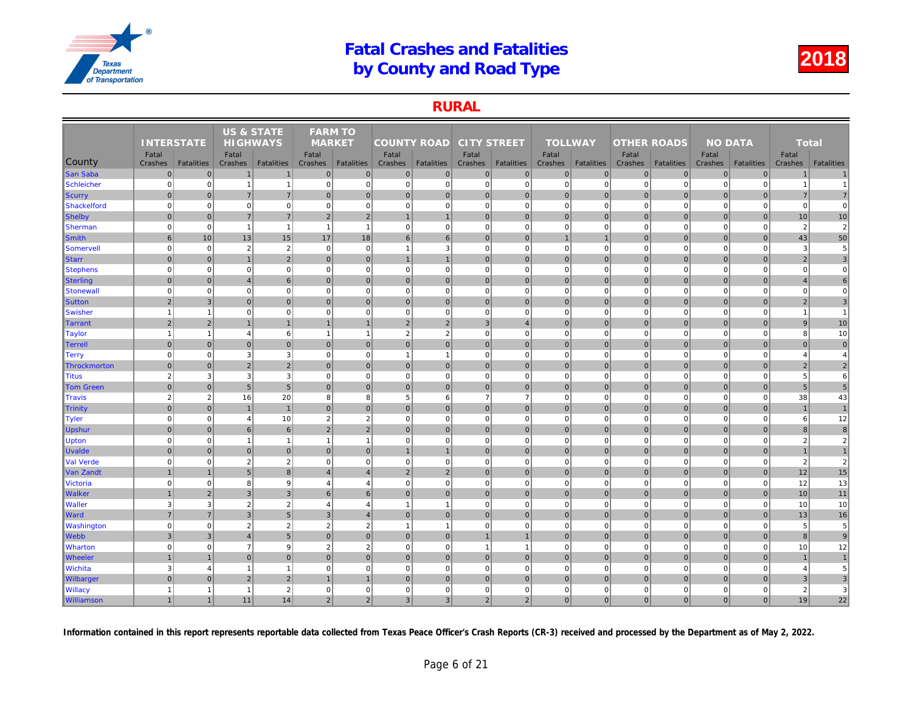# Fatal Crashes and Fatalities by County and Road Type

2018

## RURAL

| County | INTERSTATE | | US & STATE HIGHWAYS | | FARM TO MARKET | | COUNTY ROAD | | CITY STREET | | TOLLWAY | | OTHER ROADS | | NO DATA | | Total | |
|---|---|---|---|---|---|---|---|---|---|---|---|---|---|---|---|---|---|---|
| | Fatal Crashes | Fatalities | Fatal Crashes | Fatalities | Fatal Crashes | Fatalities | Fatal Crashes | Fatalities | Fatal Crashes | Fatalities | Fatal Crashes | Fatalities | Fatal Crashes | Fatalities | Fatal Crashes | Fatalities | Fatal Crashes | Fatalities |
| San Saba | 0 | 0 | 1 | 1 | 0 | 0 | 0 | 0 | 0 | 0 | 0 | 0 | 0 | 0 | 0 | 0 | 1 | 1 |
| Schleicher | 0 | 0 | 1 | 1 | 0 | 0 | 0 | 0 | 0 | 0 | 0 | 0 | 0 | 0 | 0 | 0 | 1 | 1 |
| Scurry | 0 | 0 | 7 | 7 | 0 | 0 | 0 | 0 | 0 | 0 | 0 | 0 | 0 | 0 | 0 | 0 | 7 | 7 |
| Shackelford | 0 | 0 | 0 | 0 | 0 | 0 | 0 | 0 | 0 | 0 | 0 | 0 | 0 | 0 | 0 | 0 | 0 | 0 |
| Shelby | 0 | 0 | 7 | 7 | 2 | 2 | 1 | 1 | 0 | 0 | 0 | 0 | 0 | 0 | 0 | 0 | 10 | 10 |
| Sherman | 0 | 0 | 1 | 1 | 1 | 1 | 0 | 0 | 0 | 0 | 0 | 0 | 0 | 0 | 0 | 0 | 2 | 2 |
| Smith | 6 | 10 | 13 | 15 | 17 | 18 | 6 | 6 | 0 | 0 | 1 | 1 | 0 | 0 | 0 | 0 | 43 | 50 |
| Somervell | 0 | 0 | 2 | 2 | 0 | 0 | 1 | 3 | 0 | 0 | 0 | 0 | 0 | 0 | 0 | 0 | 3 | 5 |
| Starr | 0 | 0 | 1 | 2 | 0 | 0 | 1 | 1 | 0 | 0 | 0 | 0 | 0 | 0 | 0 | 0 | 2 | 3 |
| Stephens | 0 | 0 | 0 | 0 | 0 | 0 | 0 | 0 | 0 | 0 | 0 | 0 | 0 | 0 | 0 | 0 | 0 | 0 |
| Sterling | 0 | 0 | 4 | 6 | 0 | 0 | 0 | 0 | 0 | 0 | 0 | 0 | 0 | 0 | 0 | 0 | 4 | 6 |
| Stonewall | 0 | 0 | 0 | 0 | 0 | 0 | 0 | 0 | 0 | 0 | 0 | 0 | 0 | 0 | 0 | 0 | 0 | 0 |
| Sutton | 2 | 3 | 0 | 0 | 0 | 0 | 0 | 0 | 0 | 0 | 0 | 0 | 0 | 0 | 0 | 0 | 2 | 3 |
| Swisher | 1 | 1 | 0 | 0 | 0 | 0 | 0 | 0 | 0 | 0 | 0 | 0 | 0 | 0 | 0 | 0 | 1 | 1 |
| Tarrant | 2 | 2 | 1 | 1 | 1 | 1 | 2 | 2 | 3 | 4 | 0 | 0 | 0 | 0 | 0 | 0 | 9 | 10 |
| Taylor | 1 | 1 | 4 | 6 | 1 | 1 | 2 | 2 | 0 | 0 | 0 | 0 | 0 | 0 | 0 | 0 | 8 | 10 |
| Terrell | 0 | 0 | 0 | 0 | 0 | 0 | 0 | 0 | 0 | 0 | 0 | 0 | 0 | 0 | 0 | 0 | 0 | 0 |
| Terry | 0 | 0 | 3 | 3 | 0 | 0 | 1 | 1 | 0 | 0 | 0 | 0 | 0 | 0 | 0 | 0 | 4 | 4 |
| Throckmorton | 0 | 0 | 2 | 2 | 0 | 0 | 0 | 0 | 0 | 0 | 0 | 0 | 0 | 0 | 0 | 0 | 2 | 2 |
| Titus | 2 | 3 | 3 | 3 | 0 | 0 | 0 | 0 | 0 | 0 | 0 | 0 | 0 | 0 | 0 | 0 | 5 | 6 |
| Tom Green | 0 | 0 | 5 | 5 | 0 | 0 | 0 | 0 | 0 | 0 | 0 | 0 | 0 | 0 | 0 | 0 | 5 | 5 |
| Travis | 2 | 2 | 16 | 20 | 8 | 8 | 5 | 6 | 7 | 7 | 0 | 0 | 0 | 0 | 0 | 0 | 38 | 43 |
| Trinity | 0 | 0 | 1 | 1 | 0 | 0 | 0 | 0 | 0 | 0 | 0 | 0 | 0 | 0 | 0 | 0 | 1 | 1 |
| Tyler | 0 | 0 | 4 | 10 | 2 | 2 | 0 | 0 | 0 | 0 | 0 | 0 | 0 | 0 | 0 | 0 | 6 | 12 |
| Upshur | 0 | 0 | 6 | 6 | 2 | 2 | 0 | 0 | 0 | 0 | 0 | 0 | 0 | 0 | 0 | 0 | 8 | 8 |
| Upton | 0 | 0 | 1 | 1 | 1 | 1 | 0 | 0 | 0 | 0 | 0 | 0 | 0 | 0 | 0 | 0 | 2 | 2 |
| Uvalde | 0 | 0 | 0 | 0 | 0 | 0 | 1 | 1 | 0 | 0 | 0 | 0 | 0 | 0 | 0 | 0 | 1 | 1 |
| Val Verde | 0 | 0 | 2 | 2 | 0 | 0 | 0 | 0 | 0 | 0 | 0 | 0 | 0 | 0 | 0 | 0 | 2 | 2 |
| Van Zandt | 1 | 1 | 5 | 8 | 4 | 4 | 2 | 2 | 0 | 0 | 0 | 0 | 0 | 0 | 0 | 0 | 12 | 15 |
| Victoria | 0 | 0 | 8 | 9 | 4 | 4 | 0 | 0 | 0 | 0 | 0 | 0 | 0 | 0 | 0 | 0 | 12 | 13 |
| Walker | 1 | 2 | 3 | 3 | 6 | 6 | 0 | 0 | 0 | 0 | 0 | 0 | 0 | 0 | 0 | 0 | 10 | 11 |
| Waller | 3 | 3 | 2 | 2 | 4 | 4 | 1 | 1 | 0 | 0 | 0 | 0 | 0 | 0 | 0 | 0 | 10 | 10 |
| Ward | 7 | 7 | 3 | 5 | 3 | 4 | 0 | 0 | 0 | 0 | 0 | 0 | 0 | 0 | 0 | 0 | 13 | 16 |
| Washington | 0 | 0 | 2 | 2 | 2 | 2 | 1 | 1 | 0 | 0 | 0 | 0 | 0 | 0 | 0 | 0 | 5 | 5 |
| Webb | 3 | 3 | 4 | 5 | 0 | 0 | 0 | 0 | 1 | 1 | 0 | 0 | 0 | 0 | 0 | 0 | 8 | 9 |
| Wharton | 0 | 0 | 7 | 9 | 2 | 2 | 0 | 0 | 1 | 1 | 0 | 0 | 0 | 0 | 0 | 0 | 10 | 12 |
| Wheeler | 1 | 1 | 0 | 0 | 0 | 0 | 0 | 0 | 0 | 0 | 0 | 0 | 0 | 0 | 0 | 0 | 1 | 1 |
| Wichita | 3 | 4 | 1 | 1 | 0 | 0 | 0 | 0 | 0 | 0 | 0 | 0 | 0 | 0 | 0 | 0 | 4 | 5 |
| Wilbarger | 0 | 0 | 2 | 2 | 1 | 1 | 0 | 0 | 0 | 0 | 0 | 0 | 0 | 0 | 0 | 0 | 3 | 3 |
| Willacy | 1 | 1 | 1 | 2 | 0 | 0 | 0 | 0 | 0 | 0 | 0 | 0 | 0 | 0 | 0 | 0 | 2 | 3 |
| Williamson | 1 | 1 | 11 | 14 | 2 | 2 | 3 | 3 | 2 | 2 | 0 | 0 | 0 | 0 | 0 | 0 | 19 | 22 |

**Information contained in this report represents reportable data collected from Texas Peace Officer's Crash Reports (CR-3) received and processed by the Department as of May 2, 2022.**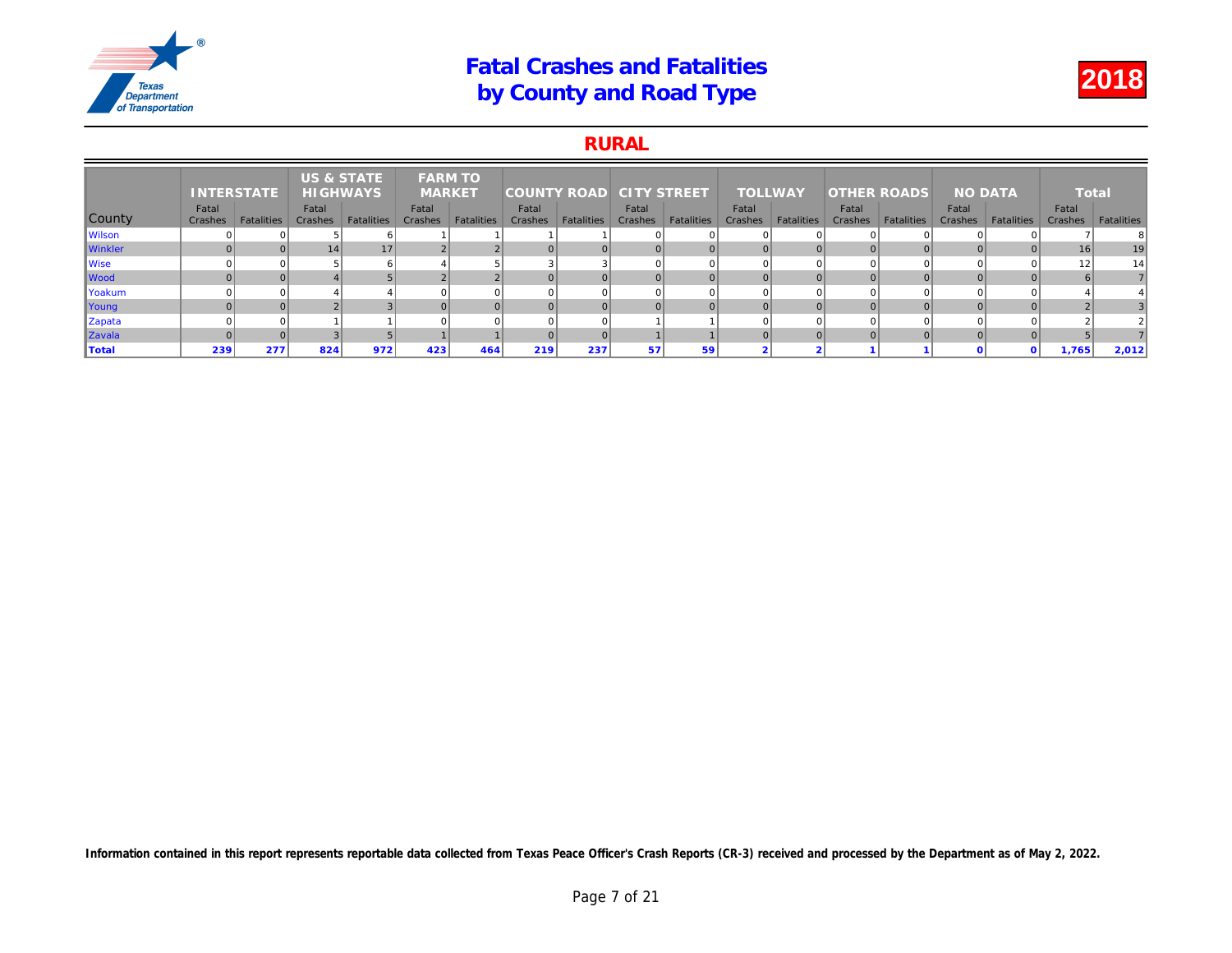# Fatal Crashes and Fatalities by County and Road Type

2018

## RURAL

| County | INTERSTATE | | US & STATE HIGHWAYS | | FARM TO MARKET | | COUNTY ROAD | | CITY STREET | | TOLLWAY | | OTHER ROADS | | NO DATA | | Total | |
|---|---|---|---|---|---|---|---|---|---|---|---|---|---|---|---|---|---|---|
| | Fatal Crashes | Fatalities | Fatal Crashes | Fatalities | Fatal Crashes | Fatalities | Fatal Crashes | Fatalities | Fatal Crashes | Fatalities | Fatal Crashes | Fatalities | Fatal Crashes | Fatalities | Fatal Crashes | Fatalities | Fatal Crashes | Fatalities |
| Wilson | 0 | 0 | 5 | 6 | 1 | 1 | 1 | 1 | 0 | 0 | 0 | 0 | 0 | 0 | 0 | 0 | 7 | 8 |
| Winkler | 0 | 0 | 14 | 17 | 2 | 2 | 0 | 0 | 0 | 0 | 0 | 0 | 0 | 0 | 0 | 0 | 16 | 19 |
| Wise | 0 | 0 | 5 | 6 | 4 | 5 | 3 | 3 | 0 | 0 | 0 | 0 | 0 | 0 | 0 | 0 | 12 | 14 |
| Wood | 0 | 0 | 4 | 5 | 2 | 2 | 0 | 0 | 0 | 0 | 0 | 0 | 0 | 0 | 0 | 0 | 6 | 7 |
| Yoakum | 0 | 0 | 4 | 4 | 0 | 0 | 0 | 0 | 0 | 0 | 0 | 0 | 0 | 0 | 0 | 0 | 4 | 4 |
| Young | 0 | 0 | 2 | 3 | 0 | 0 | 0 | 0 | 0 | 0 | 0 | 0 | 0 | 0 | 0 | 0 | 2 | 3 |
| Zapata | 0 | 0 | 1 | 1 | 0 | 0 | 0 | 0 | 1 | 1 | 0 | 0 | 0 | 0 | 0 | 0 | 2 | 2 |
| Zavala | 0 | 0 | 3 | 5 | 1 | 1 | 0 | 0 | 1 | 1 | 0 | 0 | 0 | 0 | 0 | 0 | 5 | 7 |
| **Total** | **239** | **277** | **824** | **972** | **423** | **464** | **219** | **237** | **57** | **59** | **2** | **2** | **1** | **1** | **0** | **0** | **1,765** | **2,012** |

**Information contained in this report represents reportable data collected from Texas Peace Officer's Crash Reports (CR-3) received and processed by the Department as of May 2, 2022.**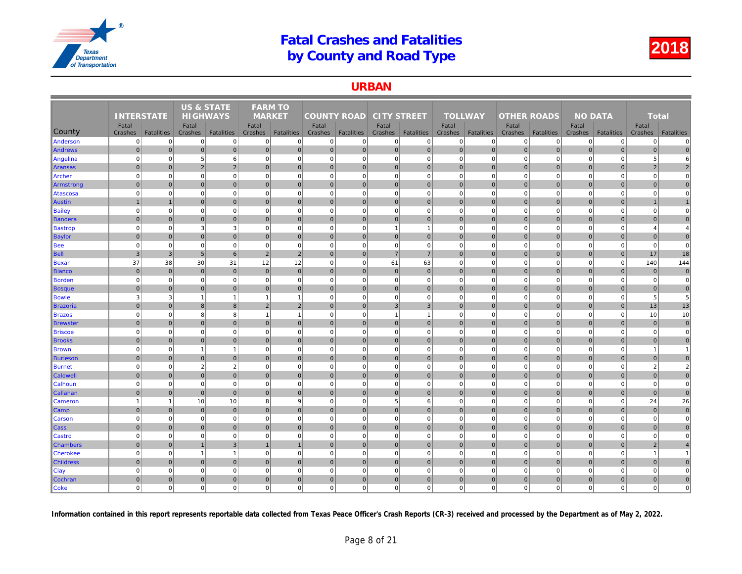# Fatal Crashes and Fatalities by County and Road Type

**2018**

## URBAN

| County | INTERSTATE | | US & STATE HIGHWAYS | | FARM TO MARKET | | COUNTY ROAD | | CITY STREET | | TOLLWAY | | OTHER ROADS | | NO DATA | | Total | |
|---|---|---|---|---|---|---|---|---|---|---|---|---|---|---|---|---|---|---|
| | Fatal Crashes | Fatalities | Fatal Crashes | Fatalities | Fatal Crashes | Fatalities | Fatal Crashes | Fatalities | Fatal Crashes | Fatalities | Fatal Crashes | Fatalities | Fatal Crashes | Fatalities | Fatal Crashes | Fatalities | Fatal Crashes | Fatalities |
| Anderson | 0 | 0 | 0 | 0 | 0 | 0 | 0 | 0 | 0 | 0 | 0 | 0 | 0 | 0 | 0 | 0 | 0 | 0 |
| Andrews | 0 | 0 | 0 | 0 | 0 | 0 | 0 | 0 | 0 | 0 | 0 | 0 | 0 | 0 | 0 | 0 | 0 | 0 |
| Angelina | 0 | 0 | 5 | 6 | 0 | 0 | 0 | 0 | 0 | 0 | 0 | 0 | 0 | 0 | 0 | 0 | 5 | 6 |
| Aransas | 0 | 0 | 2 | 2 | 0 | 0 | 0 | 0 | 0 | 0 | 0 | 0 | 0 | 0 | 0 | 0 | 2 | 2 |
| Archer | 0 | 0 | 0 | 0 | 0 | 0 | 0 | 0 | 0 | 0 | 0 | 0 | 0 | 0 | 0 | 0 | 0 | 0 |
| Armstrong | 0 | 0 | 0 | 0 | 0 | 0 | 0 | 0 | 0 | 0 | 0 | 0 | 0 | 0 | 0 | 0 | 0 | 0 |
| Atascosa | 0 | 0 | 0 | 0 | 0 | 0 | 0 | 0 | 0 | 0 | 0 | 0 | 0 | 0 | 0 | 0 | 0 | 0 |
| Austin | 1 | 1 | 0 | 0 | 0 | 0 | 0 | 0 | 0 | 0 | 0 | 0 | 0 | 0 | 0 | 0 | 1 | 1 |
| Bailey | 0 | 0 | 0 | 0 | 0 | 0 | 0 | 0 | 0 | 0 | 0 | 0 | 0 | 0 | 0 | 0 | 0 | 0 |
| Bandera | 0 | 0 | 0 | 0 | 0 | 0 | 0 | 0 | 0 | 0 | 0 | 0 | 0 | 0 | 0 | 0 | 0 | 0 |
| Bastrop | 0 | 0 | 3 | 3 | 0 | 0 | 0 | 0 | 1 | 1 | 0 | 0 | 0 | 0 | 0 | 0 | 4 | 4 |
| Baylor | 0 | 0 | 0 | 0 | 0 | 0 | 0 | 0 | 0 | 0 | 0 | 0 | 0 | 0 | 0 | 0 | 0 | 0 |
| Bee | 0 | 0 | 0 | 0 | 0 | 0 | 0 | 0 | 0 | 0 | 0 | 0 | 0 | 0 | 0 | 0 | 0 | 0 |
| Bell | 3 | 3 | 5 | 6 | 2 | 2 | 0 | 0 | 7 | 7 | 0 | 0 | 0 | 0 | 0 | 0 | 17 | 18 |
| Bexar | 37 | 38 | 30 | 31 | 12 | 12 | 0 | 0 | 61 | 63 | 0 | 0 | 0 | 0 | 0 | 0 | 140 | 144 |
| Blanco | 0 | 0 | 0 | 0 | 0 | 0 | 0 | 0 | 0 | 0 | 0 | 0 | 0 | 0 | 0 | 0 | 0 | 0 |
| Borden | 0 | 0 | 0 | 0 | 0 | 0 | 0 | 0 | 0 | 0 | 0 | 0 | 0 | 0 | 0 | 0 | 0 | 0 |
| Bosque | 0 | 0 | 0 | 0 | 0 | 0 | 0 | 0 | 0 | 0 | 0 | 0 | 0 | 0 | 0 | 0 | 0 | 0 |
| Bowie | 3 | 3 | 1 | 1 | 1 | 1 | 0 | 0 | 0 | 0 | 0 | 0 | 0 | 0 | 0 | 0 | 5 | 5 |
| Brazoria | 0 | 0 | 8 | 8 | 2 | 2 | 0 | 0 | 3 | 3 | 0 | 0 | 0 | 0 | 0 | 0 | 13 | 13 |
| Brazos | 0 | 0 | 8 | 8 | 1 | 1 | 0 | 0 | 1 | 1 | 0 | 0 | 0 | 0 | 0 | 0 | 10 | 10 |
| Brewster | 0 | 0 | 0 | 0 | 0 | 0 | 0 | 0 | 0 | 0 | 0 | 0 | 0 | 0 | 0 | 0 | 0 | 0 |
| Briscoe | 0 | 0 | 0 | 0 | 0 | 0 | 0 | 0 | 0 | 0 | 0 | 0 | 0 | 0 | 0 | 0 | 0 | 0 |
| Brooks | 0 | 0 | 0 | 0 | 0 | 0 | 0 | 0 | 0 | 0 | 0 | 0 | 0 | 0 | 0 | 0 | 0 | 0 |
| Brown | 0 | 0 | 1 | 1 | 0 | 0 | 0 | 0 | 0 | 0 | 0 | 0 | 0 | 0 | 0 | 0 | 1 | 1 |
| Burleson | 0 | 0 | 0 | 0 | 0 | 0 | 0 | 0 | 0 | 0 | 0 | 0 | 0 | 0 | 0 | 0 | 0 | 0 |
| Burnet | 0 | 0 | 2 | 2 | 0 | 0 | 0 | 0 | 0 | 0 | 0 | 0 | 0 | 0 | 0 | 0 | 2 | 2 |
| Caldwell | 0 | 0 | 0 | 0 | 0 | 0 | 0 | 0 | 0 | 0 | 0 | 0 | 0 | 0 | 0 | 0 | 0 | 0 |
| Calhoun | 0 | 0 | 0 | 0 | 0 | 0 | 0 | 0 | 0 | 0 | 0 | 0 | 0 | 0 | 0 | 0 | 0 | 0 |
| Callahan | 0 | 0 | 0 | 0 | 0 | 0 | 0 | 0 | 0 | 0 | 0 | 0 | 0 | 0 | 0 | 0 | 0 | 0 |
| Cameron | 1 | 1 | 10 | 10 | 8 | 9 | 0 | 0 | 5 | 6 | 0 | 0 | 0 | 0 | 0 | 0 | 24 | 26 |
| Camp | 0 | 0 | 0 | 0 | 0 | 0 | 0 | 0 | 0 | 0 | 0 | 0 | 0 | 0 | 0 | 0 | 0 | 0 |
| Carson | 0 | 0 | 0 | 0 | 0 | 0 | 0 | 0 | 0 | 0 | 0 | 0 | 0 | 0 | 0 | 0 | 0 | 0 |
| Cass | 0 | 0 | 0 | 0 | 0 | 0 | 0 | 0 | 0 | 0 | 0 | 0 | 0 | 0 | 0 | 0 | 0 | 0 |
| Castro | 0 | 0 | 0 | 0 | 0 | 0 | 0 | 0 | 0 | 0 | 0 | 0 | 0 | 0 | 0 | 0 | 0 | 0 |
| Chambers | 0 | 0 | 1 | 3 | 1 | 1 | 0 | 0 | 0 | 0 | 0 | 0 | 0 | 0 | 0 | 0 | 2 | 4 |
| Cherokee | 0 | 0 | 1 | 1 | 0 | 0 | 0 | 0 | 0 | 0 | 0 | 0 | 0 | 0 | 0 | 0 | 1 | 1 |
| Childress | 0 | 0 | 0 | 0 | 0 | 0 | 0 | 0 | 0 | 0 | 0 | 0 | 0 | 0 | 0 | 0 | 0 | 0 |
| Clay | 0 | 0 | 0 | 0 | 0 | 0 | 0 | 0 | 0 | 0 | 0 | 0 | 0 | 0 | 0 | 0 | 0 | 0 |
| Cochran | 0 | 0 | 0 | 0 | 0 | 0 | 0 | 0 | 0 | 0 | 0 | 0 | 0 | 0 | 0 | 0 | 0 | 0 |
| Coke | 0 | 0 | 0 | 0 | 0 | 0 | 0 | 0 | 0 | 0 | 0 | 0 | 0 | 0 | 0 | 0 | 0 | 0 |

**Information contained in this report represents reportable data collected from Texas Peace Officer's Crash Reports (CR-3) received and processed by the Department as of May 2, 2022.**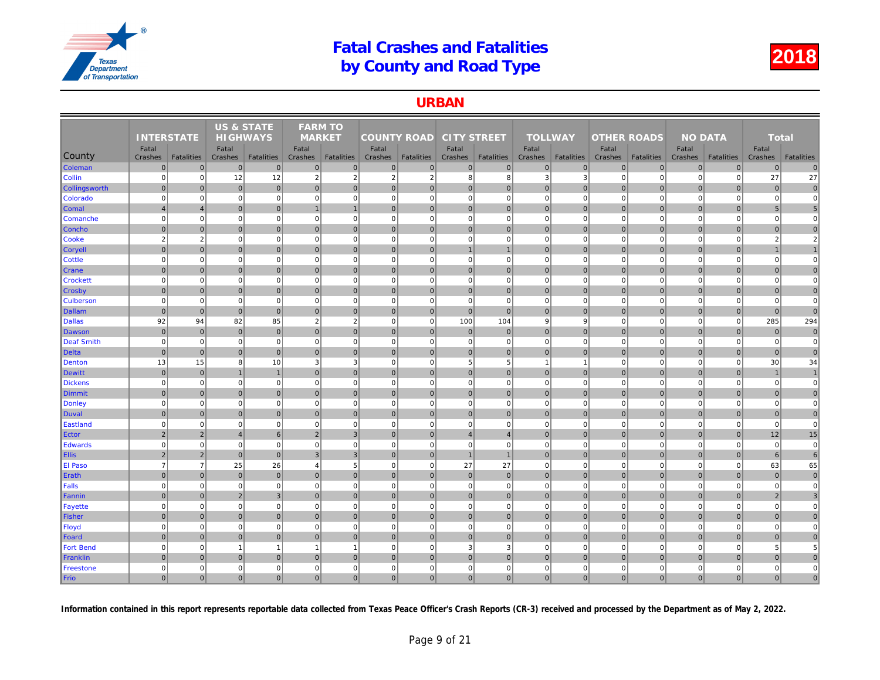# Fatal Crashes and Fatalities by County and Road Type

## 2018

## URBAN

| County | INTERSTATE | | US & STATE HIGHWAYS | | FARM TO MARKET | | COUNTY ROAD | | CITY STREET | | TOLLWAY | | OTHER ROADS | | NO DATA | | Total | |
|---|---|---|---|---|---|---|---|---|---|---|---|---|---|---|---|---|---|---|
| | Fatal Crashes | Fatalities | Fatal Crashes | Fatalities | Fatal Crashes | Fatalities | Fatal Crashes | Fatalities | Fatal Crashes | Fatalities | Fatal Crashes | Fatalities | Fatal Crashes | Fatalities | Fatal Crashes | Fatalities | Fatal Crashes | Fatalities |
| Coleman | 0 | 0 | 0 | 0 | 0 | 0 | 0 | 0 | 0 | 0 | 0 | 0 | 0 | 0 | 0 | 0 | 0 | 0 |
| Collin | 0 | 0 | 12 | 12 | 2 | 2 | 2 | 2 | 8 | 8 | 3 | 3 | 0 | 0 | 0 | 0 | 27 | 27 |
| Collingsworth | 0 | 0 | 0 | 0 | 0 | 0 | 0 | 0 | 0 | 0 | 0 | 0 | 0 | 0 | 0 | 0 | 0 | 0 |
| Colorado | 0 | 0 | 0 | 0 | 0 | 0 | 0 | 0 | 0 | 0 | 0 | 0 | 0 | 0 | 0 | 0 | 0 | 0 |
| Comal | 4 | 4 | 0 | 0 | 1 | 1 | 0 | 0 | 0 | 0 | 0 | 0 | 0 | 0 | 0 | 0 | 5 | 5 |
| Comanche | 0 | 0 | 0 | 0 | 0 | 0 | 0 | 0 | 0 | 0 | 0 | 0 | 0 | 0 | 0 | 0 | 0 | 0 |
| Concho | 0 | 0 | 0 | 0 | 0 | 0 | 0 | 0 | 0 | 0 | 0 | 0 | 0 | 0 | 0 | 0 | 0 | 0 |
| Cooke | 2 | 2 | 0 | 0 | 0 | 0 | 0 | 0 | 0 | 0 | 0 | 0 | 0 | 0 | 0 | 0 | 2 | 2 |
| Coryell | 0 | 0 | 0 | 0 | 0 | 0 | 0 | 0 | 1 | 1 | 0 | 0 | 0 | 0 | 0 | 0 | 1 | 1 |
| Cottle | 0 | 0 | 0 | 0 | 0 | 0 | 0 | 0 | 0 | 0 | 0 | 0 | 0 | 0 | 0 | 0 | 0 | 0 |
| Crane | 0 | 0 | 0 | 0 | 0 | 0 | 0 | 0 | 0 | 0 | 0 | 0 | 0 | 0 | 0 | 0 | 0 | 0 |
| Crockett | 0 | 0 | 0 | 0 | 0 | 0 | 0 | 0 | 0 | 0 | 0 | 0 | 0 | 0 | 0 | 0 | 0 | 0 |
| Crosby | 0 | 0 | 0 | 0 | 0 | 0 | 0 | 0 | 0 | 0 | 0 | 0 | 0 | 0 | 0 | 0 | 0 | 0 |
| Culberson | 0 | 0 | 0 | 0 | 0 | 0 | 0 | 0 | 0 | 0 | 0 | 0 | 0 | 0 | 0 | 0 | 0 | 0 |
| Dallam | 0 | 0 | 0 | 0 | 0 | 0 | 0 | 0 | 0 | 0 | 0 | 0 | 0 | 0 | 0 | 0 | 0 | 0 |
| Dallas | 92 | 94 | 82 | 85 | 2 | 2 | 0 | 0 | 100 | 104 | 9 | 9 | 0 | 0 | 0 | 0 | 285 | 294 |
| Dawson | 0 | 0 | 0 | 0 | 0 | 0 | 0 | 0 | 0 | 0 | 0 | 0 | 0 | 0 | 0 | 0 | 0 | 0 |
| Deaf Smith | 0 | 0 | 0 | 0 | 0 | 0 | 0 | 0 | 0 | 0 | 0 | 0 | 0 | 0 | 0 | 0 | 0 | 0 |
| Delta | 0 | 0 | 0 | 0 | 0 | 0 | 0 | 0 | 0 | 0 | 0 | 0 | 0 | 0 | 0 | 0 | 0 | 0 |
| Denton | 13 | 15 | 8 | 10 | 3 | 3 | 0 | 0 | 5 | 5 | 1 | 1 | 0 | 0 | 0 | 0 | 30 | 34 |
| Dewitt | 0 | 0 | 1 | 1 | 0 | 0 | 0 | 0 | 0 | 0 | 0 | 0 | 0 | 0 | 0 | 0 | 1 | 1 |
| Dickens | 0 | 0 | 0 | 0 | 0 | 0 | 0 | 0 | 0 | 0 | 0 | 0 | 0 | 0 | 0 | 0 | 0 | 0 |
| Dimmit | 0 | 0 | 0 | 0 | 0 | 0 | 0 | 0 | 0 | 0 | 0 | 0 | 0 | 0 | 0 | 0 | 0 | 0 |
| Donley | 0 | 0 | 0 | 0 | 0 | 0 | 0 | 0 | 0 | 0 | 0 | 0 | 0 | 0 | 0 | 0 | 0 | 0 |
| Duval | 0 | 0 | 0 | 0 | 0 | 0 | 0 | 0 | 0 | 0 | 0 | 0 | 0 | 0 | 0 | 0 | 0 | 0 |
| Eastland | 0 | 0 | 0 | 0 | 0 | 0 | 0 | 0 | 0 | 0 | 0 | 0 | 0 | 0 | 0 | 0 | 0 | 0 |
| Ector | 2 | 2 | 4 | 6 | 2 | 3 | 0 | 0 | 4 | 4 | 0 | 0 | 0 | 0 | 0 | 0 | 12 | 15 |
| Edwards | 0 | 0 | 0 | 0 | 0 | 0 | 0 | 0 | 0 | 0 | 0 | 0 | 0 | 0 | 0 | 0 | 0 | 0 |
| Ellis | 2 | 2 | 0 | 0 | 3 | 3 | 0 | 0 | 1 | 1 | 0 | 0 | 0 | 0 | 0 | 0 | 6 | 6 |
| El Paso | 7 | 7 | 25 | 26 | 4 | 5 | 0 | 0 | 27 | 27 | 0 | 0 | 0 | 0 | 0 | 0 | 63 | 65 |
| Erath | 0 | 0 | 0 | 0 | 0 | 0 | 0 | 0 | 0 | 0 | 0 | 0 | 0 | 0 | 0 | 0 | 0 | 0 |
| Falls | 0 | 0 | 0 | 0 | 0 | 0 | 0 | 0 | 0 | 0 | 0 | 0 | 0 | 0 | 0 | 0 | 0 | 0 |
| Fannin | 0 | 0 | 2 | 3 | 0 | 0 | 0 | 0 | 0 | 0 | 0 | 0 | 0 | 0 | 0 | 0 | 2 | 3 |
| Fayette | 0 | 0 | 0 | 0 | 0 | 0 | 0 | 0 | 0 | 0 | 0 | 0 | 0 | 0 | 0 | 0 | 0 | 0 |
| Fisher | 0 | 0 | 0 | 0 | 0 | 0 | 0 | 0 | 0 | 0 | 0 | 0 | 0 | 0 | 0 | 0 | 0 | 0 |
| Floyd | 0 | 0 | 0 | 0 | 0 | 0 | 0 | 0 | 0 | 0 | 0 | 0 | 0 | 0 | 0 | 0 | 0 | 0 |
| Foard | 0 | 0 | 0 | 0 | 0 | 0 | 0 | 0 | 0 | 0 | 0 | 0 | 0 | 0 | 0 | 0 | 0 | 0 |
| Fort Bend | 0 | 0 | 1 | 1 | 1 | 1 | 0 | 0 | 3 | 3 | 0 | 0 | 0 | 0 | 0 | 0 | 5 | 5 |
| Franklin | 0 | 0 | 0 | 0 | 0 | 0 | 0 | 0 | 0 | 0 | 0 | 0 | 0 | 0 | 0 | 0 | 0 | 0 |
| Freestone | 0 | 0 | 0 | 0 | 0 | 0 | 0 | 0 | 0 | 0 | 0 | 0 | 0 | 0 | 0 | 0 | 0 | 0 |
| Frio | 0 | 0 | 0 | 0 | 0 | 0 | 0 | 0 | 0 | 0 | 0 | 0 | 0 | 0 | 0 | 0 | 0 | 0 |

**Information contained in this report represents reportable data collected from Texas Peace Officer's Crash Reports (CR-3) received and processed by the Department as of May 2, 2022.**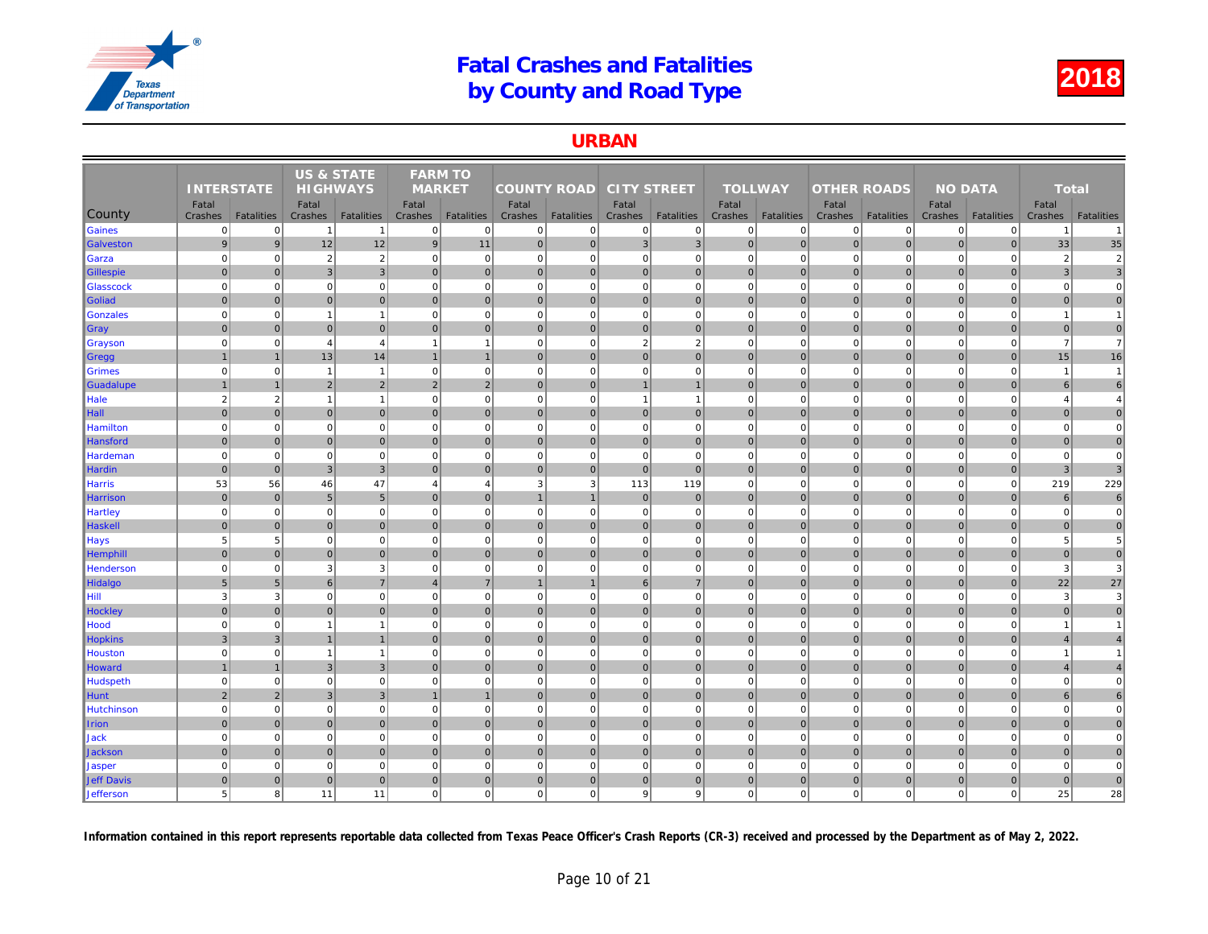# Fatal Crashes and Fatalities by County and Road Type

2018

## URBAN

| County | INTERSTATE | | US & STATE HIGHWAYS | | FARM TO MARKET | | COUNTY ROAD | | CITY STREET | | TOLLWAY | | OTHER ROADS | | NO DATA | | Total | |
|---|---|---|---|---|---|---|---|---|---|---|---|---|---|---|---|---|---|---|
| | Fatal Crashes | Fatalities | Fatal Crashes | Fatalities | Fatal Crashes | Fatalities | Fatal Crashes | Fatalities | Fatal Crashes | Fatalities | Fatal Crashes | Fatalities | Fatal Crashes | Fatalities | Fatal Crashes | Fatalities | Fatal Crashes | Fatalities |
| Gaines | 0 | 0 | 1 | 1 | 0 | 0 | 0 | 0 | 0 | 0 | 0 | 0 | 0 | 0 | 0 | 0 | 1 | 1 |
| Galveston | 9 | 9 | 12 | 12 | 9 | 11 | 0 | 0 | 3 | 3 | 0 | 0 | 0 | 0 | 0 | 0 | 33 | 35 |
| Garza | 0 | 0 | 2 | 2 | 0 | 0 | 0 | 0 | 0 | 0 | 0 | 0 | 0 | 0 | 0 | 0 | 2 | 2 |
| Gillespie | 0 | 0 | 3 | 3 | 0 | 0 | 0 | 0 | 0 | 0 | 0 | 0 | 0 | 0 | 0 | 0 | 3 | 3 |
| Glasscock | 0 | 0 | 0 | 0 | 0 | 0 | 0 | 0 | 0 | 0 | 0 | 0 | 0 | 0 | 0 | 0 | 0 | 0 |
| Goliad | 0 | 0 | 0 | 0 | 0 | 0 | 0 | 0 | 0 | 0 | 0 | 0 | 0 | 0 | 0 | 0 | 0 | 0 |
| Gonzales | 0 | 0 | 1 | 1 | 0 | 0 | 0 | 0 | 0 | 0 | 0 | 0 | 0 | 0 | 0 | 0 | 1 | 1 |
| Gray | 0 | 0 | 0 | 0 | 0 | 0 | 0 | 0 | 0 | 0 | 0 | 0 | 0 | 0 | 0 | 0 | 0 | 0 |
| Grayson | 0 | 0 | 4 | 4 | 1 | 1 | 0 | 0 | 2 | 2 | 0 | 0 | 0 | 0 | 0 | 0 | 7 | 7 |
| Gregg | 1 | 1 | 13 | 14 | 1 | 1 | 0 | 0 | 0 | 0 | 0 | 0 | 0 | 0 | 0 | 0 | 15 | 16 |
| Grimes | 0 | 0 | 1 | 1 | 0 | 0 | 0 | 0 | 0 | 0 | 0 | 0 | 0 | 0 | 0 | 0 | 1 | 1 |
| Guadalupe | 1 | 1 | 2 | 2 | 2 | 2 | 0 | 0 | 1 | 1 | 0 | 0 | 0 | 0 | 0 | 0 | 6 | 6 |
| Hale | 2 | 2 | 1 | 1 | 0 | 0 | 0 | 0 | 1 | 1 | 0 | 0 | 0 | 0 | 0 | 0 | 4 | 4 |
| Hall | 0 | 0 | 0 | 0 | 0 | 0 | 0 | 0 | 0 | 0 | 0 | 0 | 0 | 0 | 0 | 0 | 0 | 0 |
| Hamilton | 0 | 0 | 0 | 0 | 0 | 0 | 0 | 0 | 0 | 0 | 0 | 0 | 0 | 0 | 0 | 0 | 0 | 0 |
| Hansford | 0 | 0 | 0 | 0 | 0 | 0 | 0 | 0 | 0 | 0 | 0 | 0 | 0 | 0 | 0 | 0 | 0 | 0 |
| Hardeman | 0 | 0 | 0 | 0 | 0 | 0 | 0 | 0 | 0 | 0 | 0 | 0 | 0 | 0 | 0 | 0 | 0 | 0 |
| Hardin | 0 | 0 | 3 | 3 | 0 | 0 | 0 | 0 | 0 | 0 | 0 | 0 | 0 | 0 | 0 | 0 | 3 | 3 |
| Harris | 53 | 56 | 46 | 47 | 4 | 4 | 3 | 3 | 113 | 119 | 0 | 0 | 0 | 0 | 0 | 0 | 219 | 229 |
| Harrison | 0 | 0 | 5 | 5 | 0 | 0 | 1 | 1 | 0 | 0 | 0 | 0 | 0 | 0 | 0 | 0 | 6 | 6 |
| Hartley | 0 | 0 | 0 | 0 | 0 | 0 | 0 | 0 | 0 | 0 | 0 | 0 | 0 | 0 | 0 | 0 | 0 | 0 |
| Haskell | 0 | 0 | 0 | 0 | 0 | 0 | 0 | 0 | 0 | 0 | 0 | 0 | 0 | 0 | 0 | 0 | 0 | 0 |
| Hays | 5 | 5 | 0 | 0 | 0 | 0 | 0 | 0 | 0 | 0 | 0 | 0 | 0 | 0 | 0 | 0 | 5 | 5 |
| Hemphill | 0 | 0 | 0 | 0 | 0 | 0 | 0 | 0 | 0 | 0 | 0 | 0 | 0 | 0 | 0 | 0 | 0 | 0 |
| Henderson | 0 | 0 | 3 | 3 | 0 | 0 | 0 | 0 | 0 | 0 | 0 | 0 | 0 | 0 | 0 | 0 | 3 | 3 |
| Hidalgo | 5 | 5 | 6 | 7 | 4 | 7 | 1 | 1 | 6 | 7 | 0 | 0 | 0 | 0 | 0 | 0 | 22 | 27 |
| Hill | 3 | 3 | 0 | 0 | 0 | 0 | 0 | 0 | 0 | 0 | 0 | 0 | 0 | 0 | 0 | 0 | 3 | 3 |
| Hockley | 0 | 0 | 0 | 0 | 0 | 0 | 0 | 0 | 0 | 0 | 0 | 0 | 0 | 0 | 0 | 0 | 0 | 0 |
| Hood | 0 | 0 | 1 | 1 | 0 | 0 | 0 | 0 | 0 | 0 | 0 | 0 | 0 | 0 | 0 | 0 | 1 | 1 |
| Hopkins | 3 | 3 | 1 | 1 | 0 | 0 | 0 | 0 | 0 | 0 | 0 | 0 | 0 | 0 | 0 | 0 | 4 | 4 |
| Houston | 0 | 0 | 1 | 1 | 0 | 0 | 0 | 0 | 0 | 0 | 0 | 0 | 0 | 0 | 0 | 0 | 1 | 1 |
| Howard | 1 | 1 | 3 | 3 | 0 | 0 | 0 | 0 | 0 | 0 | 0 | 0 | 0 | 0 | 0 | 0 | 4 | 4 |
| Hudspeth | 0 | 0 | 0 | 0 | 0 | 0 | 0 | 0 | 0 | 0 | 0 | 0 | 0 | 0 | 0 | 0 | 0 | 0 |
| Hunt | 2 | 2 | 3 | 3 | 1 | 1 | 0 | 0 | 0 | 0 | 0 | 0 | 0 | 0 | 0 | 0 | 6 | 6 |
| Hutchinson | 0 | 0 | 0 | 0 | 0 | 0 | 0 | 0 | 0 | 0 | 0 | 0 | 0 | 0 | 0 | 0 | 0 | 0 |
| Irion | 0 | 0 | 0 | 0 | 0 | 0 | 0 | 0 | 0 | 0 | 0 | 0 | 0 | 0 | 0 | 0 | 0 | 0 |
| Jack | 0 | 0 | 0 | 0 | 0 | 0 | 0 | 0 | 0 | 0 | 0 | 0 | 0 | 0 | 0 | 0 | 0 | 0 |
| Jackson | 0 | 0 | 0 | 0 | 0 | 0 | 0 | 0 | 0 | 0 | 0 | 0 | 0 | 0 | 0 | 0 | 0 | 0 |
| Jasper | 0 | 0 | 0 | 0 | 0 | 0 | 0 | 0 | 0 | 0 | 0 | 0 | 0 | 0 | 0 | 0 | 0 | 0 |
| Jeff Davis | 0 | 0 | 0 | 0 | 0 | 0 | 0 | 0 | 0 | 0 | 0 | 0 | 0 | 0 | 0 | 0 | 0 | 0 |
| Jefferson | 5 | 8 | 11 | 11 | 0 | 0 | 0 | 0 | 9 | 9 | 0 | 0 | 0 | 0 | 0 | 0 | 25 | 28 |

**Information contained in this report represents reportable data collected from Texas Peace Officer's Crash Reports (CR-3) received and processed by the Department as of May 2, 2022.**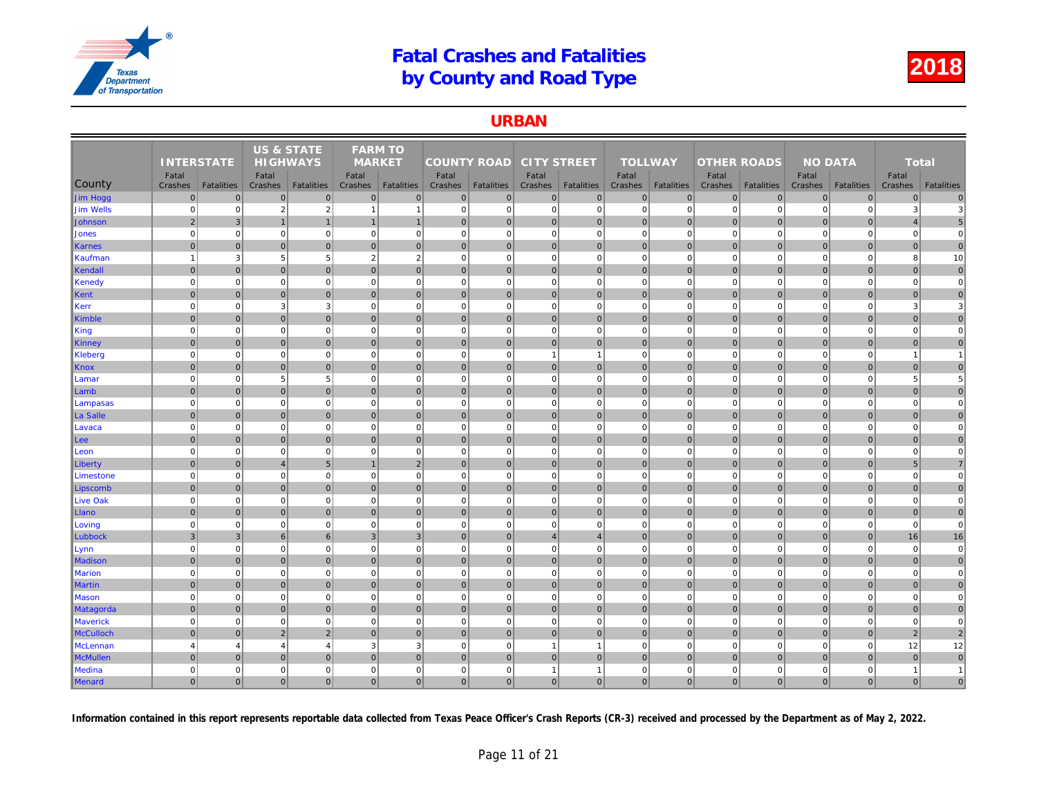# Fatal Crashes and Fatalities by County and Road Type

# 2018

## URBAN

| County | INTERSTATE | | US & STATE HIGHWAYS | | FARM TO MARKET | | COUNTY ROAD | | CITY STREET | | TOLLWAY | | OTHER ROADS | | NO DATA | | Total | |
|---|---|---|---|---|---|---|---|---|---|---|---|---|---|---|---|---|---|---|
| | Fatal Crashes | Fatalities | Fatal Crashes | Fatalities | Fatal Crashes | Fatalities | Fatal Crashes | Fatalities | Fatal Crashes | Fatalities | Fatal Crashes | Fatalities | Fatal Crashes | Fatalities | Fatal Crashes | Fatalities | Fatal Crashes | Fatalities |
| Jim Hogg | 0 | 0 | 0 | 0 | 0 | 0 | 0 | 0 | 0 | 0 | 0 | 0 | 0 | 0 | 0 | 0 | 0 | 0 |
| Jim Wells | 0 | 0 | 2 | 2 | 1 | 1 | 0 | 0 | 0 | 0 | 0 | 0 | 0 | 0 | 0 | 0 | 3 | 3 |
| Johnson | 2 | 3 | 1 | 1 | 1 | 1 | 0 | 0 | 0 | 0 | 0 | 0 | 0 | 0 | 0 | 0 | 4 | 5 |
| Jones | 0 | 0 | 0 | 0 | 0 | 0 | 0 | 0 | 0 | 0 | 0 | 0 | 0 | 0 | 0 | 0 | 0 | 0 |
| Karnes | 0 | 0 | 0 | 0 | 0 | 0 | 0 | 0 | 0 | 0 | 0 | 0 | 0 | 0 | 0 | 0 | 0 | 0 |
| Kaufman | 1 | 3 | 5 | 5 | 2 | 2 | 0 | 0 | 0 | 0 | 0 | 0 | 0 | 0 | 0 | 0 | 8 | 10 |
| Kendall | 0 | 0 | 0 | 0 | 0 | 0 | 0 | 0 | 0 | 0 | 0 | 0 | 0 | 0 | 0 | 0 | 0 | 0 |
| Kenedy | 0 | 0 | 0 | 0 | 0 | 0 | 0 | 0 | 0 | 0 | 0 | 0 | 0 | 0 | 0 | 0 | 0 | 0 |
| Kent | 0 | 0 | 0 | 0 | 0 | 0 | 0 | 0 | 0 | 0 | 0 | 0 | 0 | 0 | 0 | 0 | 0 | 0 |
| Kerr | 0 | 0 | 3 | 3 | 0 | 0 | 0 | 0 | 0 | 0 | 0 | 0 | 0 | 0 | 0 | 0 | 3 | 3 |
| Kimble | 0 | 0 | 0 | 0 | 0 | 0 | 0 | 0 | 0 | 0 | 0 | 0 | 0 | 0 | 0 | 0 | 0 | 0 |
| King | 0 | 0 | 0 | 0 | 0 | 0 | 0 | 0 | 0 | 0 | 0 | 0 | 0 | 0 | 0 | 0 | 0 | 0 |
| Kinney | 0 | 0 | 0 | 0 | 0 | 0 | 0 | 0 | 0 | 0 | 0 | 0 | 0 | 0 | 0 | 0 | 0 | 0 |
| Kleberg | 0 | 0 | 0 | 0 | 0 | 0 | 0 | 0 | 1 | 1 | 0 | 0 | 0 | 0 | 0 | 0 | 1 | 1 |
| Knox | 0 | 0 | 0 | 0 | 0 | 0 | 0 | 0 | 0 | 0 | 0 | 0 | 0 | 0 | 0 | 0 | 0 | 0 |
| Lamar | 0 | 0 | 5 | 5 | 0 | 0 | 0 | 0 | 0 | 0 | 0 | 0 | 0 | 0 | 0 | 0 | 5 | 5 |
| Lamb | 0 | 0 | 0 | 0 | 0 | 0 | 0 | 0 | 0 | 0 | 0 | 0 | 0 | 0 | 0 | 0 | 0 | 0 |
| Lampasas | 0 | 0 | 0 | 0 | 0 | 0 | 0 | 0 | 0 | 0 | 0 | 0 | 0 | 0 | 0 | 0 | 0 | 0 |
| La Salle | 0 | 0 | 0 | 0 | 0 | 0 | 0 | 0 | 0 | 0 | 0 | 0 | 0 | 0 | 0 | 0 | 0 | 0 |
| Lavaca | 0 | 0 | 0 | 0 | 0 | 0 | 0 | 0 | 0 | 0 | 0 | 0 | 0 | 0 | 0 | 0 | 0 | 0 |
| Lee | 0 | 0 | 0 | 0 | 0 | 0 | 0 | 0 | 0 | 0 | 0 | 0 | 0 | 0 | 0 | 0 | 0 | 0 |
| Leon | 0 | 0 | 0 | 0 | 0 | 0 | 0 | 0 | 0 | 0 | 0 | 0 | 0 | 0 | 0 | 0 | 0 | 0 |
| Liberty | 0 | 0 | 4 | 5 | 1 | 2 | 0 | 0 | 0 | 0 | 0 | 0 | 0 | 0 | 0 | 0 | 5 | 7 |
| Limestone | 0 | 0 | 0 | 0 | 0 | 0 | 0 | 0 | 0 | 0 | 0 | 0 | 0 | 0 | 0 | 0 | 0 | 0 |
| Lipscomb | 0 | 0 | 0 | 0 | 0 | 0 | 0 | 0 | 0 | 0 | 0 | 0 | 0 | 0 | 0 | 0 | 0 | 0 |
| Live Oak | 0 | 0 | 0 | 0 | 0 | 0 | 0 | 0 | 0 | 0 | 0 | 0 | 0 | 0 | 0 | 0 | 0 | 0 |
| Llano | 0 | 0 | 0 | 0 | 0 | 0 | 0 | 0 | 0 | 0 | 0 | 0 | 0 | 0 | 0 | 0 | 0 | 0 |
| Loving | 0 | 0 | 0 | 0 | 0 | 0 | 0 | 0 | 0 | 0 | 0 | 0 | 0 | 0 | 0 | 0 | 0 | 0 |
| Lubbock | 3 | 3 | 6 | 6 | 3 | 3 | 0 | 0 | 4 | 4 | 0 | 0 | 0 | 0 | 0 | 0 | 16 | 16 |
| Lynn | 0 | 0 | 0 | 0 | 0 | 0 | 0 | 0 | 0 | 0 | 0 | 0 | 0 | 0 | 0 | 0 | 0 | 0 |
| Madison | 0 | 0 | 0 | 0 | 0 | 0 | 0 | 0 | 0 | 0 | 0 | 0 | 0 | 0 | 0 | 0 | 0 | 0 |
| Marion | 0 | 0 | 0 | 0 | 0 | 0 | 0 | 0 | 0 | 0 | 0 | 0 | 0 | 0 | 0 | 0 | 0 | 0 |
| Martin | 0 | 0 | 0 | 0 | 0 | 0 | 0 | 0 | 0 | 0 | 0 | 0 | 0 | 0 | 0 | 0 | 0 | 0 |
| Mason | 0 | 0 | 0 | 0 | 0 | 0 | 0 | 0 | 0 | 0 | 0 | 0 | 0 | 0 | 0 | 0 | 0 | 0 |
| Matagorda | 0 | 0 | 0 | 0 | 0 | 0 | 0 | 0 | 0 | 0 | 0 | 0 | 0 | 0 | 0 | 0 | 0 | 0 |
| Maverick | 0 | 0 | 0 | 0 | 0 | 0 | 0 | 0 | 0 | 0 | 0 | 0 | 0 | 0 | 0 | 0 | 0 | 0 |
| McCulloch | 0 | 0 | 2 | 2 | 0 | 0 | 0 | 0 | 0 | 0 | 0 | 0 | 0 | 0 | 0 | 0 | 2 | 2 |
| McLennan | 4 | 4 | 4 | 4 | 3 | 3 | 0 | 0 | 1 | 1 | 0 | 0 | 0 | 0 | 0 | 0 | 12 | 12 |
| McMullen | 0 | 0 | 0 | 0 | 0 | 0 | 0 | 0 | 0 | 0 | 0 | 0 | 0 | 0 | 0 | 0 | 0 | 0 |
| Medina | 0 | 0 | 0 | 0 | 0 | 0 | 0 | 0 | 1 | 1 | 0 | 0 | 0 | 0 | 0 | 0 | 1 | 1 |
| Menard | 0 | 0 | 0 | 0 | 0 | 0 | 0 | 0 | 0 | 0 | 0 | 0 | 0 | 0 | 0 | 0 | 0 | 0 |

**Information contained in this report represents reportable data collected from Texas Peace Officer's Crash Reports (CR-3) received and processed by the Department as of May 2, 2022.**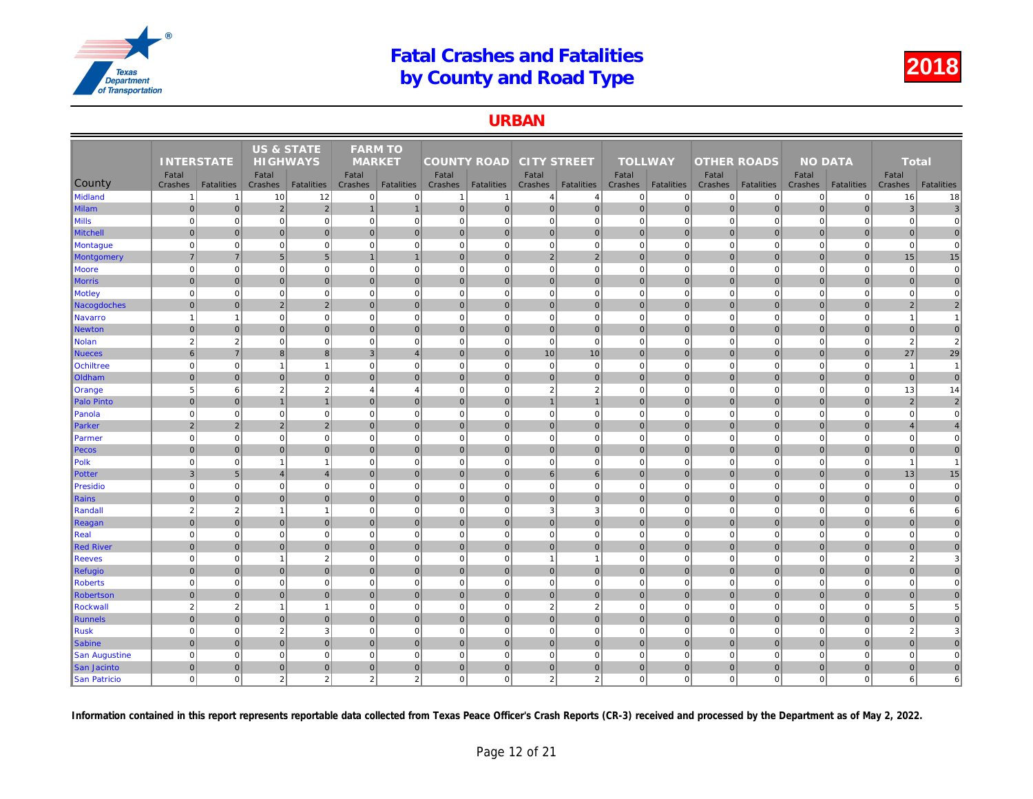# Fatal Crashes and Fatalities by County and Road Type

2018

## URBAN

| County | INTERSTATE | | US & STATE HIGHWAYS | | FARM TO MARKET | | COUNTY ROAD | | CITY STREET | | TOLLWAY | | OTHER ROADS | | NO DATA | | Total | |
|---|---|---|---|---|---|---|---|---|---|---|---|---|---|---|---|---|---|---|
| | Fatal Crashes | Fatalities | Fatal Crashes | Fatalities | Fatal Crashes | Fatalities | Fatal Crashes | Fatalities | Fatal Crashes | Fatalities | Fatal Crashes | Fatalities | Fatal Crashes | Fatalities | Fatal Crashes | Fatalities | Fatal Crashes | Fatalities |
| Midland | 1 | 1 | 10 | 12 | 0 | 0 | 1 | 1 | 4 | 4 | 0 | 0 | 0 | 0 | 0 | 0 | 16 | 18 |
| Milam | 0 | 0 | 2 | 2 | 1 | 1 | 0 | 0 | 0 | 0 | 0 | 0 | 0 | 0 | 0 | 0 | 3 | 3 |
| Mills | 0 | 0 | 0 | 0 | 0 | 0 | 0 | 0 | 0 | 0 | 0 | 0 | 0 | 0 | 0 | 0 | 0 | 0 |
| Mitchell | 0 | 0 | 0 | 0 | 0 | 0 | 0 | 0 | 0 | 0 | 0 | 0 | 0 | 0 | 0 | 0 | 0 | 0 |
| Montague | 0 | 0 | 0 | 0 | 0 | 0 | 0 | 0 | 0 | 0 | 0 | 0 | 0 | 0 | 0 | 0 | 0 | 0 |
| Montgomery | 7 | 7 | 5 | 5 | 1 | 1 | 0 | 0 | 2 | 2 | 0 | 0 | 0 | 0 | 0 | 0 | 15 | 15 |
| Moore | 0 | 0 | 0 | 0 | 0 | 0 | 0 | 0 | 0 | 0 | 0 | 0 | 0 | 0 | 0 | 0 | 0 | 0 |
| Morris | 0 | 0 | 0 | 0 | 0 | 0 | 0 | 0 | 0 | 0 | 0 | 0 | 0 | 0 | 0 | 0 | 0 | 0 |
| Motley | 0 | 0 | 0 | 0 | 0 | 0 | 0 | 0 | 0 | 0 | 0 | 0 | 0 | 0 | 0 | 0 | 0 | 0 |
| Nacogdoches | 0 | 0 | 2 | 2 | 0 | 0 | 0 | 0 | 0 | 0 | 0 | 0 | 0 | 0 | 0 | 0 | 2 | 2 |
| Navarro | 1 | 1 | 0 | 0 | 0 | 0 | 0 | 0 | 0 | 0 | 0 | 0 | 0 | 0 | 0 | 0 | 1 | 1 |
| Newton | 0 | 0 | 0 | 0 | 0 | 0 | 0 | 0 | 0 | 0 | 0 | 0 | 0 | 0 | 0 | 0 | 0 | 0 |
| Nolan | 2 | 2 | 0 | 0 | 0 | 0 | 0 | 0 | 0 | 0 | 0 | 0 | 0 | 0 | 0 | 0 | 2 | 2 |
| Nueces | 6 | 7 | 8 | 8 | 3 | 4 | 0 | 0 | 10 | 10 | 0 | 0 | 0 | 0 | 0 | 0 | 27 | 29 |
| Ochiltree | 0 | 0 | 1 | 1 | 0 | 0 | 0 | 0 | 0 | 0 | 0 | 0 | 0 | 0 | 0 | 0 | 1 | 1 |
| Oldham | 0 | 0 | 0 | 0 | 0 | 0 | 0 | 0 | 0 | 0 | 0 | 0 | 0 | 0 | 0 | 0 | 0 | 0 |
| Orange | 5 | 6 | 2 | 2 | 4 | 4 | 0 | 0 | 2 | 2 | 0 | 0 | 0 | 0 | 0 | 0 | 13 | 14 |
| Palo Pinto | 0 | 0 | 1 | 1 | 0 | 0 | 0 | 0 | 1 | 1 | 0 | 0 | 0 | 0 | 0 | 0 | 2 | 2 |
| Panola | 0 | 0 | 0 | 0 | 0 | 0 | 0 | 0 | 0 | 0 | 0 | 0 | 0 | 0 | 0 | 0 | 0 | 0 |
| Parker | 2 | 2 | 2 | 2 | 0 | 0 | 0 | 0 | 0 | 0 | 0 | 0 | 0 | 0 | 0 | 0 | 4 | 4 |
| Parmer | 0 | 0 | 0 | 0 | 0 | 0 | 0 | 0 | 0 | 0 | 0 | 0 | 0 | 0 | 0 | 0 | 0 | 0 |
| Pecos | 0 | 0 | 0 | 0 | 0 | 0 | 0 | 0 | 0 | 0 | 0 | 0 | 0 | 0 | 0 | 0 | 0 | 0 |
| Polk | 0 | 0 | 1 | 1 | 0 | 0 | 0 | 0 | 0 | 0 | 0 | 0 | 0 | 0 | 0 | 0 | 1 | 1 |
| Potter | 3 | 5 | 4 | 4 | 0 | 0 | 0 | 0 | 6 | 6 | 0 | 0 | 0 | 0 | 0 | 0 | 13 | 15 |
| Presidio | 0 | 0 | 0 | 0 | 0 | 0 | 0 | 0 | 0 | 0 | 0 | 0 | 0 | 0 | 0 | 0 | 0 | 0 |
| Rains | 0 | 0 | 0 | 0 | 0 | 0 | 0 | 0 | 0 | 0 | 0 | 0 | 0 | 0 | 0 | 0 | 0 | 0 |
| Randall | 2 | 2 | 1 | 1 | 0 | 0 | 0 | 0 | 3 | 3 | 0 | 0 | 0 | 0 | 0 | 0 | 6 | 6 |
| Reagan | 0 | 0 | 0 | 0 | 0 | 0 | 0 | 0 | 0 | 0 | 0 | 0 | 0 | 0 | 0 | 0 | 0 | 0 |
| Real | 0 | 0 | 0 | 0 | 0 | 0 | 0 | 0 | 0 | 0 | 0 | 0 | 0 | 0 | 0 | 0 | 0 | 0 |
| Red River | 0 | 0 | 0 | 0 | 0 | 0 | 0 | 0 | 0 | 0 | 0 | 0 | 0 | 0 | 0 | 0 | 0 | 0 |
| Reeves | 0 | 0 | 1 | 2 | 0 | 0 | 0 | 0 | 1 | 1 | 0 | 0 | 0 | 0 | 0 | 0 | 2 | 3 |
| Refugio | 0 | 0 | 0 | 0 | 0 | 0 | 0 | 0 | 0 | 0 | 0 | 0 | 0 | 0 | 0 | 0 | 0 | 0 |
| Roberts | 0 | 0 | 0 | 0 | 0 | 0 | 0 | 0 | 0 | 0 | 0 | 0 | 0 | 0 | 0 | 0 | 0 | 0 |
| Robertson | 0 | 0 | 0 | 0 | 0 | 0 | 0 | 0 | 0 | 0 | 0 | 0 | 0 | 0 | 0 | 0 | 0 | 0 |
| Rockwall | 2 | 2 | 1 | 1 | 0 | 0 | 0 | 0 | 2 | 2 | 0 | 0 | 0 | 0 | 0 | 0 | 5 | 5 |
| Runnels | 0 | 0 | 0 | 0 | 0 | 0 | 0 | 0 | 0 | 0 | 0 | 0 | 0 | 0 | 0 | 0 | 0 | 0 |
| Rusk | 0 | 0 | 2 | 3 | 0 | 0 | 0 | 0 | 0 | 0 | 0 | 0 | 0 | 0 | 0 | 0 | 2 | 3 |
| Sabine | 0 | 0 | 0 | 0 | 0 | 0 | 0 | 0 | 0 | 0 | 0 | 0 | 0 | 0 | 0 | 0 | 0 | 0 |
| San Augustine | 0 | 0 | 0 | 0 | 0 | 0 | 0 | 0 | 0 | 0 | 0 | 0 | 0 | 0 | 0 | 0 | 0 | 0 |
| San Jacinto | 0 | 0 | 0 | 0 | 0 | 0 | 0 | 0 | 0 | 0 | 0 | 0 | 0 | 0 | 0 | 0 | 0 | 0 |
| San Patricio | 0 | 0 | 2 | 2 | 2 | 2 | 0 | 0 | 2 | 2 | 0 | 0 | 0 | 0 | 0 | 0 | 6 | 6 |

**Information contained in this report represents reportable data collected from Texas Peace Officer's Crash Reports (CR-3) received and processed by the Department as of May 2, 2022.**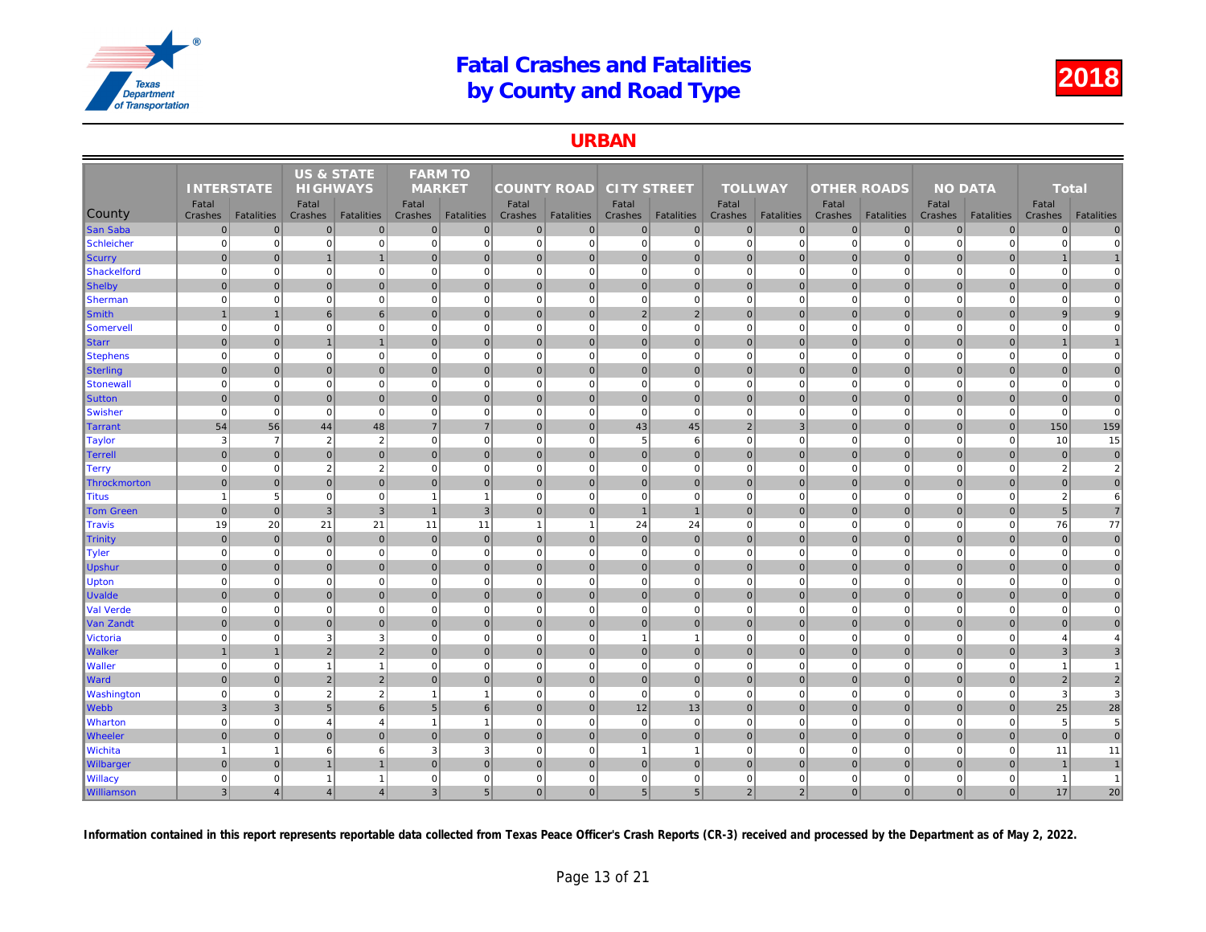# Fatal Crashes and Fatalities by County and Road Type

**2018**

## URBAN

| County | INTERSTATE | | US & STATE HIGHWAYS | | FARM TO MARKET | | COUNTY ROAD | | CITY STREET | | TOLLWAY | | OTHER ROADS | | NO DATA | | Total | |
|---|---|---|---|---|---|---|---|---|---|---|---|---|---|---|---|---|---|---|
| | Fatal Crashes | Fatalities | Fatal Crashes | Fatalities | Fatal Crashes | Fatalities | Fatal Crashes | Fatalities | Fatal Crashes | Fatalities | Fatal Crashes | Fatalities | Fatal Crashes | Fatalities | Fatal Crashes | Fatalities | Fatal Crashes | Fatalities |
| San Saba | 0 | 0 | 0 | 0 | 0 | 0 | 0 | 0 | 0 | 0 | 0 | 0 | 0 | 0 | 0 | 0 | 0 | 0 |
| Schleicher | 0 | 0 | 0 | 0 | 0 | 0 | 0 | 0 | 0 | 0 | 0 | 0 | 0 | 0 | 0 | 0 | 0 | 0 |
| Scurry | 0 | 0 | 1 | 1 | 0 | 0 | 0 | 0 | 0 | 0 | 0 | 0 | 0 | 0 | 0 | 0 | 1 | 1 |
| Shackelford | 0 | 0 | 0 | 0 | 0 | 0 | 0 | 0 | 0 | 0 | 0 | 0 | 0 | 0 | 0 | 0 | 0 | 0 |
| Shelby | 0 | 0 | 0 | 0 | 0 | 0 | 0 | 0 | 0 | 0 | 0 | 0 | 0 | 0 | 0 | 0 | 0 | 0 |
| Sherman | 0 | 0 | 0 | 0 | 0 | 0 | 0 | 0 | 0 | 0 | 0 | 0 | 0 | 0 | 0 | 0 | 0 | 0 |
| Smith | 1 | 1 | 6 | 6 | 0 | 0 | 0 | 0 | 2 | 2 | 0 | 0 | 0 | 0 | 0 | 0 | 9 | 9 |
| Somervell | 0 | 0 | 0 | 0 | 0 | 0 | 0 | 0 | 0 | 0 | 0 | 0 | 0 | 0 | 0 | 0 | 0 | 0 |
| Starr | 0 | 0 | 1 | 1 | 0 | 0 | 0 | 0 | 0 | 0 | 0 | 0 | 0 | 0 | 0 | 0 | 1 | 1 |
| Stephens | 0 | 0 | 0 | 0 | 0 | 0 | 0 | 0 | 0 | 0 | 0 | 0 | 0 | 0 | 0 | 0 | 0 | 0 |
| Sterling | 0 | 0 | 0 | 0 | 0 | 0 | 0 | 0 | 0 | 0 | 0 | 0 | 0 | 0 | 0 | 0 | 0 | 0 |
| Stonewall | 0 | 0 | 0 | 0 | 0 | 0 | 0 | 0 | 0 | 0 | 0 | 0 | 0 | 0 | 0 | 0 | 0 | 0 |
| Sutton | 0 | 0 | 0 | 0 | 0 | 0 | 0 | 0 | 0 | 0 | 0 | 0 | 0 | 0 | 0 | 0 | 0 | 0 |
| Swisher | 0 | 0 | 0 | 0 | 0 | 0 | 0 | 0 | 0 | 0 | 0 | 0 | 0 | 0 | 0 | 0 | 0 | 0 |
| Tarrant | 54 | 56 | 44 | 48 | 7 | 7 | 0 | 0 | 43 | 45 | 2 | 3 | 0 | 0 | 0 | 0 | 150 | 159 |
| Taylor | 3 | 7 | 2 | 2 | 0 | 0 | 0 | 0 | 5 | 6 | 0 | 0 | 0 | 0 | 0 | 0 | 10 | 15 |
| Terrell | 0 | 0 | 0 | 0 | 0 | 0 | 0 | 0 | 0 | 0 | 0 | 0 | 0 | 0 | 0 | 0 | 0 | 0 |
| Terry | 0 | 0 | 2 | 2 | 0 | 0 | 0 | 0 | 0 | 0 | 0 | 0 | 0 | 0 | 0 | 0 | 2 | 2 |
| Throckmorton | 0 | 0 | 0 | 0 | 0 | 0 | 0 | 0 | 0 | 0 | 0 | 0 | 0 | 0 | 0 | 0 | 0 | 0 |
| Titus | 1 | 5 | 0 | 0 | 1 | 1 | 0 | 0 | 0 | 0 | 0 | 0 | 0 | 0 | 0 | 0 | 2 | 6 |
| Tom Green | 0 | 0 | 3 | 3 | 1 | 3 | 0 | 0 | 1 | 1 | 0 | 0 | 0 | 0 | 0 | 0 | 5 | 7 |
| Travis | 19 | 20 | 21 | 21 | 11 | 11 | 1 | 1 | 24 | 24 | 0 | 0 | 0 | 0 | 0 | 0 | 76 | 77 |
| Trinity | 0 | 0 | 0 | 0 | 0 | 0 | 0 | 0 | 0 | 0 | 0 | 0 | 0 | 0 | 0 | 0 | 0 | 0 |
| Tyler | 0 | 0 | 0 | 0 | 0 | 0 | 0 | 0 | 0 | 0 | 0 | 0 | 0 | 0 | 0 | 0 | 0 | 0 |
| Upshur | 0 | 0 | 0 | 0 | 0 | 0 | 0 | 0 | 0 | 0 | 0 | 0 | 0 | 0 | 0 | 0 | 0 | 0 |
| Upton | 0 | 0 | 0 | 0 | 0 | 0 | 0 | 0 | 0 | 0 | 0 | 0 | 0 | 0 | 0 | 0 | 0 | 0 |
| Uvalde | 0 | 0 | 0 | 0 | 0 | 0 | 0 | 0 | 0 | 0 | 0 | 0 | 0 | 0 | 0 | 0 | 0 | 0 |
| Val Verde | 0 | 0 | 0 | 0 | 0 | 0 | 0 | 0 | 0 | 0 | 0 | 0 | 0 | 0 | 0 | 0 | 0 | 0 |
| Van Zandt | 0 | 0 | 0 | 0 | 0 | 0 | 0 | 0 | 0 | 0 | 0 | 0 | 0 | 0 | 0 | 0 | 0 | 0 |
| Victoria | 0 | 0 | 3 | 3 | 0 | 0 | 0 | 0 | 1 | 1 | 0 | 0 | 0 | 0 | 0 | 0 | 4 | 4 |
| Walker | 1 | 1 | 2 | 2 | 0 | 0 | 0 | 0 | 0 | 0 | 0 | 0 | 0 | 0 | 0 | 0 | 3 | 3 |
| Waller | 0 | 0 | 1 | 1 | 0 | 0 | 0 | 0 | 0 | 0 | 0 | 0 | 0 | 0 | 0 | 0 | 1 | 1 |
| Ward | 0 | 0 | 2 | 2 | 0 | 0 | 0 | 0 | 0 | 0 | 0 | 0 | 0 | 0 | 0 | 0 | 2 | 2 |
| Washington | 0 | 0 | 2 | 2 | 1 | 1 | 0 | 0 | 0 | 0 | 0 | 0 | 0 | 0 | 0 | 0 | 3 | 3 |
| Webb | 3 | 3 | 5 | 6 | 5 | 6 | 0 | 0 | 12 | 13 | 0 | 0 | 0 | 0 | 0 | 0 | 25 | 28 |
| Wharton | 0 | 0 | 4 | 4 | 1 | 1 | 0 | 0 | 0 | 0 | 0 | 0 | 0 | 0 | 0 | 0 | 5 | 5 |
| Wheeler | 0 | 0 | 0 | 0 | 0 | 0 | 0 | 0 | 0 | 0 | 0 | 0 | 0 | 0 | 0 | 0 | 0 | 0 |
| Wichita | 1 | 1 | 6 | 6 | 3 | 3 | 0 | 0 | 1 | 1 | 0 | 0 | 0 | 0 | 0 | 0 | 11 | 11 |
| Wilbarger | 0 | 0 | 1 | 1 | 0 | 0 | 0 | 0 | 0 | 0 | 0 | 0 | 0 | 0 | 0 | 0 | 1 | 1 |
| Willacy | 0 | 0 | 1 | 1 | 0 | 0 | 0 | 0 | 0 | 0 | 0 | 0 | 0 | 0 | 0 | 0 | 1 | 1 |
| Williamson | 3 | 4 | 4 | 4 | 3 | 5 | 0 | 0 | 5 | 5 | 2 | 2 | 0 | 0 | 0 | 0 | 17 | 20 |

**Information contained in this report represents reportable data collected from Texas Peace Officer's Crash Reports (CR-3) received and processed by the Department as of May 2, 2022.**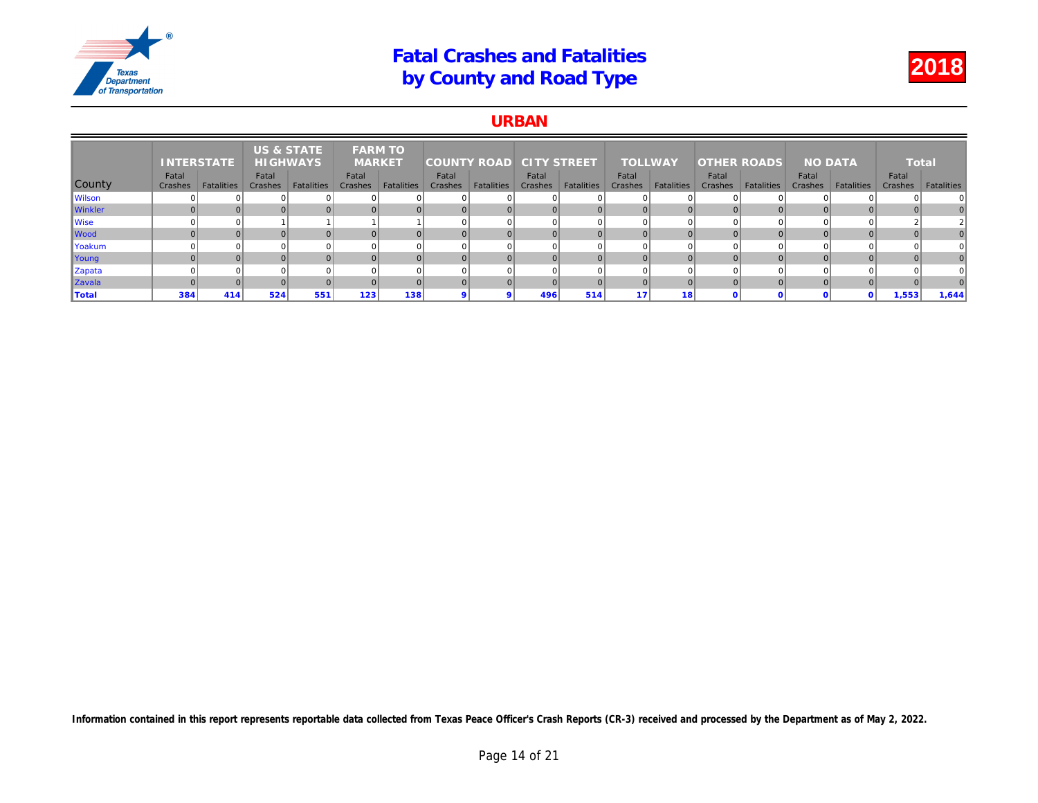# Fatal Crashes and Fatalities by County and Road Type

2018

## URBAN

| County | INTERSTATE | | US & STATE HIGHWAYS | | FARM TO MARKET | | COUNTY ROAD | | CITY STREET | | TOLLWAY | | OTHER ROADS | | NO DATA | | Total | |
|---|---|---|---|---|---|---|---|---|---|---|---|---|---|---|---|---|---|---|
| | Fatal Crashes | Fatalities | Fatal Crashes | Fatalities | Fatal Crashes | Fatalities | Fatal Crashes | Fatalities | Fatal Crashes | Fatalities | Fatal Crashes | Fatalities | Fatal Crashes | Fatalities | Fatal Crashes | Fatalities | Fatal Crashes | Fatalities |
| Wilson | 0 | 0 | 0 | 0 | 0 | 0 | 0 | 0 | 0 | 0 | 0 | 0 | 0 | 0 | 0 | 0 | 0 | 0 |
| Winkler | 0 | 0 | 0 | 0 | 0 | 0 | 0 | 0 | 0 | 0 | 0 | 0 | 0 | 0 | 0 | 0 | 0 | 0 |
| Wise | 0 | 0 | 1 | 1 | 1 | 1 | 0 | 0 | 0 | 0 | 0 | 0 | 0 | 0 | 0 | 0 | 2 | 2 |
| Wood | 0 | 0 | 0 | 0 | 0 | 0 | 0 | 0 | 0 | 0 | 0 | 0 | 0 | 0 | 0 | 0 | 0 | 0 |
| Yoakum | 0 | 0 | 0 | 0 | 0 | 0 | 0 | 0 | 0 | 0 | 0 | 0 | 0 | 0 | 0 | 0 | 0 | 0 |
| Young | 0 | 0 | 0 | 0 | 0 | 0 | 0 | 0 | 0 | 0 | 0 | 0 | 0 | 0 | 0 | 0 | 0 | 0 |
| Zapata | 0 | 0 | 0 | 0 | 0 | 0 | 0 | 0 | 0 | 0 | 0 | 0 | 0 | 0 | 0 | 0 | 0 | 0 |
| Zavala | 0 | 0 | 0 | 0 | 0 | 0 | 0 | 0 | 0 | 0 | 0 | 0 | 0 | 0 | 0 | 0 | 0 | 0 |
| **Total** | **384** | **414** | **524** | **551** | **123** | **138** | **9** | **9** | **496** | **514** | **17** | **18** | **0** | **0** | **0** | **0** | **1,553** | **1,644** |

**Information contained in this report represents reportable data collected from Texas Peace Officer's Crash Reports (CR-3) received and processed by the Department as of May 2, 2022.**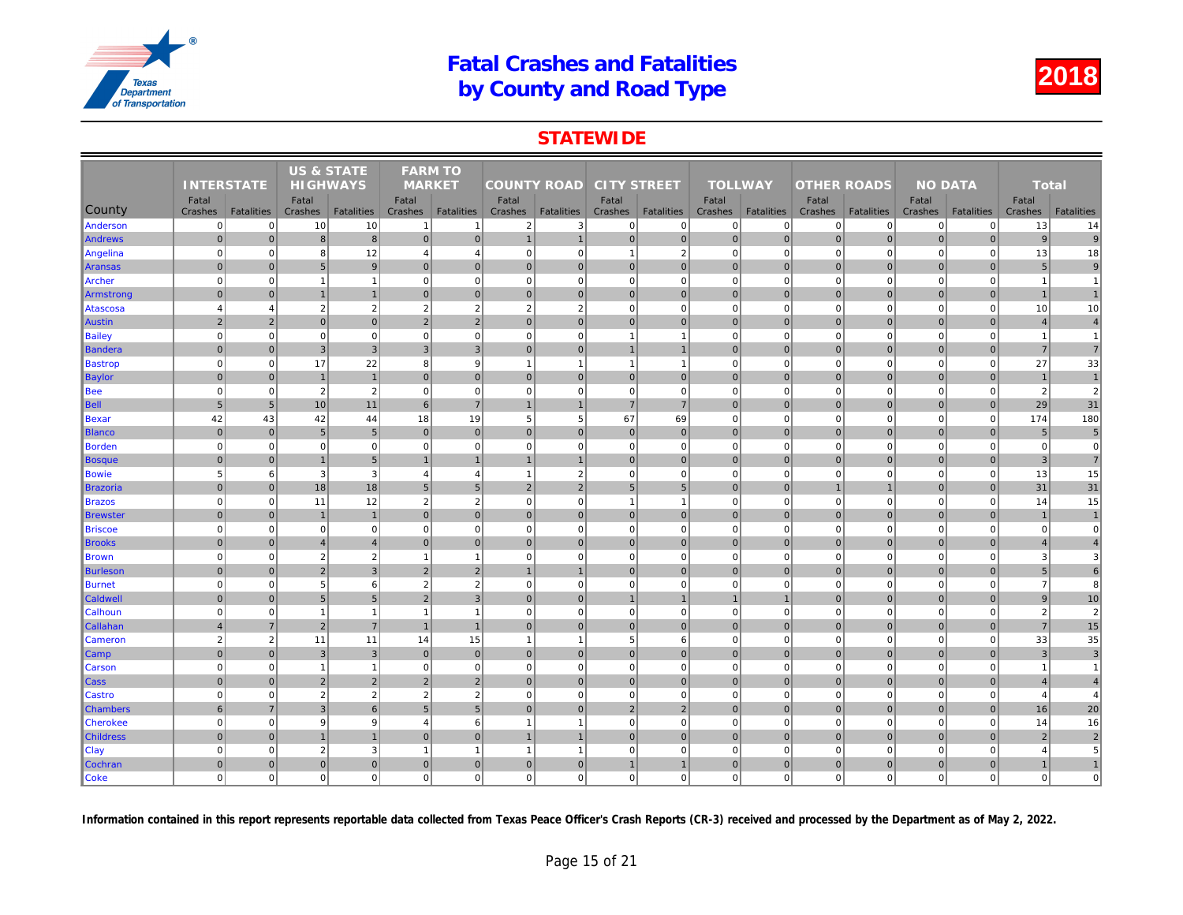# Fatal Crashes and Fatalities by County and Road Type

2018

## STATEWIDE

| County | INTERSTATE | | US & STATE HIGHWAYS | | FARM TO MARKET | | COUNTY ROAD | | CITY STREET | | TOLLWAY | | OTHER ROADS | | NO DATA | | Total | |
|---|---|---|---|---|---|---|---|---|---|---|---|---|---|---|---|---|---|---|
| | Fatal Crashes | Fatalities | Fatal Crashes | Fatalities | Fatal Crashes | Fatalities | Fatal Crashes | Fatalities | Fatal Crashes | Fatalities | Fatal Crashes | Fatalities | Fatal Crashes | Fatalities | Fatal Crashes | Fatalities | Fatal Crashes | Fatalities |
| Anderson | 0 | 0 | 10 | 10 | 1 | 1 | 2 | 3 | 0 | 0 | 0 | 0 | 0 | 0 | 0 | 0 | 13 | 14 |
| Andrews | 0 | 0 | 8 | 8 | 0 | 0 | 1 | 1 | 0 | 0 | 0 | 0 | 0 | 0 | 0 | 0 | 9 | 9 |
| Angelina | 0 | 0 | 8 | 12 | 4 | 4 | 0 | 0 | 1 | 2 | 0 | 0 | 0 | 0 | 0 | 0 | 13 | 18 |
| Aransas | 0 | 0 | 5 | 9 | 0 | 0 | 0 | 0 | 0 | 0 | 0 | 0 | 0 | 0 | 0 | 0 | 5 | 9 |
| Archer | 0 | 0 | 1 | 1 | 0 | 0 | 0 | 0 | 0 | 0 | 0 | 0 | 0 | 0 | 0 | 0 | 1 | 1 |
| Armstrong | 0 | 0 | 1 | 1 | 0 | 0 | 0 | 0 | 0 | 0 | 0 | 0 | 0 | 0 | 0 | 0 | 1 | 1 |
| Atascosa | 4 | 4 | 2 | 2 | 2 | 2 | 2 | 2 | 0 | 0 | 0 | 0 | 0 | 0 | 0 | 0 | 10 | 10 |
| Austin | 2 | 2 | 0 | 0 | 2 | 2 | 0 | 0 | 0 | 0 | 0 | 0 | 0 | 0 | 0 | 0 | 4 | 4 |
| Bailey | 0 | 0 | 0 | 0 | 0 | 0 | 0 | 0 | 1 | 1 | 0 | 0 | 0 | 0 | 0 | 0 | 1 | 1 |
| Bandera | 0 | 0 | 3 | 3 | 3 | 3 | 0 | 0 | 1 | 1 | 0 | 0 | 0 | 0 | 0 | 0 | 7 | 7 |
| Bastrop | 0 | 0 | 17 | 22 | 8 | 9 | 1 | 1 | 1 | 1 | 0 | 0 | 0 | 0 | 0 | 0 | 27 | 33 |
| Baylor | 0 | 0 | 1 | 1 | 0 | 0 | 0 | 0 | 0 | 0 | 0 | 0 | 0 | 0 | 0 | 0 | 1 | 1 |
| Bee | 0 | 0 | 2 | 2 | 0 | 0 | 0 | 0 | 0 | 0 | 0 | 0 | 0 | 0 | 0 | 0 | 2 | 2 |
| Bell | 5 | 5 | 10 | 11 | 6 | 7 | 1 | 1 | 7 | 7 | 0 | 0 | 0 | 0 | 0 | 0 | 29 | 31 |
| Bexar | 42 | 43 | 42 | 44 | 18 | 19 | 5 | 5 | 67 | 69 | 0 | 0 | 0 | 0 | 0 | 0 | 174 | 180 |
| Blanco | 0 | 0 | 5 | 5 | 0 | 0 | 0 | 0 | 0 | 0 | 0 | 0 | 0 | 0 | 0 | 0 | 5 | 5 |
| Borden | 0 | 0 | 0 | 0 | 0 | 0 | 0 | 0 | 0 | 0 | 0 | 0 | 0 | 0 | 0 | 0 | 0 | 0 |
| Bosque | 0 | 0 | 1 | 5 | 1 | 1 | 1 | 1 | 0 | 0 | 0 | 0 | 0 | 0 | 0 | 0 | 3 | 7 |
| Bowie | 5 | 6 | 3 | 3 | 4 | 4 | 1 | 2 | 0 | 0 | 0 | 0 | 0 | 0 | 0 | 0 | 13 | 15 |
| Brazoria | 0 | 0 | 18 | 18 | 5 | 5 | 2 | 2 | 5 | 5 | 0 | 0 | 1 | 1 | 0 | 0 | 31 | 31 |
| Brazos | 0 | 0 | 11 | 12 | 2 | 2 | 0 | 0 | 1 | 1 | 0 | 0 | 0 | 0 | 0 | 0 | 14 | 15 |
| Brewster | 0 | 0 | 1 | 1 | 0 | 0 | 0 | 0 | 0 | 0 | 0 | 0 | 0 | 0 | 0 | 0 | 1 | 1 |
| Briscoe | 0 | 0 | 0 | 0 | 0 | 0 | 0 | 0 | 0 | 0 | 0 | 0 | 0 | 0 | 0 | 0 | 0 | 0 |
| Brooks | 0 | 0 | 4 | 4 | 0 | 0 | 0 | 0 | 0 | 0 | 0 | 0 | 0 | 0 | 0 | 0 | 4 | 4 |
| Brown | 0 | 0 | 2 | 2 | 1 | 1 | 0 | 0 | 0 | 0 | 0 | 0 | 0 | 0 | 0 | 0 | 3 | 3 |
| Burleson | 0 | 0 | 2 | 3 | 2 | 2 | 1 | 1 | 0 | 0 | 0 | 0 | 0 | 0 | 0 | 0 | 5 | 6 |
| Burnet | 0 | 0 | 5 | 6 | 2 | 2 | 0 | 0 | 0 | 0 | 0 | 0 | 0 | 0 | 0 | 0 | 7 | 8 |
| Caldwell | 0 | 0 | 5 | 5 | 2 | 3 | 0 | 0 | 1 | 1 | 1 | 1 | 0 | 0 | 0 | 0 | 9 | 10 |
| Calhoun | 0 | 0 | 1 | 1 | 1 | 1 | 0 | 0 | 0 | 0 | 0 | 0 | 0 | 0 | 0 | 0 | 2 | 2 |
| Callahan | 4 | 7 | 2 | 7 | 1 | 1 | 0 | 0 | 0 | 0 | 0 | 0 | 0 | 0 | 0 | 0 | 7 | 15 |
| Cameron | 2 | 2 | 11 | 11 | 14 | 15 | 1 | 1 | 5 | 6 | 0 | 0 | 0 | 0 | 0 | 0 | 33 | 35 |
| Camp | 0 | 0 | 3 | 3 | 0 | 0 | 0 | 0 | 0 | 0 | 0 | 0 | 0 | 0 | 0 | 0 | 3 | 3 |
| Carson | 0 | 0 | 1 | 1 | 0 | 0 | 0 | 0 | 0 | 0 | 0 | 0 | 0 | 0 | 0 | 0 | 1 | 1 |
| Cass | 0 | 0 | 2 | 2 | 2 | 2 | 0 | 0 | 0 | 0 | 0 | 0 | 0 | 0 | 0 | 0 | 4 | 4 |
| Castro | 0 | 0 | 2 | 2 | 2 | 2 | 0 | 0 | 0 | 0 | 0 | 0 | 0 | 0 | 0 | 0 | 4 | 4 |
| Chambers | 6 | 7 | 3 | 6 | 5 | 5 | 0 | 0 | 2 | 2 | 0 | 0 | 0 | 0 | 0 | 0 | 16 | 20 |
| Cherokee | 0 | 0 | 9 | 9 | 4 | 6 | 1 | 1 | 0 | 0 | 0 | 0 | 0 | 0 | 0 | 0 | 14 | 16 |
| Childress | 0 | 0 | 1 | 1 | 0 | 0 | 1 | 1 | 0 | 0 | 0 | 0 | 0 | 0 | 0 | 0 | 2 | 2 |
| Clay | 0 | 0 | 2 | 3 | 1 | 1 | 1 | 1 | 0 | 0 | 0 | 0 | 0 | 0 | 0 | 0 | 4 | 5 |
| Cochran | 0 | 0 | 0 | 0 | 0 | 0 | 0 | 0 | 1 | 1 | 0 | 0 | 0 | 0 | 0 | 0 | 1 | 1 |
| Coke | 0 | 0 | 0 | 0 | 0 | 0 | 0 | 0 | 0 | 0 | 0 | 0 | 0 | 0 | 0 | 0 | 0 | 0 |

**Information contained in this report represents reportable data collected from Texas Peace Officer's Crash Reports (CR-3) received and processed by the Department as of May 2, 2022.**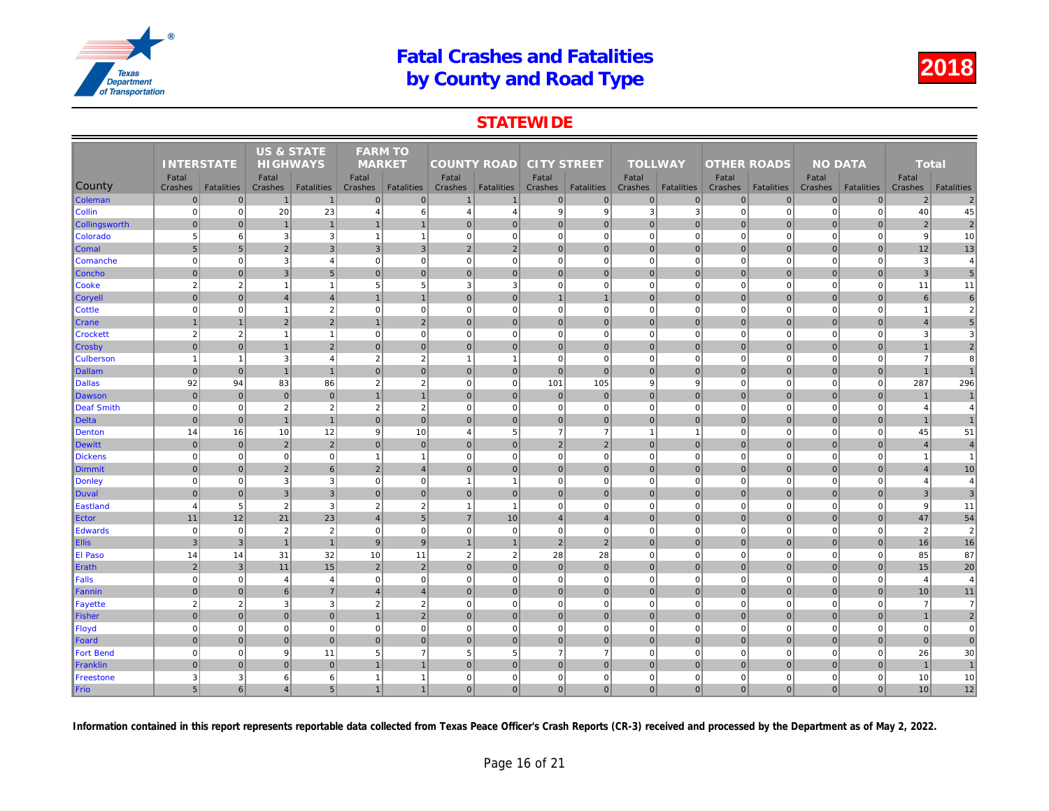# Fatal Crashes and Fatalities by County and Road Type

# 2018

## STATEWIDE

| County | INTERSTATE | | US & STATE HIGHWAYS | | FARM TO MARKET | | COUNTY ROAD | | CITY STREET | | TOLLWAY | | OTHER ROADS | | NO DATA | | Total | |
|---|---|---|---|---|---|---|---|---|---|---|---|---|---|---|---|---|---|---|
| | Fatal Crashes | Fatalities | Fatal Crashes | Fatalities | Fatal Crashes | Fatalities | Fatal Crashes | Fatalities | Fatal Crashes | Fatalities | Fatal Crashes | Fatalities | Fatal Crashes | Fatalities | Fatal Crashes | Fatalities | Fatal Crashes | Fatalities |
| Coleman | 0 | 0 | 1 | 1 | 0 | 0 | 1 | 1 | 0 | 0 | 0 | 0 | 0 | 0 | 0 | 0 | 2 | 2 |
| Collin | 0 | 0 | 20 | 23 | 4 | 6 | 4 | 4 | 9 | 9 | 3 | 3 | 0 | 0 | 0 | 0 | 40 | 45 |
| Collingsworth | 0 | 0 | 1 | 1 | 1 | 1 | 0 | 0 | 0 | 0 | 0 | 0 | 0 | 0 | 0 | 0 | 2 | 2 |
| Colorado | 5 | 6 | 3 | 3 | 1 | 1 | 0 | 0 | 0 | 0 | 0 | 0 | 0 | 0 | 0 | 0 | 9 | 10 |
| Comal | 5 | 5 | 2 | 3 | 3 | 3 | 2 | 2 | 0 | 0 | 0 | 0 | 0 | 0 | 0 | 0 | 12 | 13 |
| Comanche | 0 | 0 | 3 | 4 | 0 | 0 | 0 | 0 | 0 | 0 | 0 | 0 | 0 | 0 | 0 | 0 | 3 | 4 |
| Concho | 0 | 0 | 3 | 5 | 0 | 0 | 0 | 0 | 0 | 0 | 0 | 0 | 0 | 0 | 0 | 0 | 3 | 5 |
| Cooke | 2 | 2 | 1 | 1 | 5 | 5 | 3 | 3 | 0 | 0 | 0 | 0 | 0 | 0 | 0 | 0 | 11 | 11 |
| Coryell | 0 | 0 | 4 | 4 | 1 | 1 | 0 | 0 | 1 | 1 | 0 | 0 | 0 | 0 | 0 | 0 | 6 | 6 |
| Cottle | 0 | 0 | 1 | 2 | 0 | 0 | 0 | 0 | 0 | 0 | 0 | 0 | 0 | 0 | 0 | 0 | 1 | 2 |
| Crane | 1 | 1 | 2 | 2 | 1 | 2 | 0 | 0 | 0 | 0 | 0 | 0 | 0 | 0 | 0 | 0 | 4 | 5 |
| Crockett | 2 | 2 | 1 | 1 | 0 | 0 | 0 | 0 | 0 | 0 | 0 | 0 | 0 | 0 | 0 | 0 | 3 | 3 |
| Crosby | 0 | 0 | 1 | 2 | 0 | 0 | 0 | 0 | 0 | 0 | 0 | 0 | 0 | 0 | 0 | 0 | 1 | 2 |
| Culberson | 1 | 1 | 3 | 4 | 2 | 2 | 1 | 1 | 0 | 0 | 0 | 0 | 0 | 0 | 0 | 0 | 7 | 8 |
| Dallam | 0 | 0 | 1 | 1 | 0 | 0 | 0 | 0 | 0 | 0 | 0 | 0 | 0 | 0 | 0 | 0 | 1 | 1 |
| Dallas | 92 | 94 | 83 | 86 | 2 | 2 | 0 | 0 | 101 | 105 | 9 | 9 | 0 | 0 | 0 | 0 | 287 | 296 |
| Dawson | 0 | 0 | 0 | 0 | 1 | 1 | 0 | 0 | 0 | 0 | 0 | 0 | 0 | 0 | 0 | 0 | 1 | 1 |
| Deaf Smith | 0 | 0 | 2 | 2 | 2 | 2 | 0 | 0 | 0 | 0 | 0 | 0 | 0 | 0 | 0 | 0 | 4 | 4 |
| Delta | 0 | 0 | 1 | 1 | 0 | 0 | 0 | 0 | 0 | 0 | 0 | 0 | 0 | 0 | 0 | 0 | 1 | 1 |
| Denton | 14 | 16 | 10 | 12 | 9 | 10 | 4 | 5 | 7 | 7 | 1 | 1 | 0 | 0 | 0 | 0 | 45 | 51 |
| Dewitt | 0 | 0 | 2 | 2 | 0 | 0 | 0 | 0 | 2 | 2 | 0 | 0 | 0 | 0 | 0 | 0 | 4 | 4 |
| Dickens | 0 | 0 | 0 | 0 | 1 | 1 | 0 | 0 | 0 | 0 | 0 | 0 | 0 | 0 | 0 | 0 | 1 | 1 |
| Dimmit | 0 | 0 | 2 | 6 | 2 | 4 | 0 | 0 | 0 | 0 | 0 | 0 | 0 | 0 | 0 | 0 | 4 | 10 |
| Donley | 0 | 0 | 3 | 3 | 0 | 0 | 1 | 1 | 0 | 0 | 0 | 0 | 0 | 0 | 0 | 0 | 4 | 4 |
| Duval | 0 | 0 | 3 | 3 | 0 | 0 | 0 | 0 | 0 | 0 | 0 | 0 | 0 | 0 | 0 | 0 | 3 | 3 |
| Eastland | 4 | 5 | 2 | 3 | 2 | 2 | 1 | 1 | 0 | 0 | 0 | 0 | 0 | 0 | 0 | 0 | 9 | 11 |
| Ector | 11 | 12 | 21 | 23 | 4 | 5 | 7 | 10 | 4 | 4 | 0 | 0 | 0 | 0 | 0 | 0 | 47 | 54 |
| Edwards | 0 | 0 | 2 | 2 | 0 | 0 | 0 | 0 | 0 | 0 | 0 | 0 | 0 | 0 | 0 | 0 | 2 | 2 |
| Ellis | 3 | 3 | 1 | 1 | 9 | 9 | 1 | 1 | 2 | 2 | 0 | 0 | 0 | 0 | 0 | 0 | 16 | 16 |
| El Paso | 14 | 14 | 31 | 32 | 10 | 11 | 2 | 2 | 28 | 28 | 0 | 0 | 0 | 0 | 0 | 0 | 85 | 87 |
| Erath | 2 | 3 | 11 | 15 | 2 | 2 | 0 | 0 | 0 | 0 | 0 | 0 | 0 | 0 | 0 | 0 | 15 | 20 |
| Falls | 0 | 0 | 4 | 4 | 0 | 0 | 0 | 0 | 0 | 0 | 0 | 0 | 0 | 0 | 0 | 0 | 4 | 4 |
| Fannin | 0 | 0 | 6 | 7 | 4 | 4 | 0 | 0 | 0 | 0 | 0 | 0 | 0 | 0 | 0 | 0 | 10 | 11 |
| Fayette | 2 | 2 | 3 | 3 | 2 | 2 | 0 | 0 | 0 | 0 | 0 | 0 | 0 | 0 | 0 | 0 | 7 | 7 |
| Fisher | 0 | 0 | 0 | 0 | 1 | 2 | 0 | 0 | 0 | 0 | 0 | 0 | 0 | 0 | 0 | 0 | 1 | 2 |
| Floyd | 0 | 0 | 0 | 0 | 0 | 0 | 0 | 0 | 0 | 0 | 0 | 0 | 0 | 0 | 0 | 0 | 0 | 0 |
| Foard | 0 | 0 | 0 | 0 | 0 | 0 | 0 | 0 | 0 | 0 | 0 | 0 | 0 | 0 | 0 | 0 | 0 | 0 |
| Fort Bend | 0 | 0 | 9 | 11 | 5 | 7 | 5 | 5 | 7 | 7 | 0 | 0 | 0 | 0 | 0 | 0 | 26 | 30 |
| Franklin | 0 | 0 | 0 | 0 | 1 | 1 | 0 | 0 | 0 | 0 | 0 | 0 | 0 | 0 | 0 | 0 | 1 | 1 |
| Freestone | 3 | 3 | 6 | 6 | 1 | 1 | 0 | 0 | 0 | 0 | 0 | 0 | 0 | 0 | 0 | 0 | 10 | 10 |
| Frio | 5 | 6 | 4 | 5 | 1 | 1 | 0 | 0 | 0 | 0 | 0 | 0 | 0 | 0 | 0 | 0 | 10 | 12 |

**Information contained in this report represents reportable data collected from Texas Peace Officer's Crash Reports (CR-3) received and processed by the Department as of May 2, 2022.**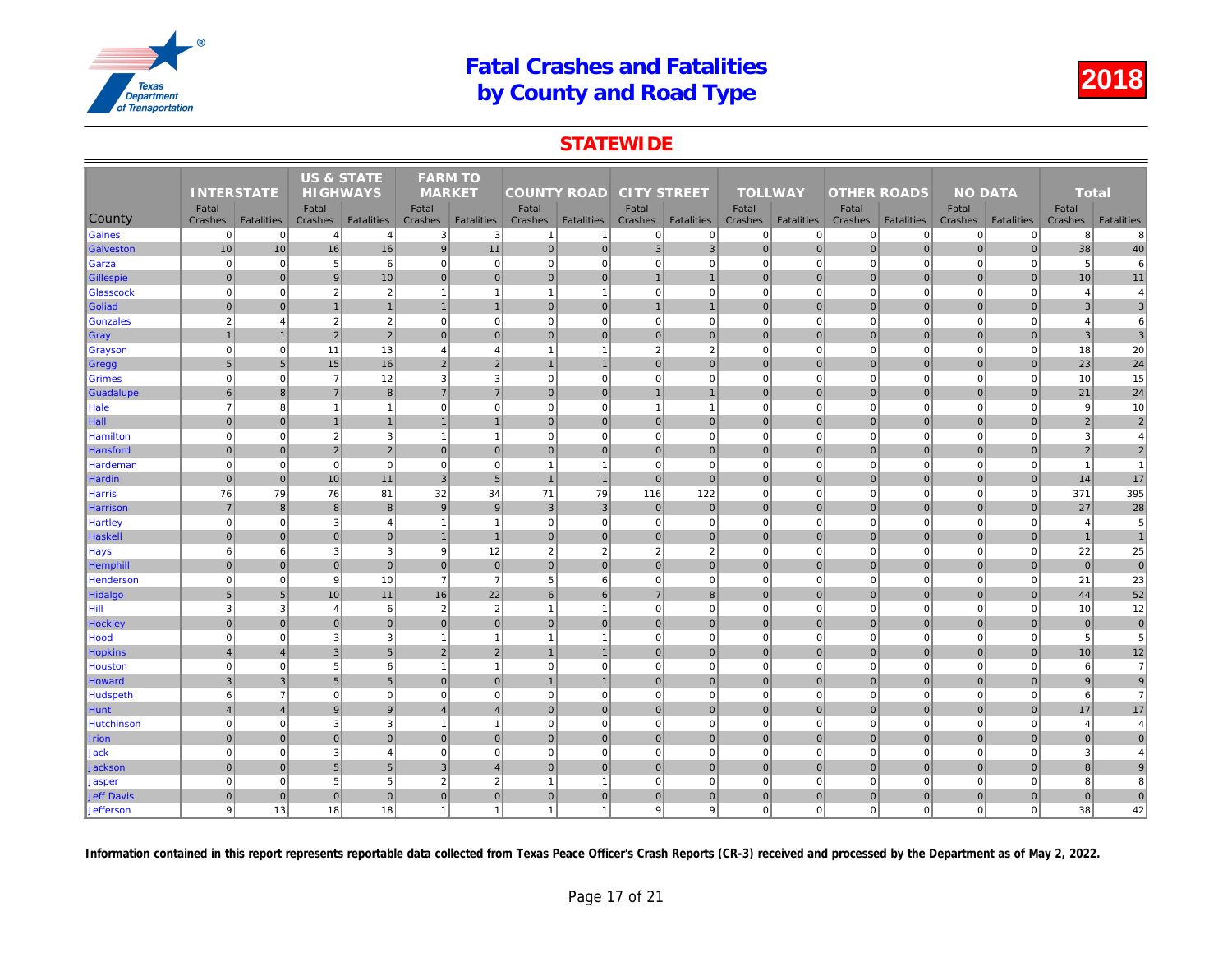# Fatal Crashes and Fatalities by County and Road Type

## 2018

## STATEWIDE

| County | INTERSTATE | | US & STATE HIGHWAYS | | FARM TO MARKET | | COUNTY ROAD | | CITY STREET | | TOLLWAY | | OTHER ROADS | | NO DATA | | Total | |
|---|---|---|---|---|---|---|---|---|---|---|---|---|---|---|---|---|---|---|
| | Fatal Crashes | Fatalities | Fatal Crashes | Fatalities | Fatal Crashes | Fatalities | Fatal Crashes | Fatalities | Fatal Crashes | Fatalities | Fatal Crashes | Fatalities | Fatal Crashes | Fatalities | Fatal Crashes | Fatalities | Fatal Crashes | Fatalities |
| Gaines | 0 | 0 | 4 | 4 | 3 | 3 | 1 | 1 | 0 | 0 | 0 | 0 | 0 | 0 | 0 | 0 | 8 | 8 |
| Galveston | 10 | 10 | 16 | 16 | 9 | 11 | 0 | 0 | 3 | 3 | 0 | 0 | 0 | 0 | 0 | 0 | 38 | 40 |
| Garza | 0 | 0 | 5 | 6 | 0 | 0 | 0 | 0 | 0 | 0 | 0 | 0 | 0 | 0 | 0 | 0 | 5 | 6 |
| Gillespie | 0 | 0 | 9 | 10 | 0 | 0 | 0 | 0 | 1 | 1 | 0 | 0 | 0 | 0 | 0 | 0 | 10 | 11 |
| Glasscock | 0 | 0 | 2 | 2 | 1 | 1 | 1 | 1 | 0 | 0 | 0 | 0 | 0 | 0 | 0 | 0 | 4 | 4 |
| Goliad | 0 | 0 | 1 | 1 | 1 | 1 | 0 | 0 | 1 | 1 | 0 | 0 | 0 | 0 | 0 | 0 | 3 | 3 |
| Gonzales | 2 | 4 | 2 | 2 | 0 | 0 | 0 | 0 | 0 | 0 | 0 | 0 | 0 | 0 | 0 | 0 | 4 | 6 |
| Gray | 1 | 1 | 2 | 2 | 0 | 0 | 0 | 0 | 0 | 0 | 0 | 0 | 0 | 0 | 0 | 0 | 3 | 3 |
| Grayson | 0 | 0 | 11 | 13 | 4 | 4 | 1 | 1 | 2 | 2 | 0 | 0 | 0 | 0 | 0 | 0 | 18 | 20 |
| Gregg | 5 | 5 | 15 | 16 | 2 | 2 | 1 | 1 | 0 | 0 | 0 | 0 | 0 | 0 | 0 | 0 | 23 | 24 |
| Grimes | 0 | 0 | 7 | 12 | 3 | 3 | 0 | 0 | 0 | 0 | 0 | 0 | 0 | 0 | 0 | 0 | 10 | 15 |
| Guadalupe | 6 | 8 | 7 | 8 | 7 | 7 | 0 | 0 | 1 | 1 | 0 | 0 | 0 | 0 | 0 | 0 | 21 | 24 |
| Hale | 7 | 8 | 1 | 1 | 0 | 0 | 0 | 0 | 1 | 1 | 0 | 0 | 0 | 0 | 0 | 0 | 9 | 10 |
| Hall | 0 | 0 | 1 | 1 | 1 | 1 | 0 | 0 | 0 | 0 | 0 | 0 | 0 | 0 | 0 | 0 | 2 | 2 |
| Hamilton | 0 | 0 | 2 | 3 | 1 | 1 | 0 | 0 | 0 | 0 | 0 | 0 | 0 | 0 | 0 | 0 | 3 | 4 |
| Hansford | 0 | 0 | 2 | 2 | 0 | 0 | 0 | 0 | 0 | 0 | 0 | 0 | 0 | 0 | 0 | 0 | 2 | 2 |
| Hardeman | 0 | 0 | 0 | 0 | 0 | 0 | 1 | 1 | 0 | 0 | 0 | 0 | 0 | 0 | 0 | 0 | 1 | 1 |
| Hardin | 0 | 0 | 10 | 11 | 3 | 5 | 1 | 1 | 0 | 0 | 0 | 0 | 0 | 0 | 0 | 0 | 14 | 17 |
| Harris | 76 | 79 | 76 | 81 | 32 | 34 | 71 | 79 | 116 | 122 | 0 | 0 | 0 | 0 | 0 | 0 | 371 | 395 |
| Harrison | 7 | 8 | 8 | 8 | 9 | 9 | 3 | 3 | 0 | 0 | 0 | 0 | 0 | 0 | 0 | 0 | 27 | 28 |
| Hartley | 0 | 0 | 3 | 4 | 1 | 1 | 0 | 0 | 0 | 0 | 0 | 0 | 0 | 0 | 0 | 0 | 4 | 5 |
| Haskell | 0 | 0 | 0 | 0 | 1 | 1 | 0 | 0 | 0 | 0 | 0 | 0 | 0 | 0 | 0 | 0 | 1 | 1 |
| Hays | 6 | 6 | 3 | 3 | 9 | 12 | 2 | 2 | 2 | 2 | 0 | 0 | 0 | 0 | 0 | 0 | 22 | 25 |
| Hemphill | 0 | 0 | 0 | 0 | 0 | 0 | 0 | 0 | 0 | 0 | 0 | 0 | 0 | 0 | 0 | 0 | 0 | 0 |
| Henderson | 0 | 0 | 9 | 10 | 7 | 7 | 5 | 6 | 0 | 0 | 0 | 0 | 0 | 0 | 0 | 0 | 21 | 23 |
| Hidalgo | 5 | 5 | 10 | 11 | 16 | 22 | 6 | 6 | 7 | 8 | 0 | 0 | 0 | 0 | 0 | 0 | 44 | 52 |
| Hill | 3 | 3 | 4 | 6 | 2 | 2 | 1 | 1 | 0 | 0 | 0 | 0 | 0 | 0 | 0 | 0 | 10 | 12 |
| Hockley | 0 | 0 | 0 | 0 | 0 | 0 | 0 | 0 | 0 | 0 | 0 | 0 | 0 | 0 | 0 | 0 | 0 | 0 |
| Hood | 0 | 0 | 3 | 3 | 1 | 1 | 1 | 1 | 0 | 0 | 0 | 0 | 0 | 0 | 0 | 0 | 5 | 5 |
| Hopkins | 4 | 4 | 3 | 5 | 2 | 2 | 1 | 1 | 0 | 0 | 0 | 0 | 0 | 0 | 0 | 0 | 10 | 12 |
| Houston | 0 | 0 | 5 | 6 | 1 | 1 | 0 | 0 | 0 | 0 | 0 | 0 | 0 | 0 | 0 | 0 | 6 | 7 |
| Howard | 3 | 3 | 5 | 5 | 0 | 0 | 1 | 1 | 0 | 0 | 0 | 0 | 0 | 0 | 0 | 0 | 9 | 9 |
| Hudspeth | 6 | 7 | 0 | 0 | 0 | 0 | 0 | 0 | 0 | 0 | 0 | 0 | 0 | 0 | 0 | 0 | 6 | 7 |
| Hunt | 4 | 4 | 9 | 9 | 4 | 4 | 0 | 0 | 0 | 0 | 0 | 0 | 0 | 0 | 0 | 0 | 17 | 17 |
| Hutchinson | 0 | 0 | 3 | 3 | 1 | 1 | 0 | 0 | 0 | 0 | 0 | 0 | 0 | 0 | 0 | 0 | 4 | 4 |
| Irion | 0 | 0 | 0 | 0 | 0 | 0 | 0 | 0 | 0 | 0 | 0 | 0 | 0 | 0 | 0 | 0 | 0 | 0 |
| Jack | 0 | 0 | 3 | 4 | 0 | 0 | 0 | 0 | 0 | 0 | 0 | 0 | 0 | 0 | 0 | 0 | 3 | 4 |
| Jackson | 0 | 0 | 5 | 5 | 3 | 4 | 0 | 0 | 0 | 0 | 0 | 0 | 0 | 0 | 0 | 0 | 8 | 9 |
| Jasper | 0 | 0 | 5 | 5 | 2 | 2 | 1 | 1 | 0 | 0 | 0 | 0 | 0 | 0 | 0 | 0 | 8 | 8 |
| Jeff Davis | 0 | 0 | 0 | 0 | 0 | 0 | 0 | 0 | 0 | 0 | 0 | 0 | 0 | 0 | 0 | 0 | 0 | 0 |
| Jefferson | 9 | 13 | 18 | 18 | 1 | 1 | 1 | 1 | 9 | 9 | 0 | 0 | 0 | 0 | 0 | 0 | 38 | 42 |

**Information contained in this report represents reportable data collected from Texas Peace Officer's Crash Reports (CR-3) received and processed by the Department as of May 2, 2022.**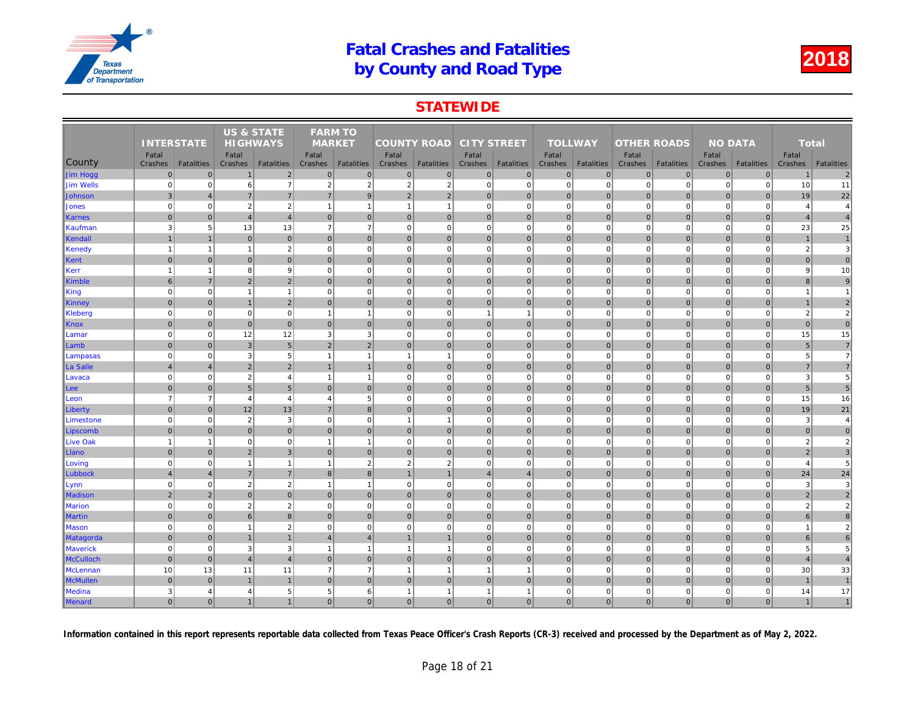# Fatal Crashes and Fatalities by County and Road Type

**2018**

## STATEWIDE

| County | INTERSTATE | | US & STATE HIGHWAYS | | FARM TO MARKET | | COUNTY ROAD | | CITY STREET | | TOLLWAY | | OTHER ROADS | | NO DATA | | Total | |
|---|---|---|---|---|---|---|---|---|---|---|---|---|---|---|---|---|---|---|
| | Fatal Crashes | Fatalities | Fatal Crashes | Fatalities | Fatal Crashes | Fatalities | Fatal Crashes | Fatalities | Fatal Crashes | Fatalities | Fatal Crashes | Fatalities | Fatal Crashes | Fatalities | Fatal Crashes | Fatalities | Fatal Crashes | Fatalities |
| Jim Hogg | 0 | 0 | 1 | 2 | 0 | 0 | 0 | 0 | 0 | 0 | 0 | 0 | 0 | 0 | 0 | 0 | 1 | 2 |
| Jim Wells | 0 | 0 | 6 | 7 | 2 | 2 | 2 | 2 | 0 | 0 | 0 | 0 | 0 | 0 | 0 | 0 | 10 | 11 |
| Johnson | 3 | 4 | 7 | 7 | 7 | 9 | 2 | 2 | 0 | 0 | 0 | 0 | 0 | 0 | 0 | 0 | 19 | 22 |
| Jones | 0 | 0 | 2 | 2 | 1 | 1 | 1 | 1 | 0 | 0 | 0 | 0 | 0 | 0 | 0 | 0 | 4 | 4 |
| Karnes | 0 | 0 | 4 | 4 | 0 | 0 | 0 | 0 | 0 | 0 | 0 | 0 | 0 | 0 | 0 | 0 | 4 | 4 |
| Kaufman | 3 | 5 | 13 | 13 | 7 | 7 | 0 | 0 | 0 | 0 | 0 | 0 | 0 | 0 | 0 | 0 | 23 | 25 |
| Kendall | 1 | 1 | 0 | 0 | 0 | 0 | 0 | 0 | 0 | 0 | 0 | 0 | 0 | 0 | 0 | 0 | 1 | 1 |
| Kenedy | 1 | 1 | 1 | 2 | 0 | 0 | 0 | 0 | 0 | 0 | 0 | 0 | 0 | 0 | 0 | 0 | 2 | 3 |
| Kent | 0 | 0 | 0 | 0 | 0 | 0 | 0 | 0 | 0 | 0 | 0 | 0 | 0 | 0 | 0 | 0 | 0 | 0 |
| Kerr | 1 | 1 | 8 | 9 | 0 | 0 | 0 | 0 | 0 | 0 | 0 | 0 | 0 | 0 | 0 | 0 | 9 | 10 |
| Kimble | 6 | 7 | 2 | 2 | 0 | 0 | 0 | 0 | 0 | 0 | 0 | 0 | 0 | 0 | 0 | 0 | 8 | 9 |
| King | 0 | 0 | 1 | 1 | 0 | 0 | 0 | 0 | 0 | 0 | 0 | 0 | 0 | 0 | 0 | 0 | 1 | 1 |
| Kinney | 0 | 0 | 1 | 2 | 0 | 0 | 0 | 0 | 0 | 0 | 0 | 0 | 0 | 0 | 0 | 0 | 1 | 2 |
| Kleberg | 0 | 0 | 0 | 0 | 1 | 1 | 0 | 0 | 1 | 1 | 0 | 0 | 0 | 0 | 0 | 0 | 2 | 2 |
| Knox | 0 | 0 | 0 | 0 | 0 | 0 | 0 | 0 | 0 | 0 | 0 | 0 | 0 | 0 | 0 | 0 | 0 | 0 |
| Lamar | 0 | 0 | 12 | 12 | 3 | 3 | 0 | 0 | 0 | 0 | 0 | 0 | 0 | 0 | 0 | 0 | 15 | 15 |
| Lamb | 0 | 0 | 3 | 5 | 2 | 2 | 0 | 0 | 0 | 0 | 0 | 0 | 0 | 0 | 0 | 0 | 5 | 7 |
| Lampasas | 0 | 0 | 3 | 5 | 1 | 1 | 1 | 1 | 0 | 0 | 0 | 0 | 0 | 0 | 0 | 0 | 5 | 7 |
| La Salle | 4 | 4 | 2 | 2 | 1 | 1 | 0 | 0 | 0 | 0 | 0 | 0 | 0 | 0 | 0 | 0 | 7 | 7 |
| Lavaca | 0 | 0 | 2 | 4 | 1 | 1 | 0 | 0 | 0 | 0 | 0 | 0 | 0 | 0 | 0 | 0 | 3 | 5 |
| Lee | 0 | 0 | 5 | 5 | 0 | 0 | 0 | 0 | 0 | 0 | 0 | 0 | 0 | 0 | 0 | 0 | 5 | 5 |
| Leon | 7 | 7 | 4 | 4 | 4 | 5 | 0 | 0 | 0 | 0 | 0 | 0 | 0 | 0 | 0 | 0 | 15 | 16 |
| Liberty | 0 | 0 | 12 | 13 | 7 | 8 | 0 | 0 | 0 | 0 | 0 | 0 | 0 | 0 | 0 | 0 | 19 | 21 |
| Limestone | 0 | 0 | 2 | 3 | 0 | 0 | 1 | 1 | 0 | 0 | 0 | 0 | 0 | 0 | 0 | 0 | 3 | 4 |
| Lipscomb | 0 | 0 | 0 | 0 | 0 | 0 | 0 | 0 | 0 | 0 | 0 | 0 | 0 | 0 | 0 | 0 | 0 | 0 |
| Live Oak | 1 | 1 | 0 | 0 | 1 | 1 | 0 | 0 | 0 | 0 | 0 | 0 | 0 | 0 | 0 | 0 | 2 | 2 |
| Llano | 0 | 0 | 2 | 3 | 0 | 0 | 0 | 0 | 0 | 0 | 0 | 0 | 0 | 0 | 0 | 0 | 2 | 3 |
| Loving | 0 | 0 | 1 | 1 | 1 | 2 | 2 | 2 | 0 | 0 | 0 | 0 | 0 | 0 | 0 | 0 | 4 | 5 |
| Lubbock | 4 | 4 | 7 | 7 | 8 | 8 | 1 | 1 | 4 | 4 | 0 | 0 | 0 | 0 | 0 | 0 | 24 | 24 |
| Lynn | 0 | 0 | 2 | 2 | 1 | 1 | 0 | 0 | 0 | 0 | 0 | 0 | 0 | 0 | 0 | 0 | 3 | 3 |
| Madison | 2 | 2 | 0 | 0 | 0 | 0 | 0 | 0 | 0 | 0 | 0 | 0 | 0 | 0 | 0 | 0 | 2 | 2 |
| Marion | 0 | 0 | 2 | 2 | 0 | 0 | 0 | 0 | 0 | 0 | 0 | 0 | 0 | 0 | 0 | 0 | 2 | 2 |
| Martin | 0 | 0 | 6 | 8 | 0 | 0 | 0 | 0 | 0 | 0 | 0 | 0 | 0 | 0 | 0 | 0 | 6 | 8 |
| Mason | 0 | 0 | 1 | 2 | 0 | 0 | 0 | 0 | 0 | 0 | 0 | 0 | 0 | 0 | 0 | 0 | 1 | 2 |
| Matagorda | 0 | 0 | 1 | 1 | 4 | 4 | 1 | 1 | 0 | 0 | 0 | 0 | 0 | 0 | 0 | 0 | 6 | 6 |
| Maverick | 0 | 0 | 3 | 3 | 1 | 1 | 1 | 1 | 0 | 0 | 0 | 0 | 0 | 0 | 0 | 0 | 5 | 5 |
| McCulloch | 0 | 0 | 4 | 4 | 0 | 0 | 0 | 0 | 0 | 0 | 0 | 0 | 0 | 0 | 0 | 0 | 4 | 4 |
| McLennan | 10 | 13 | 11 | 11 | 7 | 7 | 1 | 1 | 1 | 1 | 0 | 0 | 0 | 0 | 0 | 0 | 30 | 33 |
| McMullen | 0 | 0 | 1 | 1 | 0 | 0 | 0 | 0 | 0 | 0 | 0 | 0 | 0 | 0 | 0 | 0 | 1 | 1 |
| Medina | 3 | 4 | 4 | 5 | 5 | 6 | 1 | 1 | 1 | 1 | 0 | 0 | 0 | 0 | 0 | 0 | 14 | 17 |
| Menard | 0 | 0 | 1 | 1 | 0 | 0 | 0 | 0 | 0 | 0 | 0 | 0 | 0 | 0 | 0 | 0 | 1 | 1 |

**Information contained in this report represents reportable data collected from Texas Peace Officer's Crash Reports (CR-3) received and processed by the Department as of May 2, 2022.**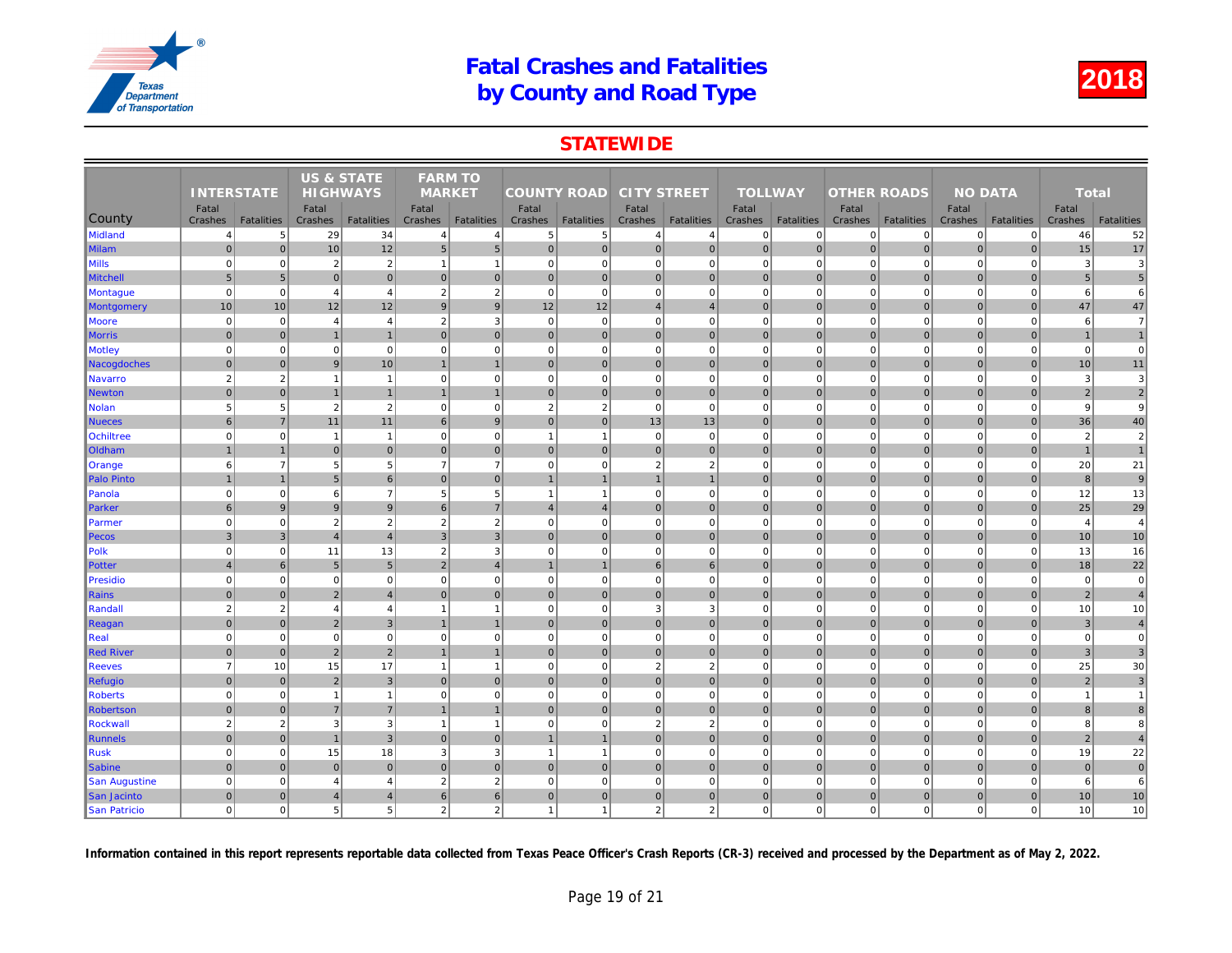# Fatal Crashes and Fatalities by County and Road Type

**2018**

## STATEWIDE

| County | INTERSTATE | | US & STATE HIGHWAYS | | FARM TO MARKET | | COUNTY ROAD | | CITY STREET | | TOLLWAY | | OTHER ROADS | | NO DATA | | Total | |
|---|---|---|---|---|---|---|---|---|---|---|---|---|---|---|---|---|---|---|
| | Fatal Crashes | Fatalities | Fatal Crashes | Fatalities | Fatal Crashes | Fatalities | Fatal Crashes | Fatalities | Fatal Crashes | Fatalities | Fatal Crashes | Fatalities | Fatal Crashes | Fatalities | Fatal Crashes | Fatalities | Fatal Crashes | Fatalities |
| Midland | 4 | 5 | 29 | 34 | 4 | 4 | 5 | 5 | 4 | 4 | 0 | 0 | 0 | 0 | 0 | 0 | 46 | 52 |
| Milam | 0 | 0 | 10 | 12 | 5 | 5 | 0 | 0 | 0 | 0 | 0 | 0 | 0 | 0 | 0 | 0 | 15 | 17 |
| Mills | 0 | 0 | 2 | 2 | 1 | 1 | 0 | 0 | 0 | 0 | 0 | 0 | 0 | 0 | 0 | 0 | 3 | 3 |
| Mitchell | 5 | 5 | 0 | 0 | 0 | 0 | 0 | 0 | 0 | 0 | 0 | 0 | 0 | 0 | 0 | 0 | 5 | 5 |
| Montague | 0 | 0 | 4 | 4 | 2 | 2 | 0 | 0 | 0 | 0 | 0 | 0 | 0 | 0 | 0 | 0 | 6 | 6 |
| Montgomery | 10 | 10 | 12 | 12 | 9 | 9 | 12 | 12 | 4 | 4 | 0 | 0 | 0 | 0 | 0 | 0 | 47 | 47 |
| Moore | 0 | 0 | 4 | 4 | 2 | 3 | 0 | 0 | 0 | 0 | 0 | 0 | 0 | 0 | 0 | 0 | 6 | 7 |
| Morris | 0 | 0 | 1 | 1 | 0 | 0 | 0 | 0 | 0 | 0 | 0 | 0 | 0 | 0 | 0 | 0 | 1 | 1 |
| Motley | 0 | 0 | 0 | 0 | 0 | 0 | 0 | 0 | 0 | 0 | 0 | 0 | 0 | 0 | 0 | 0 | 0 | 0 |
| Nacogdoches | 0 | 0 | 9 | 10 | 1 | 1 | 0 | 0 | 0 | 0 | 0 | 0 | 0 | 0 | 0 | 0 | 10 | 11 |
| Navarro | 2 | 2 | 1 | 1 | 0 | 0 | 0 | 0 | 0 | 0 | 0 | 0 | 0 | 0 | 0 | 0 | 3 | 3 |
| Newton | 0 | 0 | 1 | 1 | 1 | 1 | 0 | 0 | 0 | 0 | 0 | 0 | 0 | 0 | 0 | 0 | 2 | 2 |
| Nolan | 5 | 5 | 2 | 2 | 0 | 0 | 2 | 2 | 0 | 0 | 0 | 0 | 0 | 0 | 0 | 0 | 9 | 9 |
| Nueces | 6 | 7 | 11 | 11 | 6 | 9 | 0 | 0 | 13 | 13 | 0 | 0 | 0 | 0 | 0 | 0 | 36 | 40 |
| Ochiltree | 0 | 0 | 1 | 1 | 0 | 0 | 1 | 1 | 0 | 0 | 0 | 0 | 0 | 0 | 0 | 0 | 2 | 2 |
| Oldham | 1 | 1 | 0 | 0 | 0 | 0 | 0 | 0 | 0 | 0 | 0 | 0 | 0 | 0 | 0 | 0 | 1 | 1 |
| Orange | 6 | 7 | 5 | 5 | 7 | 7 | 0 | 0 | 2 | 2 | 0 | 0 | 0 | 0 | 0 | 0 | 20 | 21 |
| Palo Pinto | 1 | 1 | 5 | 6 | 0 | 0 | 1 | 1 | 1 | 1 | 0 | 0 | 0 | 0 | 0 | 0 | 8 | 9 |
| Panola | 0 | 0 | 6 | 7 | 5 | 5 | 1 | 1 | 0 | 0 | 0 | 0 | 0 | 0 | 0 | 0 | 12 | 13 |
| Parker | 6 | 9 | 9 | 9 | 6 | 7 | 4 | 4 | 0 | 0 | 0 | 0 | 0 | 0 | 0 | 0 | 25 | 29 |
| Parmer | 0 | 0 | 2 | 2 | 2 | 2 | 0 | 0 | 0 | 0 | 0 | 0 | 0 | 0 | 0 | 0 | 4 | 4 |
| Pecos | 3 | 3 | 4 | 4 | 3 | 3 | 0 | 0 | 0 | 0 | 0 | 0 | 0 | 0 | 0 | 0 | 10 | 10 |
| Polk | 0 | 0 | 11 | 13 | 2 | 3 | 0 | 0 | 0 | 0 | 0 | 0 | 0 | 0 | 0 | 0 | 13 | 16 |
| Potter | 4 | 6 | 5 | 5 | 2 | 4 | 1 | 1 | 6 | 6 | 0 | 0 | 0 | 0 | 0 | 0 | 18 | 22 |
| Presidio | 0 | 0 | 0 | 0 | 0 | 0 | 0 | 0 | 0 | 0 | 0 | 0 | 0 | 0 | 0 | 0 | 0 | 0 |
| Rains | 0 | 0 | 2 | 4 | 0 | 0 | 0 | 0 | 0 | 0 | 0 | 0 | 0 | 0 | 0 | 0 | 2 | 4 |
| Randall | 2 | 2 | 4 | 4 | 1 | 1 | 0 | 0 | 3 | 3 | 0 | 0 | 0 | 0 | 0 | 0 | 10 | 10 |
| Reagan | 0 | 0 | 2 | 3 | 1 | 1 | 0 | 0 | 0 | 0 | 0 | 0 | 0 | 0 | 0 | 0 | 3 | 4 |
| Real | 0 | 0 | 0 | 0 | 0 | 0 | 0 | 0 | 0 | 0 | 0 | 0 | 0 | 0 | 0 | 0 | 0 | 0 |
| Red River | 0 | 0 | 2 | 2 | 1 | 1 | 0 | 0 | 0 | 0 | 0 | 0 | 0 | 0 | 0 | 0 | 3 | 3 |
| Reeves | 7 | 10 | 15 | 17 | 1 | 1 | 0 | 0 | 2 | 2 | 0 | 0 | 0 | 0 | 0 | 0 | 25 | 30 |
| Refugio | 0 | 0 | 2 | 3 | 0 | 0 | 0 | 0 | 0 | 0 | 0 | 0 | 0 | 0 | 0 | 0 | 2 | 3 |
| Roberts | 0 | 0 | 1 | 1 | 0 | 0 | 0 | 0 | 0 | 0 | 0 | 0 | 0 | 0 | 0 | 0 | 1 | 1 |
| Robertson | 0 | 0 | 7 | 7 | 1 | 1 | 0 | 0 | 0 | 0 | 0 | 0 | 0 | 0 | 0 | 0 | 8 | 8 |
| Rockwall | 2 | 2 | 3 | 3 | 1 | 1 | 0 | 0 | 2 | 2 | 0 | 0 | 0 | 0 | 0 | 0 | 8 | 8 |
| Runnels | 0 | 0 | 1 | 3 | 0 | 0 | 1 | 1 | 0 | 0 | 0 | 0 | 0 | 0 | 0 | 0 | 2 | 4 |
| Rusk | 0 | 0 | 15 | 18 | 3 | 3 | 1 | 1 | 0 | 0 | 0 | 0 | 0 | 0 | 0 | 0 | 19 | 22 |
| Sabine | 0 | 0 | 0 | 0 | 0 | 0 | 0 | 0 | 0 | 0 | 0 | 0 | 0 | 0 | 0 | 0 | 0 | 0 |
| San Augustine | 0 | 0 | 4 | 4 | 2 | 2 | 0 | 0 | 0 | 0 | 0 | 0 | 0 | 0 | 0 | 0 | 6 | 6 |
| San Jacinto | 0 | 0 | 4 | 4 | 6 | 6 | 0 | 0 | 0 | 0 | 0 | 0 | 0 | 0 | 0 | 0 | 10 | 10 |
| San Patricio | 0 | 0 | 5 | 5 | 2 | 2 | 1 | 1 | 2 | 2 | 0 | 0 | 0 | 0 | 0 | 0 | 10 | 10 |

**Information contained in this report represents reportable data collected from Texas Peace Officer's Crash Reports (CR-3) received and processed by the Department as of May 2, 2022.**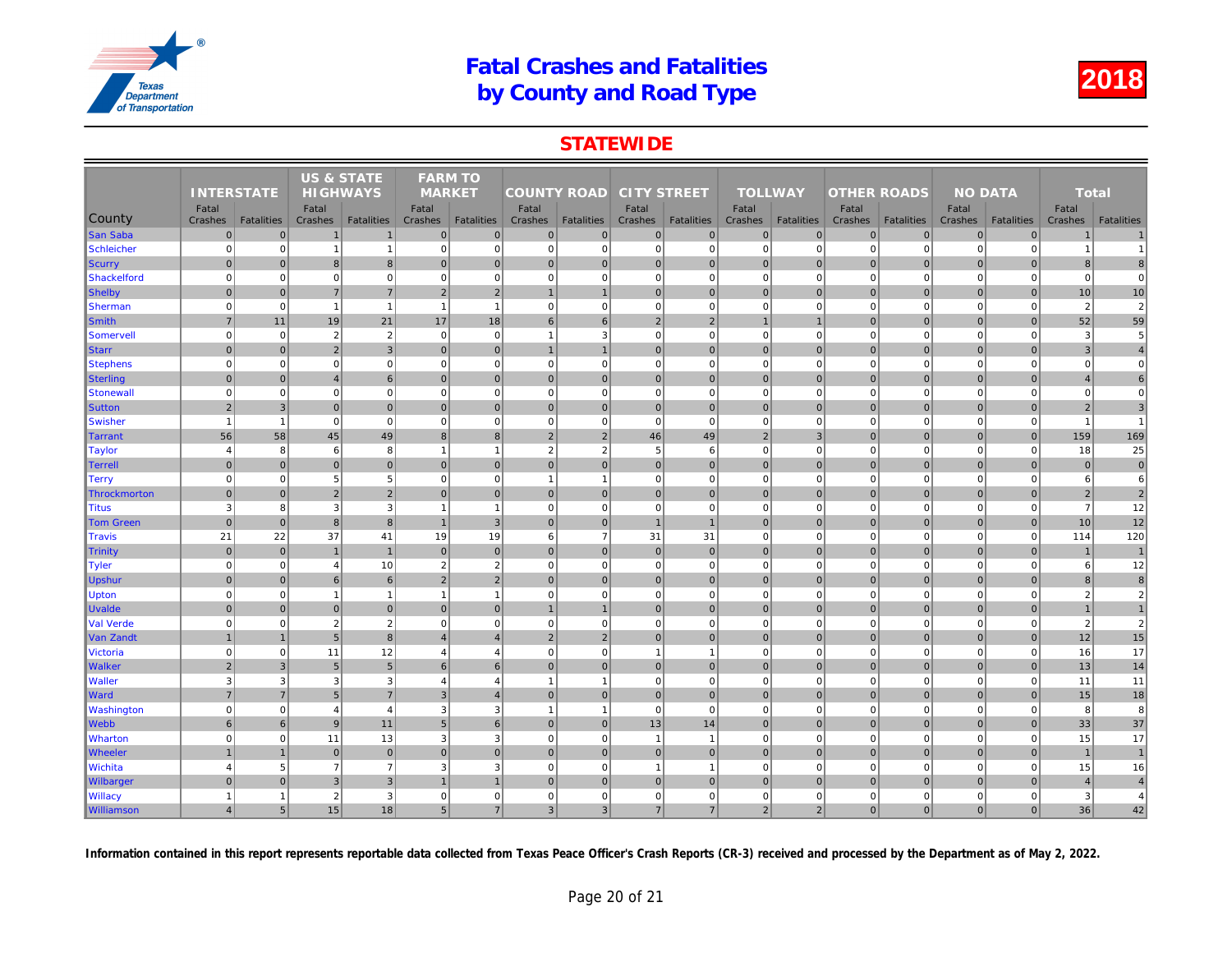# Fatal Crashes and Fatalities by County and Road Type

**2018**

## STATEWIDE

| County | INTERSTATE | | US & STATE HIGHWAYS | | FARM TO MARKET | | COUNTY ROAD | | CITY STREET | | TOLLWAY | | OTHER ROADS | | NO DATA | | Total | |
|---|---|---|---|---|---|---|---|---|---|---|---|---|---|---|---|---|---|---|
| | Fatal Crashes | Fatalities | Fatal Crashes | Fatalities | Fatal Crashes | Fatalities | Fatal Crashes | Fatalities | Fatal Crashes | Fatalities | Fatal Crashes | Fatalities | Fatal Crashes | Fatalities | Fatal Crashes | Fatalities | Fatal Crashes | Fatalities |
| San Saba | 0 | 0 | 1 | 1 | 0 | 0 | 0 | 0 | 0 | 0 | 0 | 0 | 0 | 0 | 0 | 0 | 1 | 1 |
| Schleicher | 0 | 0 | 1 | 1 | 0 | 0 | 0 | 0 | 0 | 0 | 0 | 0 | 0 | 0 | 0 | 0 | 1 | 1 |
| Scurry | 0 | 0 | 8 | 8 | 0 | 0 | 0 | 0 | 0 | 0 | 0 | 0 | 0 | 0 | 0 | 0 | 8 | 8 |
| Shackelford | 0 | 0 | 0 | 0 | 0 | 0 | 0 | 0 | 0 | 0 | 0 | 0 | 0 | 0 | 0 | 0 | 0 | 0 |
| Shelby | 0 | 0 | 7 | 7 | 2 | 2 | 1 | 1 | 0 | 0 | 0 | 0 | 0 | 0 | 0 | 0 | 10 | 10 |
| Sherman | 0 | 0 | 1 | 1 | 1 | 1 | 0 | 0 | 0 | 0 | 0 | 0 | 0 | 0 | 0 | 0 | 2 | 2 |
| Smith | 7 | 11 | 19 | 21 | 17 | 18 | 6 | 6 | 2 | 2 | 1 | 1 | 0 | 0 | 0 | 0 | 52 | 59 |
| Somervell | 0 | 0 | 2 | 2 | 0 | 0 | 1 | 3 | 0 | 0 | 0 | 0 | 0 | 0 | 0 | 0 | 3 | 5 |
| Starr | 0 | 0 | 2 | 3 | 0 | 0 | 1 | 1 | 0 | 0 | 0 | 0 | 0 | 0 | 0 | 0 | 3 | 4 |
| Stephens | 0 | 0 | 0 | 0 | 0 | 0 | 0 | 0 | 0 | 0 | 0 | 0 | 0 | 0 | 0 | 0 | 0 | 0 |
| Sterling | 0 | 0 | 4 | 6 | 0 | 0 | 0 | 0 | 0 | 0 | 0 | 0 | 0 | 0 | 0 | 0 | 4 | 6 |
| Stonewall | 0 | 0 | 0 | 0 | 0 | 0 | 0 | 0 | 0 | 0 | 0 | 0 | 0 | 0 | 0 | 0 | 0 | 0 |
| Sutton | 2 | 3 | 0 | 0 | 0 | 0 | 0 | 0 | 0 | 0 | 0 | 0 | 0 | 0 | 0 | 0 | 2 | 3 |
| Swisher | 1 | 1 | 0 | 0 | 0 | 0 | 0 | 0 | 0 | 0 | 0 | 0 | 0 | 0 | 0 | 0 | 1 | 1 |
| Tarrant | 56 | 58 | 45 | 49 | 8 | 8 | 2 | 2 | 46 | 49 | 2 | 3 | 0 | 0 | 0 | 0 | 159 | 169 |
| Taylor | 4 | 8 | 6 | 8 | 1 | 1 | 2 | 2 | 5 | 6 | 0 | 0 | 0 | 0 | 0 | 0 | 18 | 25 |
| Terrell | 0 | 0 | 0 | 0 | 0 | 0 | 0 | 0 | 0 | 0 | 0 | 0 | 0 | 0 | 0 | 0 | 0 | 0 |
| Terry | 0 | 0 | 5 | 5 | 0 | 0 | 1 | 1 | 0 | 0 | 0 | 0 | 0 | 0 | 0 | 0 | 6 | 6 |
| Throckmorton | 0 | 0 | 2 | 2 | 0 | 0 | 0 | 0 | 0 | 0 | 0 | 0 | 0 | 0 | 0 | 0 | 2 | 2 |
| Titus | 3 | 8 | 3 | 3 | 1 | 1 | 0 | 0 | 0 | 0 | 0 | 0 | 0 | 0 | 0 | 0 | 7 | 12 |
| Tom Green | 0 | 0 | 8 | 8 | 1 | 3 | 0 | 0 | 1 | 1 | 0 | 0 | 0 | 0 | 0 | 0 | 10 | 12 |
| Travis | 21 | 22 | 37 | 41 | 19 | 19 | 6 | 7 | 31 | 31 | 0 | 0 | 0 | 0 | 0 | 0 | 114 | 120 |
| Trinity | 0 | 0 | 1 | 1 | 0 | 0 | 0 | 0 | 0 | 0 | 0 | 0 | 0 | 0 | 0 | 0 | 1 | 1 |
| Tyler | 0 | 0 | 4 | 10 | 2 | 2 | 0 | 0 | 0 | 0 | 0 | 0 | 0 | 0 | 0 | 0 | 6 | 12 |
| Upshur | 0 | 0 | 6 | 6 | 2 | 2 | 0 | 0 | 0 | 0 | 0 | 0 | 0 | 0 | 0 | 0 | 8 | 8 |
| Upton | 0 | 0 | 1 | 1 | 1 | 1 | 0 | 0 | 0 | 0 | 0 | 0 | 0 | 0 | 0 | 0 | 2 | 2 |
| Uvalde | 0 | 0 | 0 | 0 | 0 | 0 | 1 | 1 | 0 | 0 | 0 | 0 | 0 | 0 | 0 | 0 | 1 | 1 |
| Val Verde | 0 | 0 | 2 | 2 | 0 | 0 | 0 | 0 | 0 | 0 | 0 | 0 | 0 | 0 | 0 | 0 | 2 | 2 |
| Van Zandt | 1 | 1 | 5 | 8 | 4 | 4 | 2 | 2 | 0 | 0 | 0 | 0 | 0 | 0 | 0 | 0 | 12 | 15 |
| Victoria | 0 | 0 | 11 | 12 | 4 | 4 | 0 | 0 | 1 | 1 | 0 | 0 | 0 | 0 | 0 | 0 | 16 | 17 |
| Walker | 2 | 3 | 5 | 5 | 6 | 6 | 0 | 0 | 0 | 0 | 0 | 0 | 0 | 0 | 0 | 0 | 13 | 14 |
| Waller | 3 | 3 | 3 | 3 | 4 | 4 | 1 | 1 | 0 | 0 | 0 | 0 | 0 | 0 | 0 | 0 | 11 | 11 |
| Ward | 7 | 7 | 5 | 7 | 3 | 4 | 0 | 0 | 0 | 0 | 0 | 0 | 0 | 0 | 0 | 0 | 15 | 18 |
| Washington | 0 | 0 | 4 | 4 | 3 | 3 | 1 | 1 | 0 | 0 | 0 | 0 | 0 | 0 | 0 | 0 | 8 | 8 |
| Webb | 6 | 6 | 9 | 11 | 5 | 6 | 0 | 0 | 13 | 14 | 0 | 0 | 0 | 0 | 0 | 0 | 33 | 37 |
| Wharton | 0 | 0 | 11 | 13 | 3 | 3 | 0 | 0 | 1 | 1 | 0 | 0 | 0 | 0 | 0 | 0 | 15 | 17 |
| Wheeler | 1 | 1 | 0 | 0 | 0 | 0 | 0 | 0 | 0 | 0 | 0 | 0 | 0 | 0 | 0 | 0 | 1 | 1 |
| Wichita | 4 | 5 | 7 | 7 | 3 | 3 | 0 | 0 | 1 | 1 | 0 | 0 | 0 | 0 | 0 | 0 | 15 | 16 |
| Wilbarger | 0 | 0 | 3 | 3 | 1 | 1 | 0 | 0 | 0 | 0 | 0 | 0 | 0 | 0 | 0 | 0 | 4 | 4 |
| Willacy | 1 | 1 | 2 | 3 | 0 | 0 | 0 | 0 | 0 | 0 | 0 | 0 | 0 | 0 | 0 | 0 | 3 | 4 |
| Williamson | 4 | 5 | 15 | 18 | 5 | 7 | 3 | 3 | 7 | 7 | 2 | 2 | 0 | 0 | 0 | 0 | 36 | 42 |

**Information contained in this report represents reportable data collected from Texas Peace Officer's Crash Reports (CR-3) received and processed by the Department as of May 2, 2022.**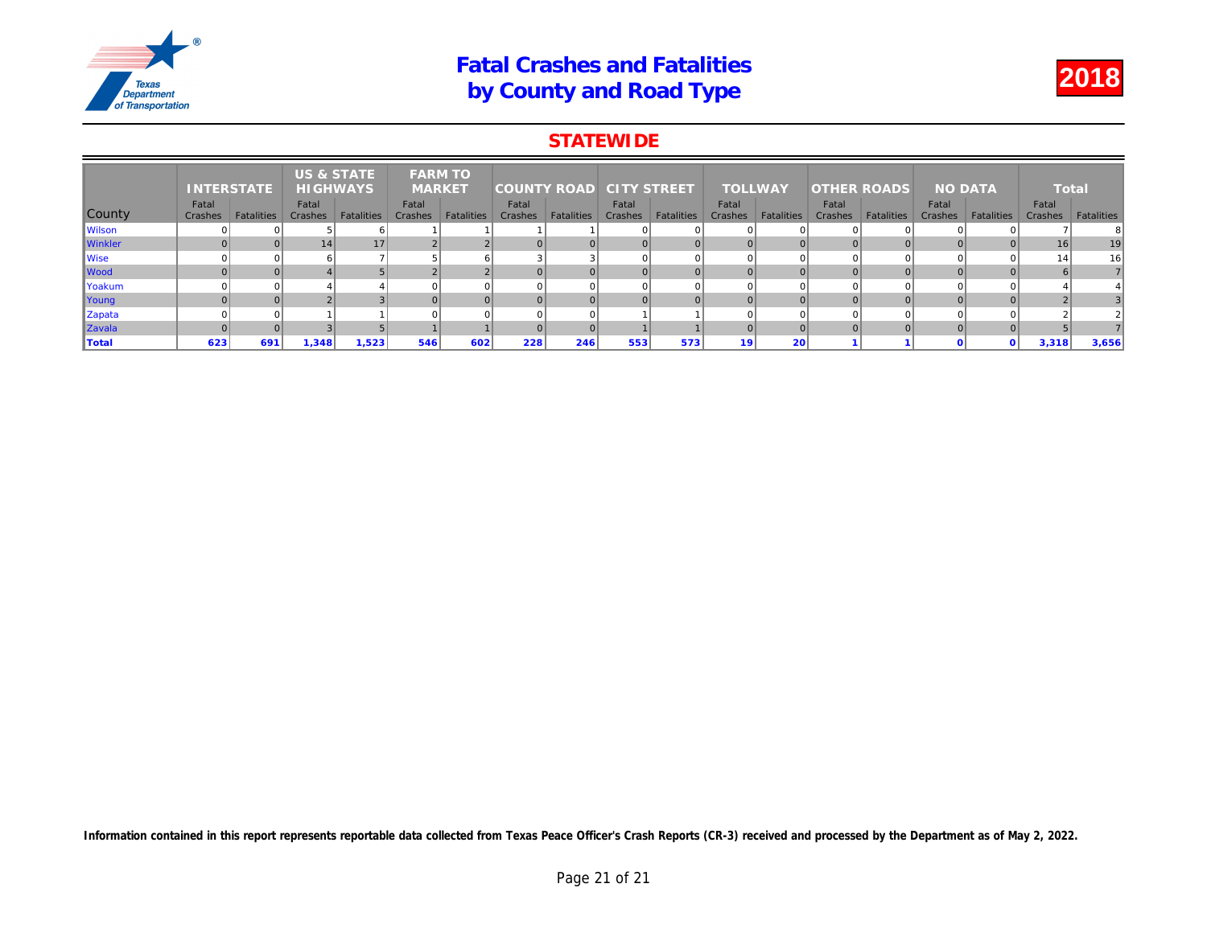# Fatal Crashes and Fatalities by County and Road Type

**2018**

## STATEWIDE

| County | INTERSTATE | | US & STATE HIGHWAYS | | FARM TO MARKET | | COUNTY ROAD | | CITY STREET | | TOLLWAY | | OTHER ROADS | | NO DATA | | Total | |
|---|---|---|---|---|---|---|---|---|---|---|---|---|---|---|---|---|---|---|
| | Fatal Crashes | Fatalities | Fatal Crashes | Fatalities | Fatal Crashes | Fatalities | Fatal Crashes | Fatalities | Fatal Crashes | Fatalities | Fatal Crashes | Fatalities | Fatal Crashes | Fatalities | Fatal Crashes | Fatalities | Fatal Crashes | Fatalities |
| Wilson | 0 | 0 | 5 | 6 | 1 | 1 | 1 | 1 | 0 | 0 | 0 | 0 | 0 | 0 | 0 | 0 | 7 | 8 |
| Winkler | 0 | 0 | 14 | 17 | 2 | 2 | 0 | 0 | 0 | 0 | 0 | 0 | 0 | 0 | 0 | 0 | 16 | 19 |
| Wise | 0 | 0 | 6 | 7 | 5 | 6 | 3 | 3 | 0 | 0 | 0 | 0 | 0 | 0 | 0 | 0 | 14 | 16 |
| Wood | 0 | 0 | 4 | 5 | 2 | 2 | 0 | 0 | 0 | 0 | 0 | 0 | 0 | 0 | 0 | 0 | 6 | 7 |
| Yoakum | 0 | 0 | 4 | 4 | 0 | 0 | 0 | 0 | 0 | 0 | 0 | 0 | 0 | 0 | 0 | 0 | 4 | 4 |
| Young | 0 | 0 | 2 | 3 | 0 | 0 | 0 | 0 | 0 | 0 | 0 | 0 | 0 | 0 | 0 | 0 | 2 | 3 |
| Zapata | 0 | 0 | 1 | 1 | 0 | 0 | 0 | 0 | 1 | 1 | 0 | 0 | 0 | 0 | 0 | 0 | 2 | 2 |
| Zavala | 0 | 0 | 3 | 5 | 1 | 1 | 0 | 0 | 1 | 1 | 0 | 0 | 0 | 0 | 0 | 0 | 5 | 7 |
| **Total** | **623** | **691** | **1,348** | **1,523** | **546** | **602** | **228** | **246** | **553** | **573** | **19** | **20** | **1** | **1** | **0** | **0** | **3,318** | **3,656** |

**Information contained in this report represents reportable data collected from Texas Peace Officer's Crash Reports (CR-3) received and processed by the Department as of May 2, 2022.**